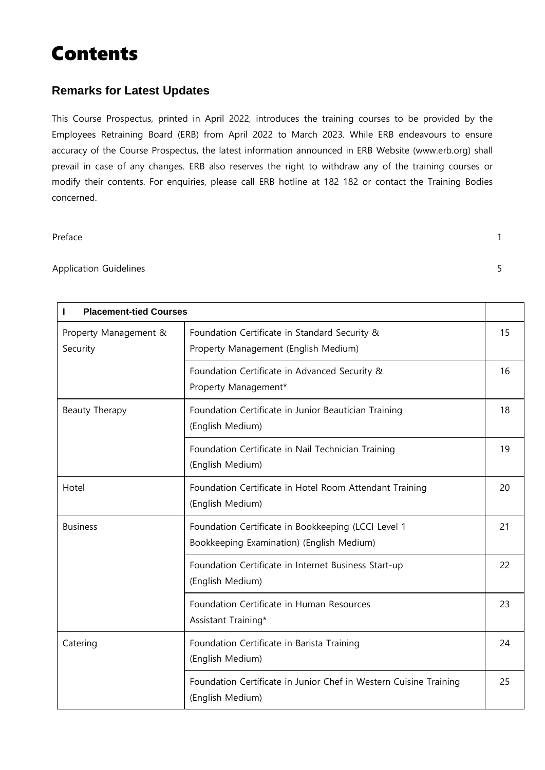# Contents

## Remarks for Latest Updates

This Course Prospectus, printed in April 2022, introduces the training courses to be provided by the Employees Retraining Board (ERB) from April 2022 to March 2023. While ERB endeavours to ensure accuracy of the Course Prospectus, the latest information announced in ERB Website (www.erb.org) shall prevail in case of any changes. ERB also reserves the right to withdraw any of the training courses or modify their contents. For enquiries, please call ERB hotline at 182 182 or contact the Training Bodies concerned.

Preface 1

Application Guidelines 5

| **I Placement-tied Courses** | | |
|---|---|---|
| Property Management & Security | Foundation Certificate in Standard Security & Property Management (English Medium) | 15 |
| | Foundation Certificate in Advanced Security & Property Management* | 16 |
| Beauty Therapy | Foundation Certificate in Junior Beautician Training (English Medium) | 18 |
| | Foundation Certificate in Nail Technician Training (English Medium) | 19 |
| Hotel | Foundation Certificate in Hotel Room Attendant Training (English Medium) | 20 |
| Business | Foundation Certificate in Bookkeeping (LCCI Level 1 Bookkeeping Examination) (English Medium) | 21 |
| | Foundation Certificate in Internet Business Start-up (English Medium) | 22 |
| | Foundation Certificate in Human Resources Assistant Training* | 23 |
| Catering | Foundation Certificate in Barista Training (English Medium) | 24 |
| | Foundation Certificate in Junior Chef in Western Cuisine Training (English Medium) | 25 |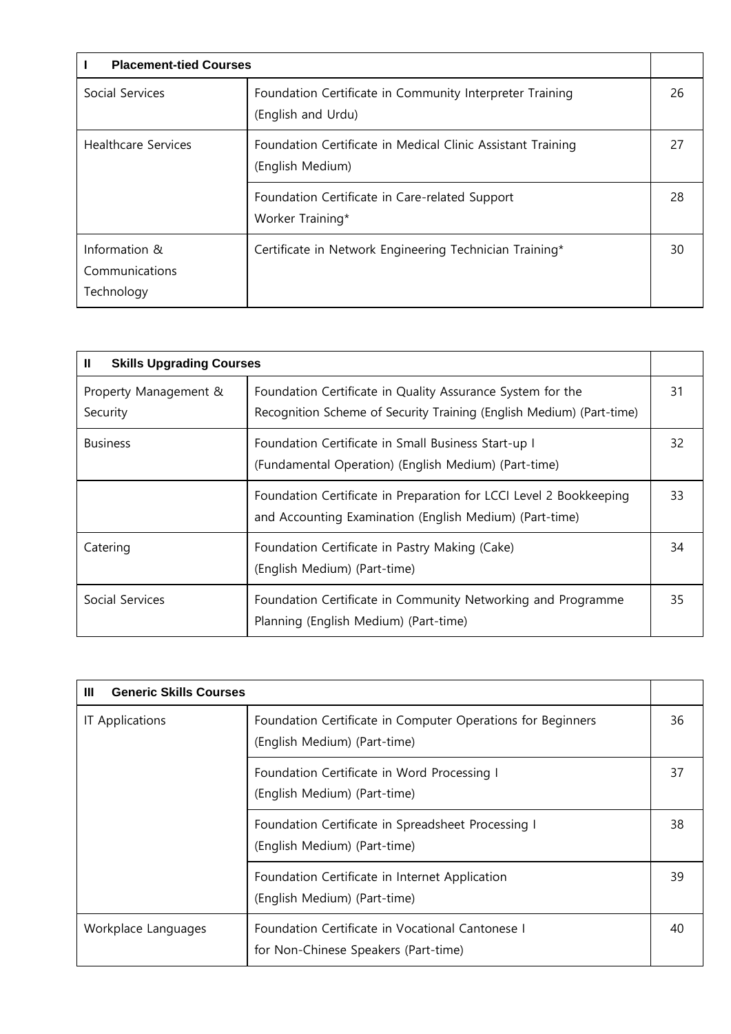| I Placement-tied Courses | | |
|---|---|---|
| Social Services | Foundation Certificate in Community Interpreter Training (English and Urdu) | 26 |
| Healthcare Services | Foundation Certificate in Medical Clinic Assistant Training (English Medium) | 27 |
| | Foundation Certificate in Care-related Support Worker Training* | 28 |
| Information & Communications Technology | Certificate in Network Engineering Technician Training* | 30 |

| II Skills Upgrading Courses | | |
|---|---|---|
| Property Management & Security | Foundation Certificate in Quality Assurance System for the Recognition Scheme of Security Training (English Medium) (Part-time) | 31 |
| Business | Foundation Certificate in Small Business Start-up I (Fundamental Operation) (English Medium) (Part-time) | 32 |
| | Foundation Certificate in Preparation for LCCI Level 2 Bookkeeping and Accounting Examination (English Medium) (Part-time) | 33 |
| Catering | Foundation Certificate in Pastry Making (Cake) (English Medium) (Part-time) | 34 |
| Social Services | Foundation Certificate in Community Networking and Programme Planning (English Medium) (Part-time) | 35 |

| III Generic Skills Courses | | |
|---|---|---|
| IT Applications | Foundation Certificate in Computer Operations for Beginners (English Medium) (Part-time) | 36 |
| | Foundation Certificate in Word Processing I (English Medium) (Part-time) | 37 |
| | Foundation Certificate in Spreadsheet Processing I (English Medium) (Part-time) | 38 |
| | Foundation Certificate in Internet Application (English Medium) (Part-time) | 39 |
| Workplace Languages | Foundation Certificate in Vocational Cantonese I for Non-Chinese Speakers (Part-time) | 40 |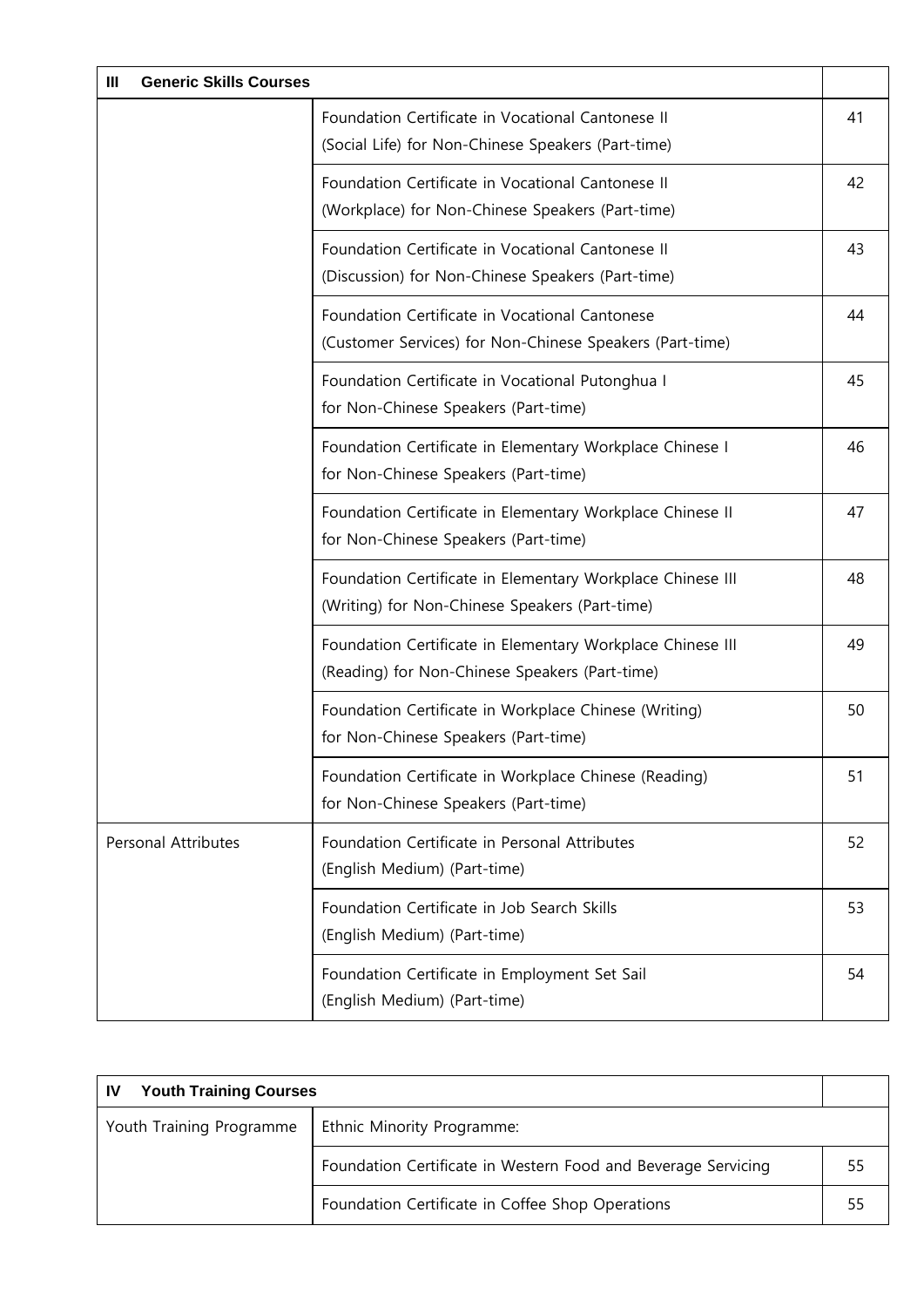| III Generic Skills Courses | | |
|---|---|---|
| | Foundation Certificate in Vocational Cantonese II (Social Life) for Non-Chinese Speakers (Part-time) | 41 |
| | Foundation Certificate in Vocational Cantonese II (Workplace) for Non-Chinese Speakers (Part-time) | 42 |
| | Foundation Certificate in Vocational Cantonese II (Discussion) for Non-Chinese Speakers (Part-time) | 43 |
| | Foundation Certificate in Vocational Cantonese (Customer Services) for Non-Chinese Speakers (Part-time) | 44 |
| | Foundation Certificate in Vocational Putonghua I for Non-Chinese Speakers (Part-time) | 45 |
| | Foundation Certificate in Elementary Workplace Chinese I for Non-Chinese Speakers (Part-time) | 46 |
| | Foundation Certificate in Elementary Workplace Chinese II for Non-Chinese Speakers (Part-time) | 47 |
| | Foundation Certificate in Elementary Workplace Chinese III (Writing) for Non-Chinese Speakers (Part-time) | 48 |
| | Foundation Certificate in Elementary Workplace Chinese III (Reading) for Non-Chinese Speakers (Part-time) | 49 |
| | Foundation Certificate in Workplace Chinese (Writing) for Non-Chinese Speakers (Part-time) | 50 |
| | Foundation Certificate in Workplace Chinese (Reading) for Non-Chinese Speakers (Part-time) | 51 |
| Personal Attributes | Foundation Certificate in Personal Attributes (English Medium) (Part-time) | 52 |
| | Foundation Certificate in Job Search Skills (English Medium) (Part-time) | 53 |
| | Foundation Certificate in Employment Set Sail (English Medium) (Part-time) | 54 |

| IV Youth Training Courses | | |
|---|---|---|
| Youth Training Programme | Ethnic Minority Programme: | |
| | Foundation Certificate in Western Food and Beverage Servicing | 55 |
| | Foundation Certificate in Coffee Shop Operations | 55 |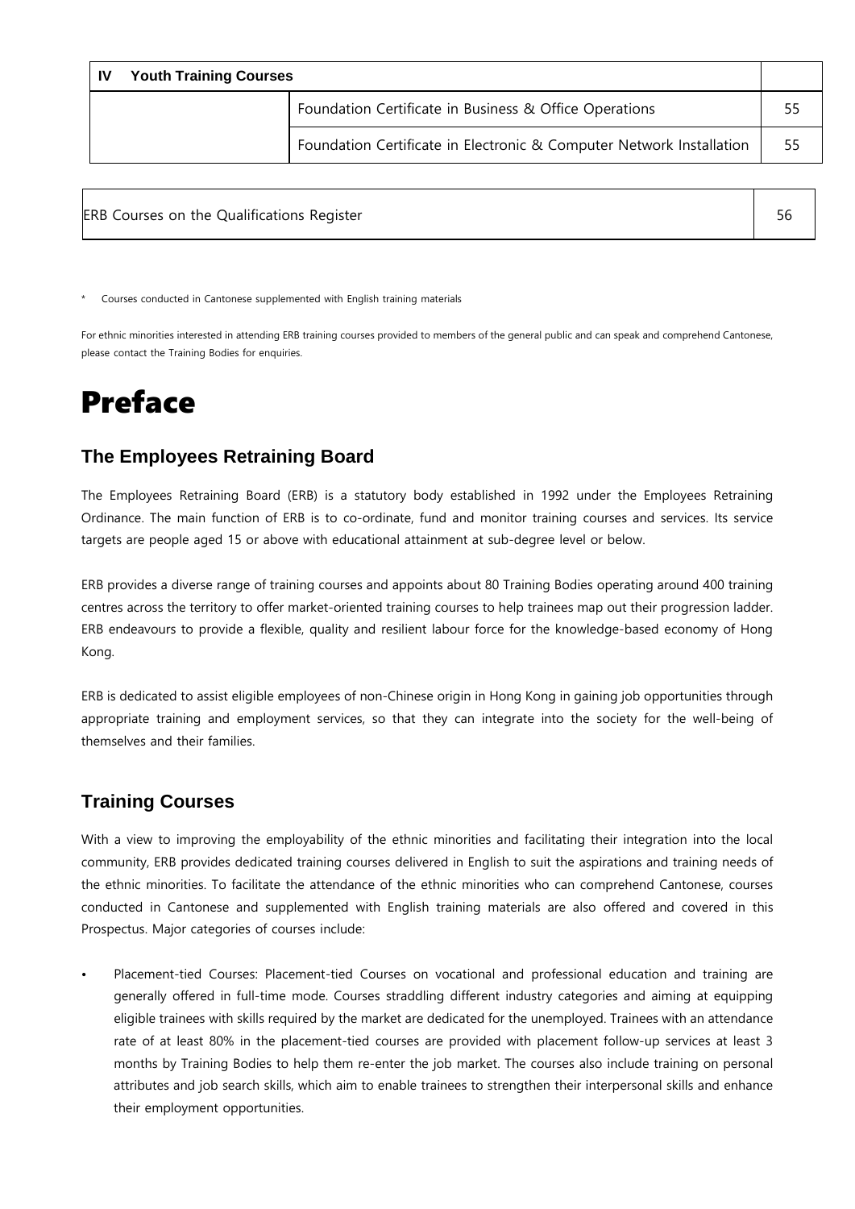| IV Youth Training Courses | | |
| --- | --- | --- |
| | Foundation Certificate in Business & Office Operations | 55 |
| | Foundation Certificate in Electronic & Computer Network Installation | 55 |

| ERB Courses on the Qualifications Register | 56 |
| --- | --- |

\* Courses conducted in Cantonese supplemented with English training materials

For ethnic minorities interested in attending ERB training courses provided to members of the general public and can speak and comprehend Cantonese, please contact the Training Bodies for enquiries.

# Preface

## The Employees Retraining Board

The Employees Retraining Board (ERB) is a statutory body established in 1992 under the Employees Retraining Ordinance. The main function of ERB is to co-ordinate, fund and monitor training courses and services. Its service targets are people aged 15 or above with educational attainment at sub-degree level or below.

ERB provides a diverse range of training courses and appoints about 80 Training Bodies operating around 400 training centres across the territory to offer market-oriented training courses to help trainees map out their progression ladder. ERB endeavours to provide a flexible, quality and resilient labour force for the knowledge-based economy of Hong Kong.

ERB is dedicated to assist eligible employees of non-Chinese origin in Hong Kong in gaining job opportunities through appropriate training and employment services, so that they can integrate into the society for the well-being of themselves and their families.

## Training Courses

With a view to improving the employability of the ethnic minorities and facilitating their integration into the local community, ERB provides dedicated training courses delivered in English to suit the aspirations and training needs of the ethnic minorities. To facilitate the attendance of the ethnic minorities who can comprehend Cantonese, courses conducted in Cantonese and supplemented with English training materials are also offered and covered in this Prospectus. Major categories of courses include:

- Placement-tied Courses: Placement-tied Courses on vocational and professional education and training are generally offered in full-time mode. Courses straddling different industry categories and aiming at equipping eligible trainees with skills required by the market are dedicated for the unemployed. Trainees with an attendance rate of at least 80% in the placement-tied courses are provided with placement follow-up services at least 3 months by Training Bodies to help them re-enter the job market. The courses also include training on personal attributes and job search skills, which aim to enable trainees to strengthen their interpersonal skills and enhance their employment opportunities.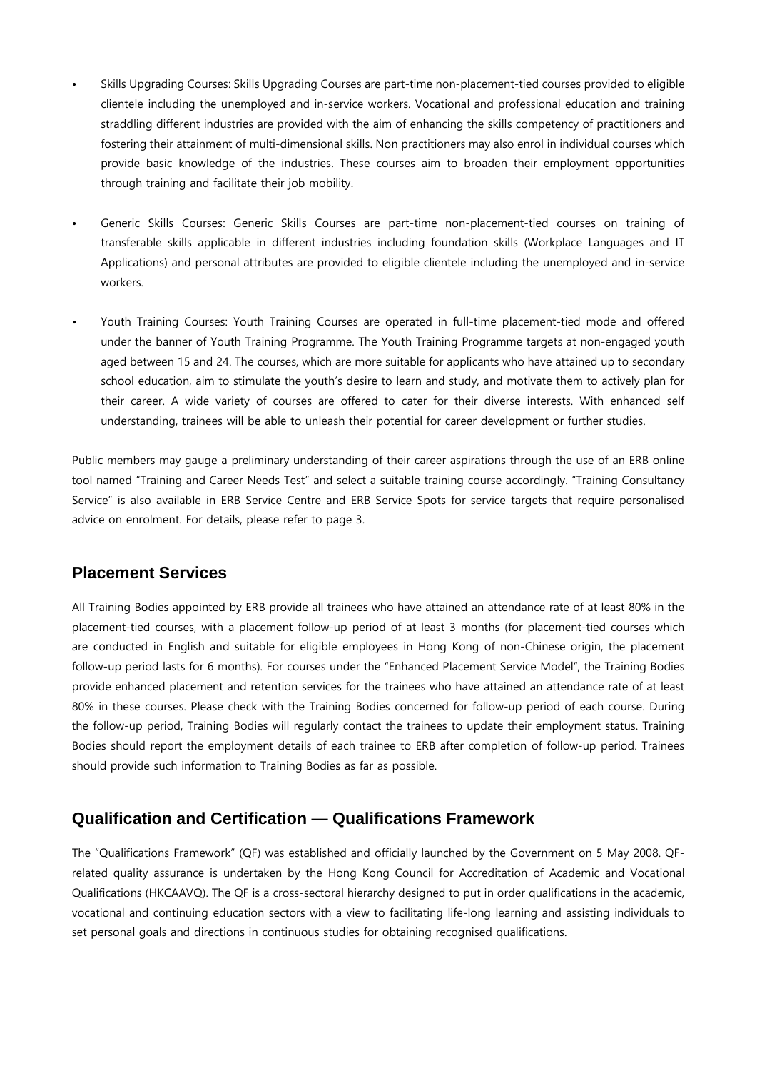- Skills Upgrading Courses: Skills Upgrading Courses are part-time non-placement-tied courses provided to eligible clientele including the unemployed and in-service workers. Vocational and professional education and training straddling different industries are provided with the aim of enhancing the skills competency of practitioners and fostering their attainment of multi-dimensional skills. Non practitioners may also enrol in individual courses which provide basic knowledge of the industries. These courses aim to broaden their employment opportunities through training and facilitate their job mobility.

- Generic Skills Courses: Generic Skills Courses are part-time non-placement-tied courses on training of transferable skills applicable in different industries including foundation skills (Workplace Languages and IT Applications) and personal attributes are provided to eligible clientele including the unemployed and in-service workers.

- Youth Training Courses: Youth Training Courses are operated in full-time placement-tied mode and offered under the banner of Youth Training Programme. The Youth Training Programme targets at non-engaged youth aged between 15 and 24. The courses, which are more suitable for applicants who have attained up to secondary school education, aim to stimulate the youth's desire to learn and study, and motivate them to actively plan for their career. A wide variety of courses are offered to cater for their diverse interests. With enhanced self understanding, trainees will be able to unleash their potential for career development or further studies.

Public members may gauge a preliminary understanding of their career aspirations through the use of an ERB online tool named "Training and Career Needs Test" and select a suitable training course accordingly. "Training Consultancy Service" is also available in ERB Service Centre and ERB Service Spots for service targets that require personalised advice on enrolment. For details, please refer to page 3.

## Placement Services

All Training Bodies appointed by ERB provide all trainees who have attained an attendance rate of at least 80% in the placement-tied courses, with a placement follow-up period of at least 3 months (for placement-tied courses which are conducted in English and suitable for eligible employees in Hong Kong of non-Chinese origin, the placement follow-up period lasts for 6 months). For courses under the "Enhanced Placement Service Model", the Training Bodies provide enhanced placement and retention services for the trainees who have attained an attendance rate of at least 80% in these courses. Please check with the Training Bodies concerned for follow-up period of each course. During the follow-up period, Training Bodies will regularly contact the trainees to update their employment status. Training Bodies should report the employment details of each trainee to ERB after completion of follow-up period. Trainees should provide such information to Training Bodies as far as possible.

## Qualification and Certification — Qualifications Framework

The "Qualifications Framework" (QF) was established and officially launched by the Government on 5 May 2008. QF-related quality assurance is undertaken by the Hong Kong Council for Accreditation of Academic and Vocational Qualifications (HKCAAVQ). The QF is a cross-sectoral hierarchy designed to put in order qualifications in the academic, vocational and continuing education sectors with a view to facilitating life-long learning and assisting individuals to set personal goals and directions in continuous studies for obtaining recognised qualifications.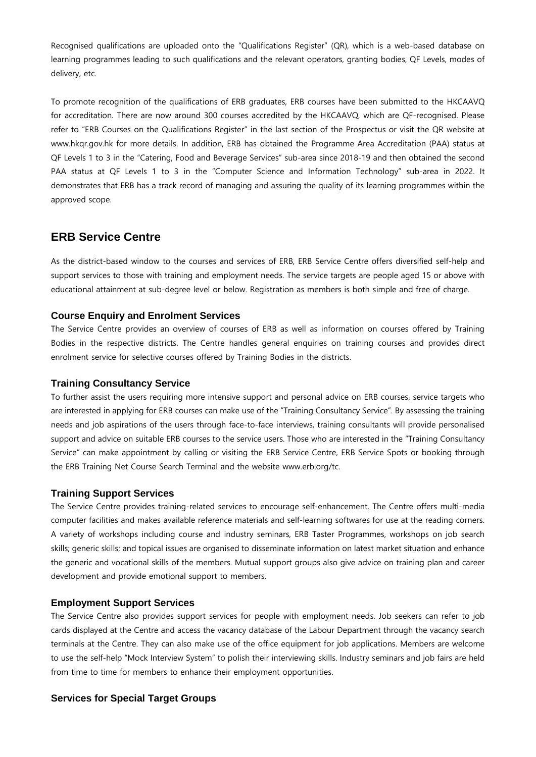Recognised qualifications are uploaded onto the "Qualifications Register" (QR), which is a web-based database on learning programmes leading to such qualifications and the relevant operators, granting bodies, QF Levels, modes of delivery, etc.

To promote recognition of the qualifications of ERB graduates, ERB courses have been submitted to the HKCAAVQ for accreditation. There are now around 300 courses accredited by the HKCAAVQ, which are QF-recognised. Please refer to "ERB Courses on the Qualifications Register" in the last section of the Prospectus or visit the QR website at www.hkqr.gov.hk for more details. In addition, ERB has obtained the Programme Area Accreditation (PAA) status at QF Levels 1 to 3 in the "Catering, Food and Beverage Services" sub-area since 2018-19 and then obtained the second PAA status at QF Levels 1 to 3 in the "Computer Science and Information Technology" sub-area in 2022. It demonstrates that ERB has a track record of managing and assuring the quality of its learning programmes within the approved scope.

## ERB Service Centre

As the district-based window to the courses and services of ERB, ERB Service Centre offers diversified self-help and support services to those with training and employment needs. The service targets are people aged 15 or above with educational attainment at sub-degree level or below. Registration as members is both simple and free of charge.

### Course Enquiry and Enrolment Services

The Service Centre provides an overview of courses of ERB as well as information on courses offered by Training Bodies in the respective districts. The Centre handles general enquiries on training courses and provides direct enrolment service for selective courses offered by Training Bodies in the districts.

### Training Consultancy Service

To further assist the users requiring more intensive support and personal advice on ERB courses, service targets who are interested in applying for ERB courses can make use of the "Training Consultancy Service". By assessing the training needs and job aspirations of the users through face-to-face interviews, training consultants will provide personalised support and advice on suitable ERB courses to the service users. Those who are interested in the "Training Consultancy Service" can make appointment by calling or visiting the ERB Service Centre, ERB Service Spots or booking through the ERB Training Net Course Search Terminal and the website www.erb.org/tc.

### Training Support Services

The Service Centre provides training-related services to encourage self-enhancement. The Centre offers multi-media computer facilities and makes available reference materials and self-learning softwares for use at the reading corners. A variety of workshops including course and industry seminars, ERB Taster Programmes, workshops on job search skills; generic skills; and topical issues are organised to disseminate information on latest market situation and enhance the generic and vocational skills of the members. Mutual support groups also give advice on training plan and career development and provide emotional support to members.

### Employment Support Services

The Service Centre also provides support services for people with employment needs. Job seekers can refer to job cards displayed at the Centre and access the vacancy database of the Labour Department through the vacancy search terminals at the Centre. They can also make use of the office equipment for job applications. Members are welcome to use the self-help "Mock Interview System" to polish their interviewing skills. Industry seminars and job fairs are held from time to time for members to enhance their employment opportunities.

### Services for Special Target Groups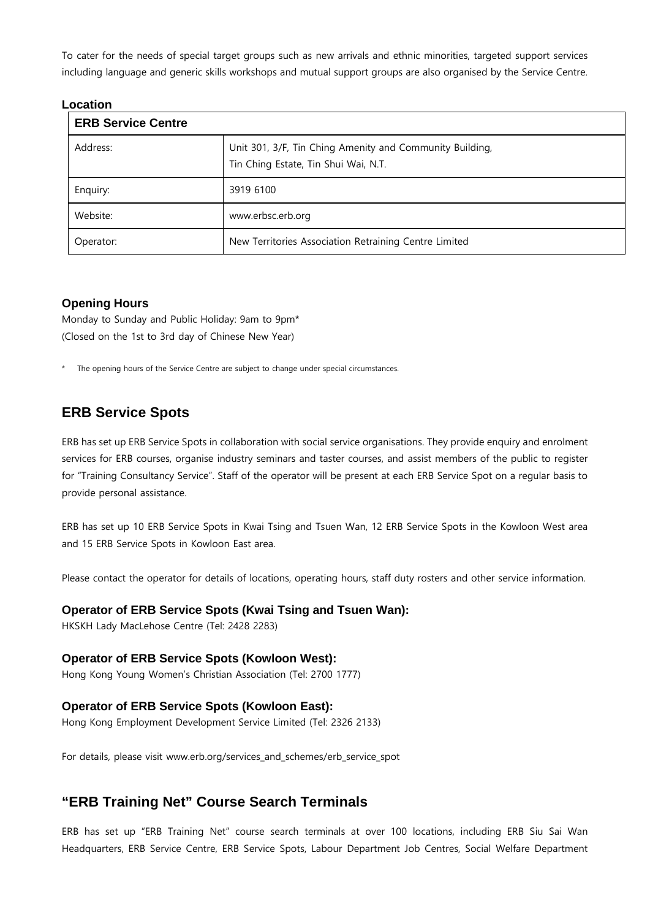To cater for the needs of special target groups such as new arrivals and ethnic minorities, targeted support services including language and generic skills workshops and mutual support groups are also organised by the Service Centre.

**Location**

| **ERB Service Centre** | |
|---|---|
| Address: | Unit 301, 3/F, Tin Ching Amenity and Community Building, Tin Ching Estate, Tin Shui Wai, N.T. |
| Enquiry: | 3919 6100 |
| Website: | www.erbsc.erb.org |
| Operator: | New Territories Association Retraining Centre Limited |

**Opening Hours**

Monday to Sunday and Public Holiday: 9am to 9pm*
(Closed on the 1st to 3rd day of Chinese New Year)

\* The opening hours of the Service Centre are subject to change under special circumstances.

## ERB Service Spots

ERB has set up ERB Service Spots in collaboration with social service organisations. They provide enquiry and enrolment services for ERB courses, organise industry seminars and taster courses, and assist members of the public to register for "Training Consultancy Service". Staff of the operator will be present at each ERB Service Spot on a regular basis to provide personal assistance.

ERB has set up 10 ERB Service Spots in Kwai Tsing and Tsuen Wan, 12 ERB Service Spots in the Kowloon West area and 15 ERB Service Spots in Kowloon East area.

Please contact the operator for details of locations, operating hours, staff duty rosters and other service information.

**Operator of ERB Service Spots (Kwai Tsing and Tsuen Wan):**
HKSKH Lady MacLehose Centre (Tel: 2428 2283)

**Operator of ERB Service Spots (Kowloon West):**
Hong Kong Young Women's Christian Association (Tel: 2700 1777)

**Operator of ERB Service Spots (Kowloon East):**
Hong Kong Employment Development Service Limited (Tel: 2326 2133)

For details, please visit www.erb.org/services_and_schemes/erb_service_spot

## "ERB Training Net" Course Search Terminals

ERB has set up "ERB Training Net" course search terminals at over 100 locations, including ERB Siu Sai Wan Headquarters, ERB Service Centre, ERB Service Spots, Labour Department Job Centres, Social Welfare Department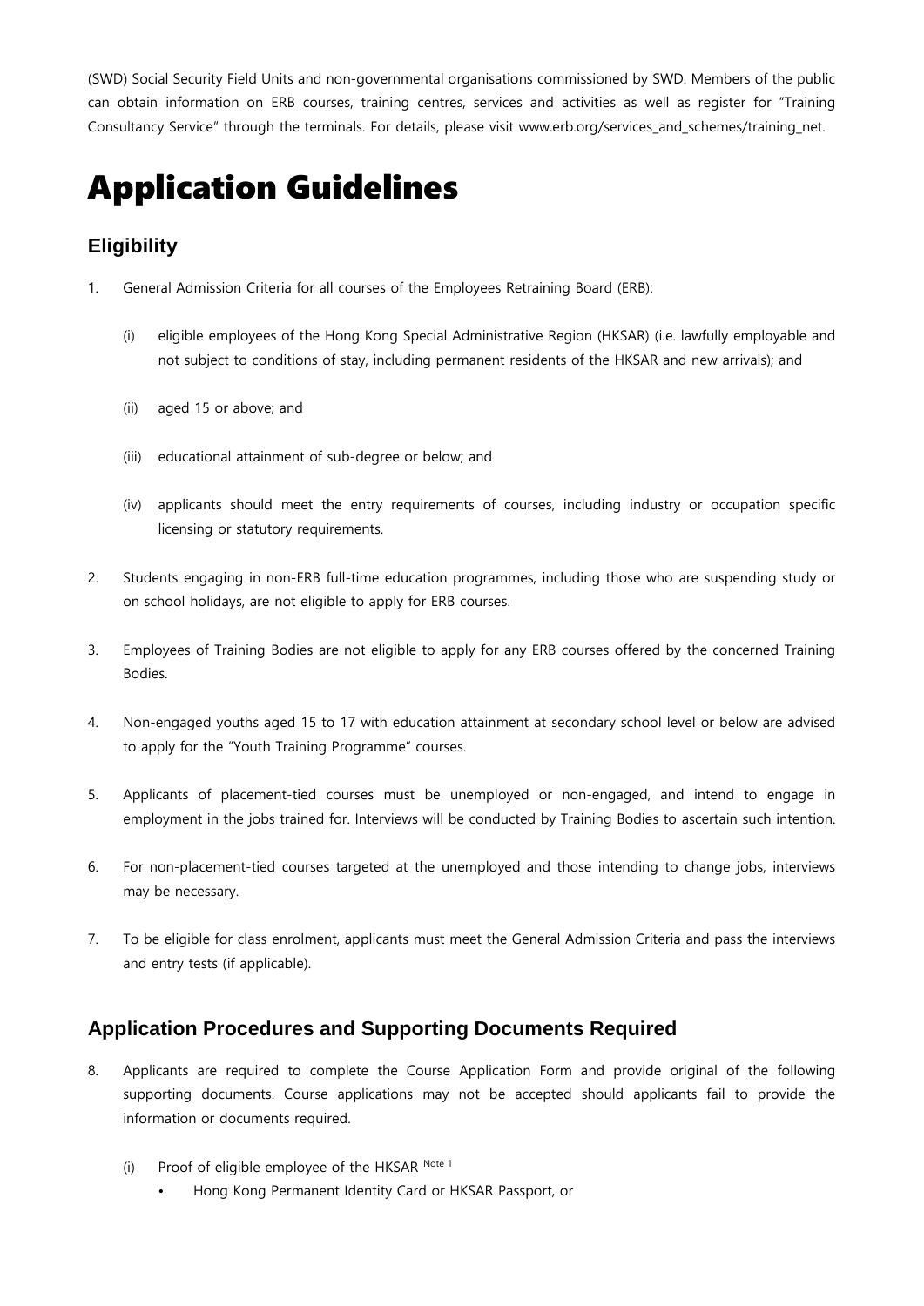(SWD) Social Security Field Units and non-governmental organisations commissioned by SWD. Members of the public can obtain information on ERB courses, training centres, services and activities as well as register for "Training Consultancy Service" through the terminals. For details, please visit www.erb.org/services_and_schemes/training_net.

# Application Guidelines

## Eligibility

1. General Admission Criteria for all courses of the Employees Retraining Board (ERB):

   (i) eligible employees of the Hong Kong Special Administrative Region (HKSAR) (i.e. lawfully employable and not subject to conditions of stay, including permanent residents of the HKSAR and new arrivals); and

   (ii) aged 15 or above; and

   (iii) educational attainment of sub-degree or below; and

   (iv) applicants should meet the entry requirements of courses, including industry or occupation specific licensing or statutory requirements.

2. Students engaging in non-ERB full-time education programmes, including those who are suspending study or on school holidays, are not eligible to apply for ERB courses.

3. Employees of Training Bodies are not eligible to apply for any ERB courses offered by the concerned Training Bodies.

4. Non-engaged youths aged 15 to 17 with education attainment at secondary school level or below are advised to apply for the "Youth Training Programme" courses.

5. Applicants of placement-tied courses must be unemployed or non-engaged, and intend to engage in employment in the jobs trained for. Interviews will be conducted by Training Bodies to ascertain such intention.

6. For non-placement-tied courses targeted at the unemployed and those intending to change jobs, interviews may be necessary.

7. To be eligible for class enrolment, applicants must meet the General Admission Criteria and pass the interviews and entry tests (if applicable).

## Application Procedures and Supporting Documents Required

8. Applicants are required to complete the Course Application Form and provide original of the following supporting documents. Course applications may not be accepted should applicants fail to provide the information or documents required.

   (i) Proof of eligible employee of the HKSAR [Note 1]

   - Hong Kong Permanent Identity Card or HKSAR Passport, or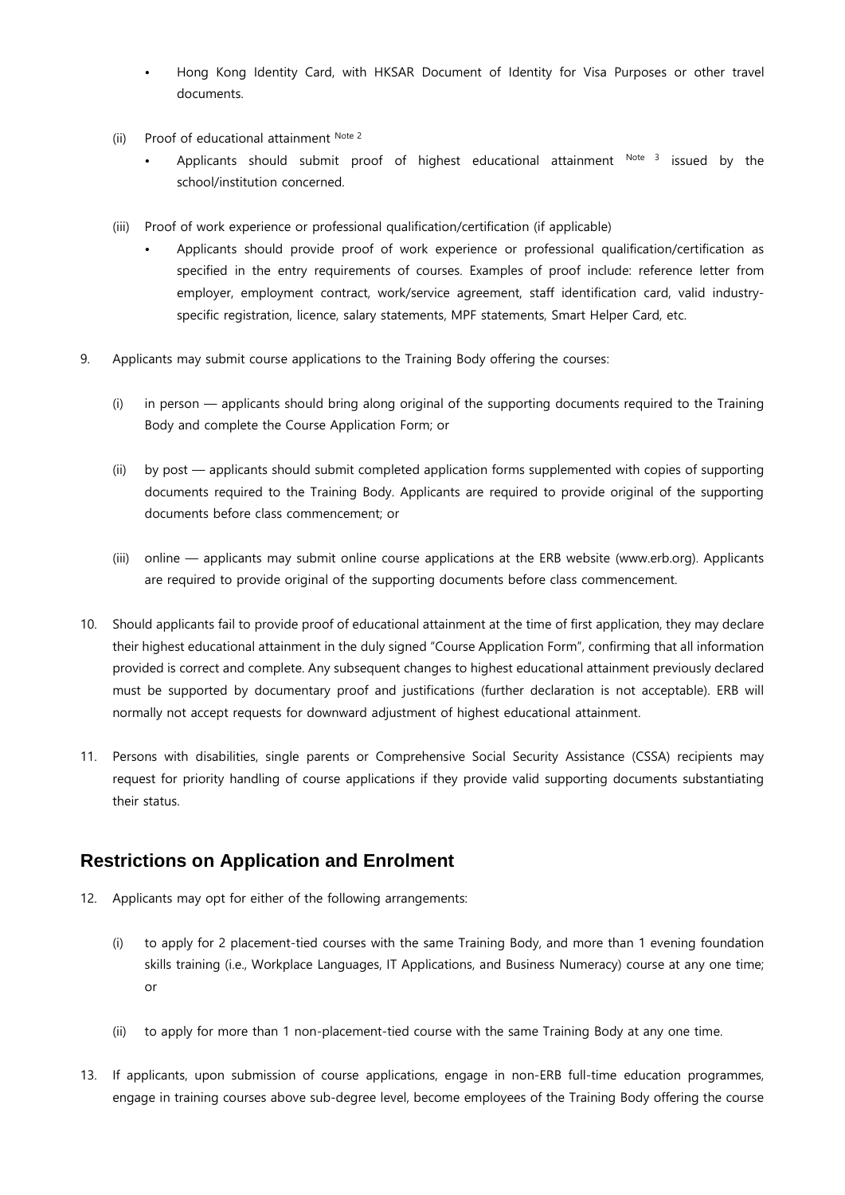- Hong Kong Identity Card, with HKSAR Document of Identity for Visa Purposes or other travel documents.

(ii) Proof of educational attainment [Note 2]

- Applicants should submit proof of highest educational attainment [Note 3] issued by the school/institution concerned.

(iii) Proof of work experience or professional qualification/certification (if applicable)

- Applicants should provide proof of work experience or professional qualification/certification as specified in the entry requirements of courses. Examples of proof include: reference letter from employer, employment contract, work/service agreement, staff identification card, valid industry-specific registration, licence, salary statements, MPF statements, Smart Helper Card, etc.

9. Applicants may submit course applications to the Training Body offering the courses:

   (i) in person — applicants should bring along original of the supporting documents required to the Training Body and complete the Course Application Form; or

   (ii) by post — applicants should submit completed application forms supplemented with copies of supporting documents required to the Training Body. Applicants are required to provide original of the supporting documents before class commencement; or

   (iii) online — applicants may submit online course applications at the ERB website (www.erb.org). Applicants are required to provide original of the supporting documents before class commencement.

10. Should applicants fail to provide proof of educational attainment at the time of first application, they may declare their highest educational attainment in the duly signed "Course Application Form", confirming that all information provided is correct and complete. Any subsequent changes to highest educational attainment previously declared must be supported by documentary proof and justifications (further declaration is not acceptable). ERB will normally not accept requests for downward adjustment of highest educational attainment.

11. Persons with disabilities, single parents or Comprehensive Social Security Assistance (CSSA) recipients may request for priority handling of course applications if they provide valid supporting documents substantiating their status.

## Restrictions on Application and Enrolment

12. Applicants may opt for either of the following arrangements:

   (i) to apply for 2 placement-tied courses with the same Training Body, and more than 1 evening foundation skills training (i.e., Workplace Languages, IT Applications, and Business Numeracy) course at any one time; or

   (ii) to apply for more than 1 non-placement-tied course with the same Training Body at any one time.

13. If applicants, upon submission of course applications, engage in non-ERB full-time education programmes, engage in training courses above sub-degree level, become employees of the Training Body offering the course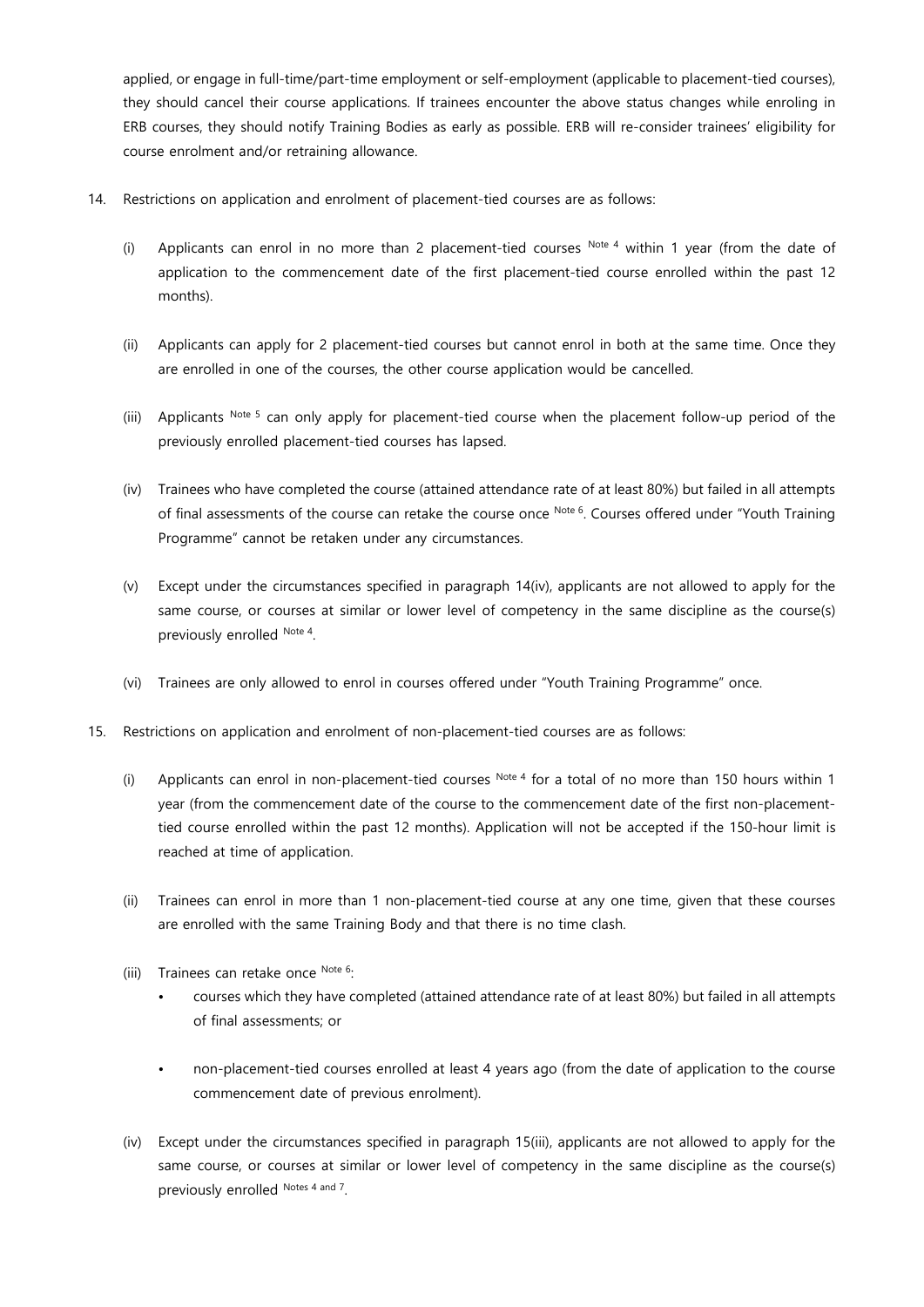applied, or engage in full-time/part-time employment or self-employment (applicable to placement-tied courses), they should cancel their course applications. If trainees encounter the above status changes while enroling in ERB courses, they should notify Training Bodies as early as possible. ERB will re-consider trainees' eligibility for course enrolment and/or retraining allowance.

14. Restrictions on application and enrolment of placement-tied courses are as follows:

    (i) Applicants can enrol in no more than 2 placement-tied courses [Note 4] within 1 year (from the date of application to the commencement date of the first placement-tied course enrolled within the past 12 months).

    (ii) Applicants can apply for 2 placement-tied courses but cannot enrol in both at the same time. Once they are enrolled in one of the courses, the other course application would be cancelled.

    (iii) Applicants [Note 5] can only apply for placement-tied course when the placement follow-up period of the previously enrolled placement-tied courses has lapsed.

    (iv) Trainees who have completed the course (attained attendance rate of at least 80%) but failed in all attempts of final assessments of the course can retake the course once [Note 6]. Courses offered under "Youth Training Programme" cannot be retaken under any circumstances.

    (v) Except under the circumstances specified in paragraph 14(iv), applicants are not allowed to apply for the same course, or courses at similar or lower level of competency in the same discipline as the course(s) previously enrolled [Note 4].

    (vi) Trainees are only allowed to enrol in courses offered under "Youth Training Programme" once.

15. Restrictions on application and enrolment of non-placement-tied courses are as follows:

    (i) Applicants can enrol in non-placement-tied courses [Note 4] for a total of no more than 150 hours within 1 year (from the commencement date of the course to the commencement date of the first non-placement-tied course enrolled within the past 12 months). Application will not be accepted if the 150-hour limit is reached at time of application.

    (ii) Trainees can enrol in more than 1 non-placement-tied course at any one time, given that these courses are enrolled with the same Training Body and that there is no time clash.

    (iii) Trainees can retake once [Note 6]:
       - courses which they have completed (attained attendance rate of at least 80%) but failed in all attempts of final assessments; or
       - non-placement-tied courses enrolled at least 4 years ago (from the date of application to the course commencement date of previous enrolment).

    (iv) Except under the circumstances specified in paragraph 15(iii), applicants are not allowed to apply for the same course, or courses at similar or lower level of competency in the same discipline as the course(s) previously enrolled [Notes 4 and 7].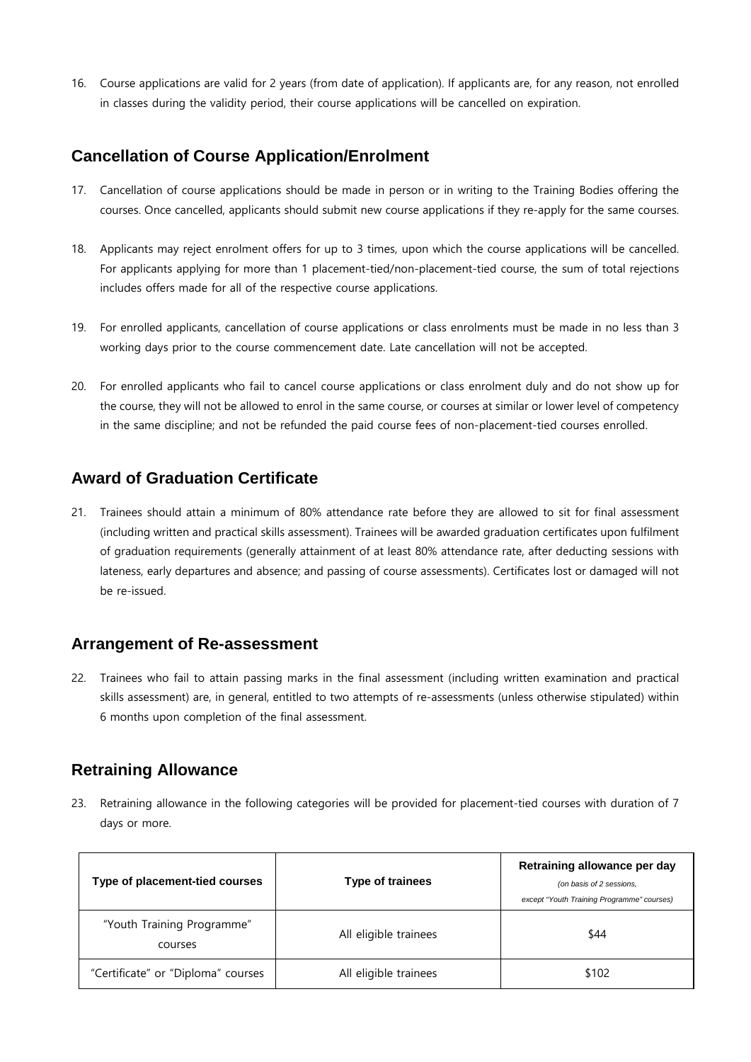16. Course applications are valid for 2 years (from date of application). If applicants are, for any reason, not enrolled in classes during the validity period, their course applications will be cancelled on expiration.

## Cancellation of Course Application/Enrolment

17. Cancellation of course applications should be made in person or in writing to the Training Bodies offering the courses. Once cancelled, applicants should submit new course applications if they re-apply for the same courses.

18. Applicants may reject enrolment offers for up to 3 times, upon which the course applications will be cancelled. For applicants applying for more than 1 placement-tied/non-placement-tied course, the sum of total rejections includes offers made for all of the respective course applications.

19. For enrolled applicants, cancellation of course applications or class enrolments must be made in no less than 3 working days prior to the course commencement date. Late cancellation will not be accepted.

20. For enrolled applicants who fail to cancel course applications or class enrolment duly and do not show up for the course, they will not be allowed to enrol in the same course, or courses at similar or lower level of competency in the same discipline; and not be refunded the paid course fees of non-placement-tied courses enrolled.

## Award of Graduation Certificate

21. Trainees should attain a minimum of 80% attendance rate before they are allowed to sit for final assessment (including written and practical skills assessment). Trainees will be awarded graduation certificates upon fulfilment of graduation requirements (generally attainment of at least 80% attendance rate, after deducting sessions with lateness, early departures and absence; and passing of course assessments). Certificates lost or damaged will not be re-issued.

## Arrangement of Re-assessment

22. Trainees who fail to attain passing marks in the final assessment (including written examination and practical skills assessment) are, in general, entitled to two attempts of re-assessments (unless otherwise stipulated) within 6 months upon completion of the final assessment.

## Retraining Allowance

23. Retraining allowance in the following categories will be provided for placement-tied courses with duration of 7 days or more.

| Type of placement-tied courses | Type of trainees | Retraining allowance per day *(on basis of 2 sessions, except "Youth Training Programme" courses)* |
|---|---|---|
| "Youth Training Programme" courses | All eligible trainees | \$44 |
| "Certificate" or "Diploma" courses | All eligible trainees | \$102 |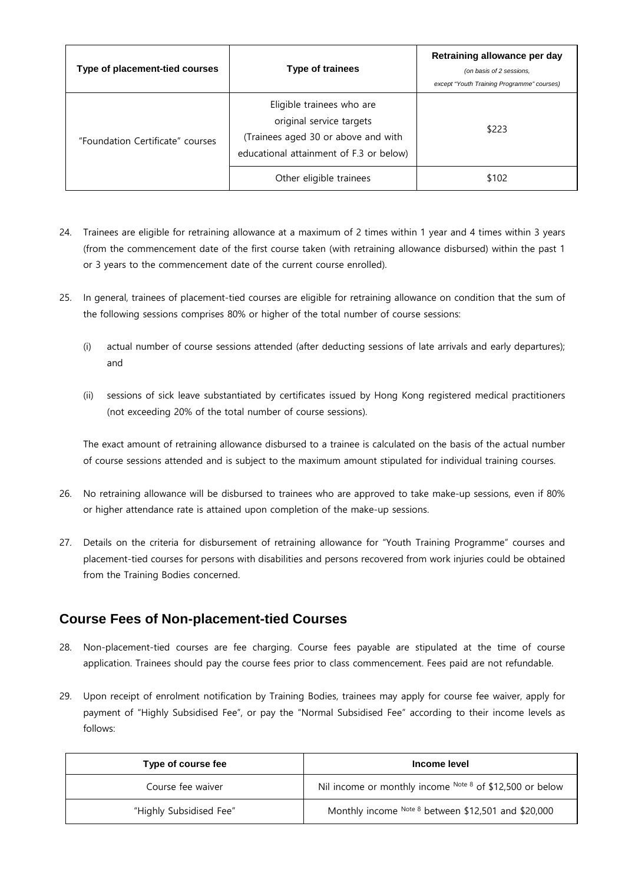| Type of placement-tied courses | Type of trainees | Retraining allowance per day (on basis of 2 sessions, except "Youth Training Programme" courses) |
| --- | --- | --- |
| "Foundation Certificate" courses | Eligible trainees who are original service targets (Trainees aged 30 or above and with educational attainment of F.3 or below) | $223 |
| | Other eligible trainees | $102 |

24. Trainees are eligible for retraining allowance at a maximum of 2 times within 1 year and 4 times within 3 years (from the commencement date of the first course taken (with retraining allowance disbursed) within the past 1 or 3 years to the commencement date of the current course enrolled).

25. In general, trainees of placement-tied courses are eligible for retraining allowance on condition that the sum of the following sessions comprises 80% or higher of the total number of course sessions:

    (i) actual number of course sessions attended (after deducting sessions of late arrivals and early departures); and

    (ii) sessions of sick leave substantiated by certificates issued by Hong Kong registered medical practitioners (not exceeding 20% of the total number of course sessions).

    The exact amount of retraining allowance disbursed to a trainee is calculated on the basis of the actual number of course sessions attended and is subject to the maximum amount stipulated for individual training courses.

26. No retraining allowance will be disbursed to trainees who are approved to take make-up sessions, even if 80% or higher attendance rate is attained upon completion of the make-up sessions.

27. Details on the criteria for disbursement of retraining allowance for "Youth Training Programme" courses and placement-tied courses for persons with disabilities and persons recovered from work injuries could be obtained from the Training Bodies concerned.

## Course Fees of Non-placement-tied Courses

28. Non-placement-tied courses are fee charging. Course fees payable are stipulated at the time of course application. Trainees should pay the course fees prior to class commencement. Fees paid are not refundable.

29. Upon receipt of enrolment notification by Training Bodies, trainees may apply for course fee waiver, apply for payment of "Highly Subsidised Fee", or pay the "Normal Subsidised Fee" according to their income levels as follows:

| Type of course fee | Income level |
| --- | --- |
| Course fee waiver | Nil income or monthly income [Note 8] of $12,500 or below |
| "Highly Subsidised Fee" | Monthly income [Note 8] between $12,501 and $20,000 |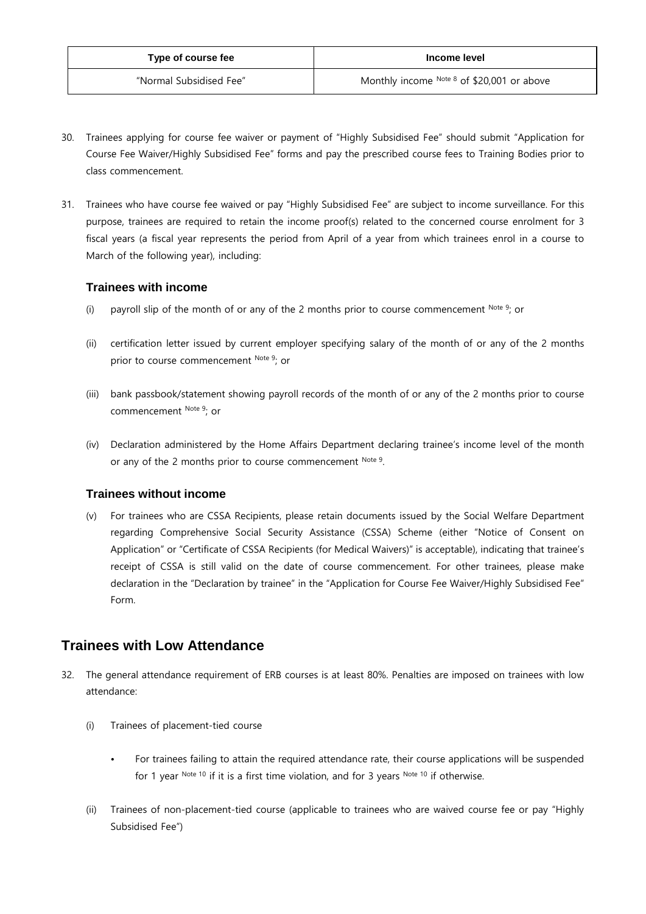| Type of course fee | Income level |
| --- | --- |
| "Normal Subsidised Fee" | Monthly income [Note 8] of $20,001 or above |

30. Trainees applying for course fee waiver or payment of "Highly Subsidised Fee" should submit "Application for Course Fee Waiver/Highly Subsidised Fee" forms and pay the prescribed course fees to Training Bodies prior to class commencement.

31. Trainees who have course fee waived or pay "Highly Subsidised Fee" are subject to income surveillance. For this purpose, trainees are required to retain the income proof(s) related to the concerned course enrolment for 3 fiscal years (a fiscal year represents the period from April of a year from which trainees enrol in a course to March of the following year), including:

### Trainees with income

(i) payroll slip of the month of or any of the 2 months prior to course commencement [Note 9]; or

(ii) certification letter issued by current employer specifying salary of the month of or any of the 2 months prior to course commencement [Note 9]; or

(iii) bank passbook/statement showing payroll records of the month of or any of the 2 months prior to course commencement [Note 9]; or

(iv) Declaration administered by the Home Affairs Department declaring trainee's income level of the month or any of the 2 months prior to course commencement [Note 9].

### Trainees without income

(v) For trainees who are CSSA Recipients, please retain documents issued by the Social Welfare Department regarding Comprehensive Social Security Assistance (CSSA) Scheme (either "Notice of Consent on Application" or "Certificate of CSSA Recipients (for Medical Waivers)" is acceptable), indicating that trainee's receipt of CSSA is still valid on the date of course commencement. For other trainees, please make declaration in the "Declaration by trainee" in the "Application for Course Fee Waiver/Highly Subsidised Fee" Form.

## Trainees with Low Attendance

32. The general attendance requirement of ERB courses is at least 80%. Penalties are imposed on trainees with low attendance:

(i) Trainees of placement-tied course

- For trainees failing to attain the required attendance rate, their course applications will be suspended for 1 year [Note 10] if it is a first time violation, and for 3 years [Note 10] if otherwise.

(ii) Trainees of non-placement-tied course (applicable to trainees who are waived course fee or pay "Highly Subsidised Fee")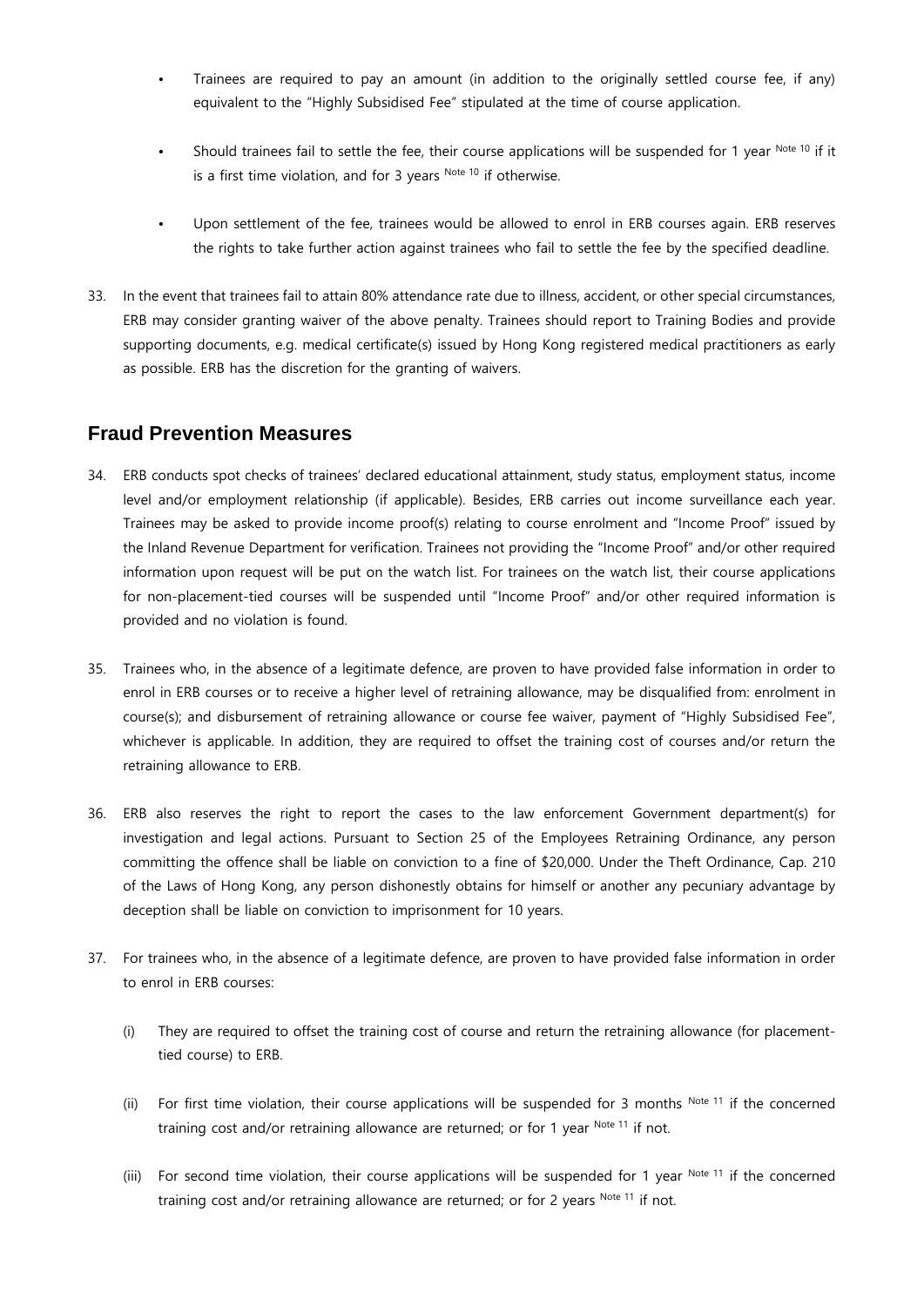- Trainees are required to pay an amount (in addition to the originally settled course fee, if any) equivalent to the "Highly Subsidised Fee" stipulated at the time of course application.

- Should trainees fail to settle the fee, their course applications will be suspended for 1 year [Note 10] if it is a first time violation, and for 3 years [Note 10] if otherwise.

- Upon settlement of the fee, trainees would be allowed to enrol in ERB courses again. ERB reserves the rights to take further action against trainees who fail to settle the fee by the specified deadline.

33. In the event that trainees fail to attain 80% attendance rate due to illness, accident, or other special circumstances, ERB may consider granting waiver of the above penalty. Trainees should report to Training Bodies and provide supporting documents, e.g. medical certificate(s) issued by Hong Kong registered medical practitioners as early as possible. ERB has the discretion for the granting of waivers.

## Fraud Prevention Measures

34. ERB conducts spot checks of trainees' declared educational attainment, study status, employment status, income level and/or employment relationship (if applicable). Besides, ERB carries out income surveillance each year. Trainees may be asked to provide income proof(s) relating to course enrolment and "Income Proof" issued by the Inland Revenue Department for verification. Trainees not providing the "Income Proof" and/or other required information upon request will be put on the watch list. For trainees on the watch list, their course applications for non-placement-tied courses will be suspended until "Income Proof" and/or other required information is provided and no violation is found.

35. Trainees who, in the absence of a legitimate defence, are proven to have provided false information in order to enrol in ERB courses or to receive a higher level of retraining allowance, may be disqualified from: enrolment in course(s); and disbursement of retraining allowance or course fee waiver, payment of "Highly Subsidised Fee", whichever is applicable. In addition, they are required to offset the training cost of courses and/or return the retraining allowance to ERB.

36. ERB also reserves the right to report the cases to the law enforcement Government department(s) for investigation and legal actions. Pursuant to Section 25 of the Employees Retraining Ordinance, any person committing the offence shall be liable on conviction to a fine of $20,000. Under the Theft Ordinance, Cap. 210 of the Laws of Hong Kong, any person dishonestly obtains for himself or another any pecuniary advantage by deception shall be liable on conviction to imprisonment for 10 years.

37. For trainees who, in the absence of a legitimate defence, are proven to have provided false information in order to enrol in ERB courses:

    (i) They are required to offset the training cost of course and return the retraining allowance (for placement-tied course) to ERB.

    (ii) For first time violation, their course applications will be suspended for 3 months [Note 11] if the concerned training cost and/or retraining allowance are returned; or for 1 year [Note 11] if not.

    (iii) For second time violation, their course applications will be suspended for 1 year [Note 11] if the concerned training cost and/or retraining allowance are returned; or for 2 years [Note 11] if not.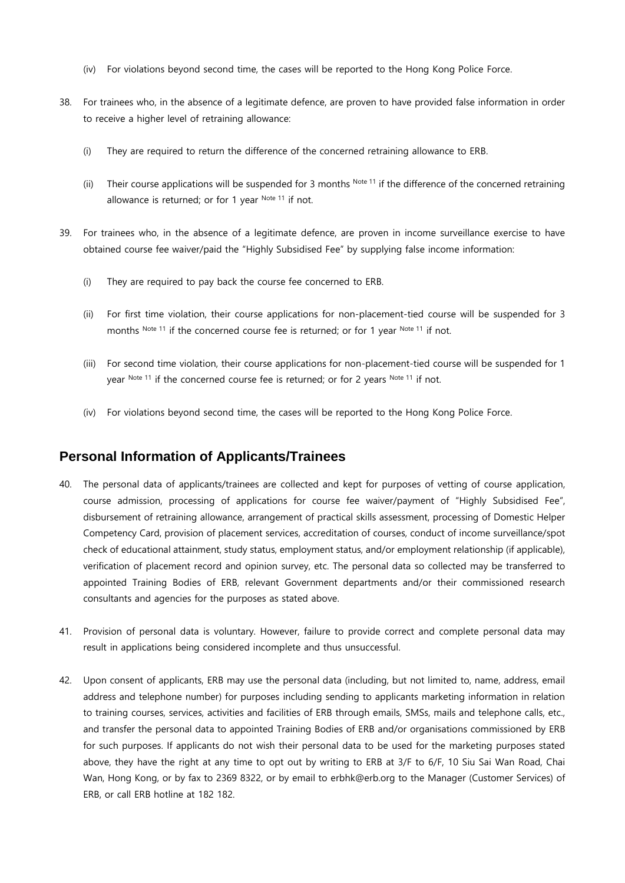(iv) For violations beyond second time, the cases will be reported to the Hong Kong Police Force.

38. For trainees who, in the absence of a legitimate defence, are proven to have provided false information in order to receive a higher level of retraining allowance:

    (i) They are required to return the difference of the concerned retraining allowance to ERB.

    (ii) Their course applications will be suspended for 3 months [Note 11] if the difference of the concerned retraining allowance is returned; or for 1 year [Note 11] if not.

39. For trainees who, in the absence of a legitimate defence, are proven in income surveillance exercise to have obtained course fee waiver/paid the "Highly Subsidised Fee" by supplying false income information:

    (i) They are required to pay back the course fee concerned to ERB.

    (ii) For first time violation, their course applications for non-placement-tied course will be suspended for 3 months [Note 11] if the concerned course fee is returned; or for 1 year [Note 11] if not.

    (iii) For second time violation, their course applications for non-placement-tied course will be suspended for 1 year [Note 11] if the concerned course fee is returned; or for 2 years [Note 11] if not.

    (iv) For violations beyond second time, the cases will be reported to the Hong Kong Police Force.

## Personal Information of Applicants/Trainees

40. The personal data of applicants/trainees are collected and kept for purposes of vetting of course application, course admission, processing of applications for course fee waiver/payment of "Highly Subsidised Fee", disbursement of retraining allowance, arrangement of practical skills assessment, processing of Domestic Helper Competency Card, provision of placement services, accreditation of courses, conduct of income surveillance/spot check of educational attainment, study status, employment status, and/or employment relationship (if applicable), verification of placement record and opinion survey, etc. The personal data so collected may be transferred to appointed Training Bodies of ERB, relevant Government departments and/or their commissioned research consultants and agencies for the purposes as stated above.

41. Provision of personal data is voluntary. However, failure to provide correct and complete personal data may result in applications being considered incomplete and thus unsuccessful.

42. Upon consent of applicants, ERB may use the personal data (including, but not limited to, name, address, email address and telephone number) for purposes including sending to applicants marketing information in relation to training courses, services, activities and facilities of ERB through emails, SMSs, mails and telephone calls, etc., and transfer the personal data to appointed Training Bodies of ERB and/or organisations commissioned by ERB for such purposes. If applicants do not wish their personal data to be used for the marketing purposes stated above, they have the right at any time to opt out by writing to ERB at 3/F to 6/F, 10 Siu Sai Wan Road, Chai Wan, Hong Kong, or by fax to 2369 8322, or by email to erbhk@erb.org to the Manager (Customer Services) of ERB, or call ERB hotline at 182 182.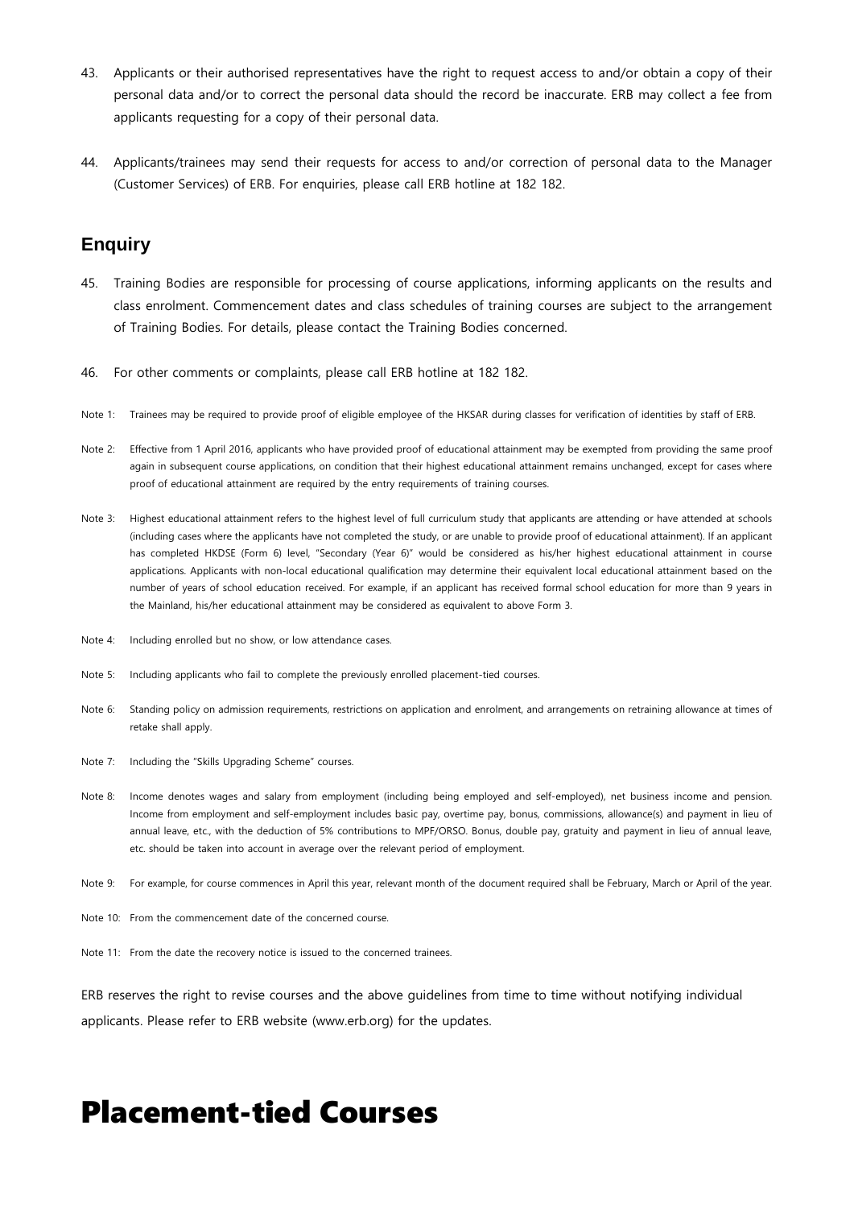43. Applicants or their authorised representatives have the right to request access to and/or obtain a copy of their personal data and/or to correct the personal data should the record be inaccurate. ERB may collect a fee from applicants requesting for a copy of their personal data.

44. Applicants/trainees may send their requests for access to and/or correction of personal data to the Manager (Customer Services) of ERB. For enquiries, please call ERB hotline at 182 182.

## Enquiry

45. Training Bodies are responsible for processing of course applications, informing applicants on the results and class enrolment. Commencement dates and class schedules of training courses are subject to the arrangement of Training Bodies. For details, please contact the Training Bodies concerned.

46. For other comments or complaints, please call ERB hotline at 182 182.

Note 1: Trainees may be required to provide proof of eligible employee of the HKSAR during classes for verification of identities by staff of ERB.

Note 2: Effective from 1 April 2016, applicants who have provided proof of educational attainment may be exempted from providing the same proof again in subsequent course applications, on condition that their highest educational attainment remains unchanged, except for cases where proof of educational attainment are required by the entry requirements of training courses.

Note 3: Highest educational attainment refers to the highest level of full curriculum study that applicants are attending or have attended at schools (including cases where the applicants have not completed the study, or are unable to provide proof of educational attainment). If an applicant has completed HKDSE (Form 6) level, "Secondary (Year 6)" would be considered as his/her highest educational attainment in course applications. Applicants with non-local educational qualification may determine their equivalent local educational attainment based on the number of years of school education received. For example, if an applicant has received formal school education for more than 9 years in the Mainland, his/her educational attainment may be considered as equivalent to above Form 3.

Note 4: Including enrolled but no show, or low attendance cases.

Note 5: Including applicants who fail to complete the previously enrolled placement-tied courses.

Note 6: Standing policy on admission requirements, restrictions on application and enrolment, and arrangements on retraining allowance at times of retake shall apply.

Note 7: Including the "Skills Upgrading Scheme" courses.

Note 8: Income denotes wages and salary from employment (including being employed and self-employed), net business income and pension. Income from employment and self-employment includes basic pay, overtime pay, bonus, commissions, allowance(s) and payment in lieu of annual leave, etc., with the deduction of 5% contributions to MPF/ORSO. Bonus, double pay, gratuity and payment in lieu of annual leave, etc. should be taken into account in average over the relevant period of employment.

Note 9: For example, for course commences in April this year, relevant month of the document required shall be February, March or April of the year.

Note 10: From the commencement date of the concerned course.

Note 11: From the date the recovery notice is issued to the concerned trainees.

ERB reserves the right to revise courses and the above guidelines from time to time without notifying individual applicants. Please refer to ERB website (www.erb.org) for the updates.

# Placement-tied Courses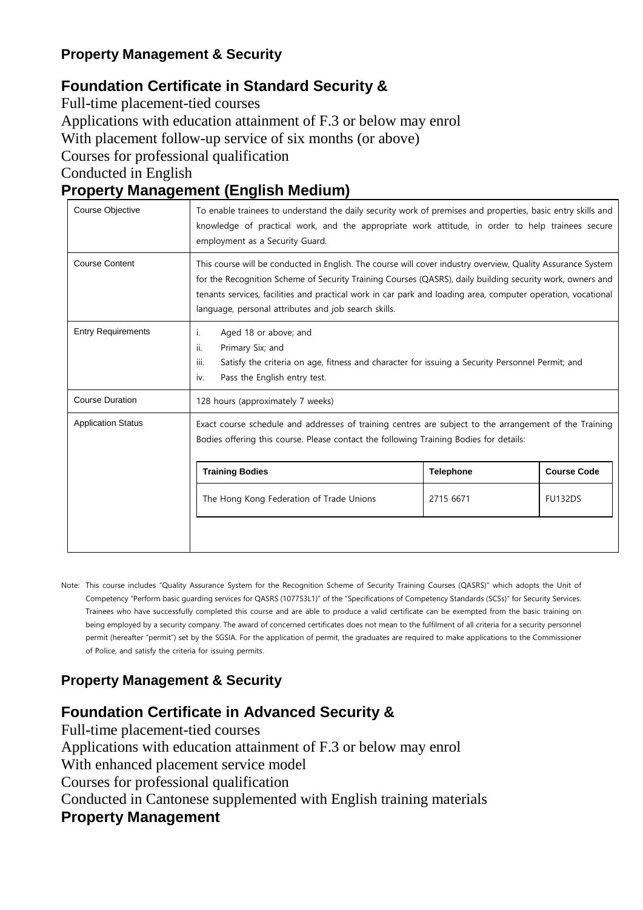**Property Management & Security**

## Foundation Certificate in Standard Security &

Full-time placement-tied courses
Applications with education attainment of F.3 or below may enrol
With placement follow-up service of six months (or above)
Courses for professional qualification
Conducted in English

## Property Management (English Medium)

| | |
|---|---|
| Course Objective | To enable trainees to understand the daily security work of premises and properties, basic entry skills and knowledge of practical work, and the appropriate work attitude, in order to help trainees secure employment as a Security Guard. |
| Course Content | This course will be conducted in English. The course will cover industry overview, Quality Assurance System for the Recognition Scheme of Security Training Courses (QASRS), daily building security work, owners and tenants services, facilities and practical work in car park and loading area, computer operation, vocational language, personal attributes and job search skills. |
| Entry Requirements | i. Aged 18 or above; and<br>ii. Primary Six; and<br>iii. Satisfy the criteria on age, fitness and character for issuing a Security Personnel Permit; and<br>iv. Pass the English entry test. |
| Course Duration | 128 hours (approximately 7 weeks) |
| Application Status | Exact course schedule and addresses of training centres are subject to the arrangement of the Training Bodies offering this course. Please contact the following Training Bodies for details: |

| Training Bodies | Telephone | Course Code |
|---|---|---|
| The Hong Kong Federation of Trade Unions | 2715 6671 | FU132DS |

Note: This course includes "Quality Assurance System for the Recognition Scheme of Security Training Courses (QASRS)" which adopts the Unit of Competency "Perform basic guarding services for QASRS (107753L1)" of the "Specifications of Competency Standards (SCSs)" for Security Services. Trainees who have successfully completed this course and are able to produce a valid certificate can be exempted from the basic training on being employed by a security company. The award of concerned certificates does not mean to the fulfilment of all criteria for a security personnel permit (hereafter "permit") set by the SGSIA. For the application of permit, the graduates are required to make applications to the Commissioner of Police, and satisfy the criteria for issuing permits.

**Property Management & Security**

## Foundation Certificate in Advanced Security &

Full-time placement-tied courses
Applications with education attainment of F.3 or below may enrol
With enhanced placement service model
Courses for professional qualification
Conducted in Cantonese supplemented with English training materials

## Property Management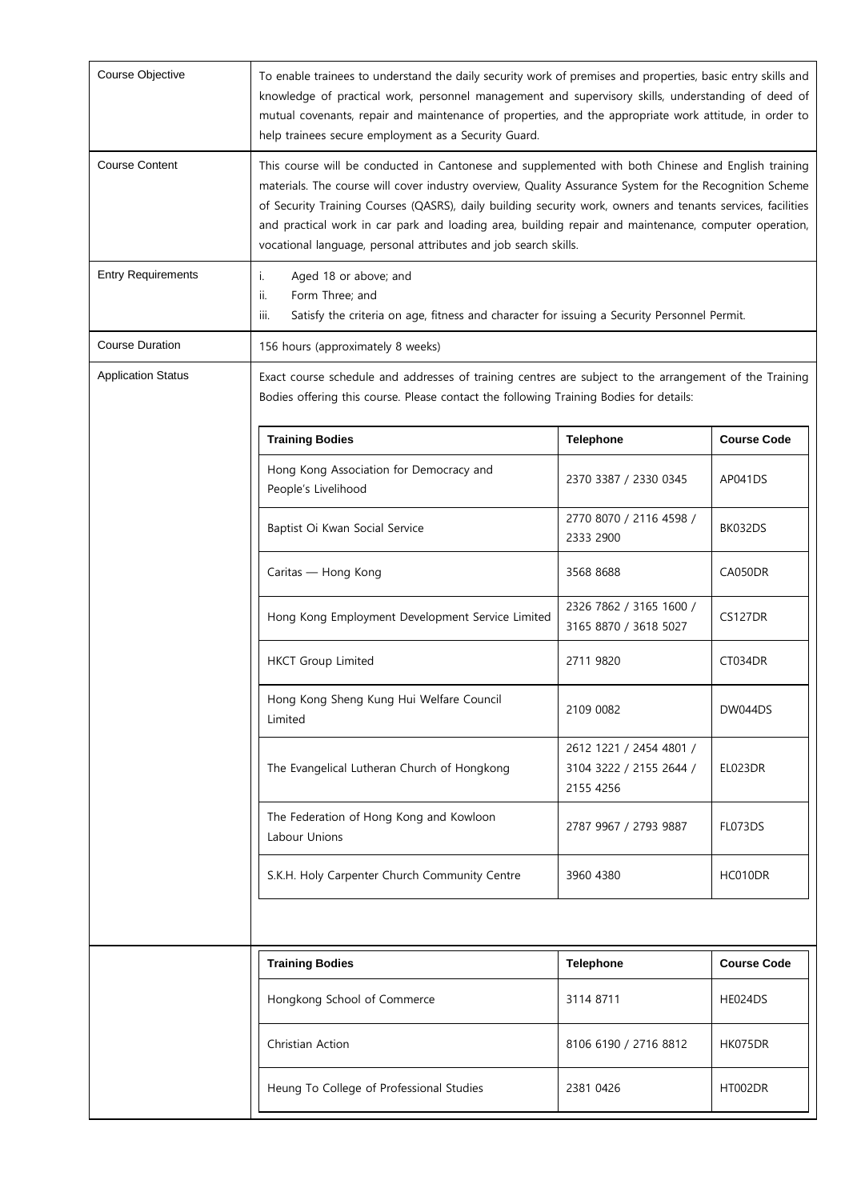| Course Objective | To enable trainees to understand the daily security work of premises and properties, basic entry skills and knowledge of practical work, personnel management and supervisory skills, understanding of deed of mutual covenants, repair and maintenance of properties, and the appropriate work attitude, in order to help trainees secure employment as a Security Guard. |
|---|---|
| Course Content | This course will be conducted in Cantonese and supplemented with both Chinese and English training materials. The course will cover industry overview, Quality Assurance System for the Recognition Scheme of Security Training Courses (QASRS), daily building security work, owners and tenants services, facilities and practical work in car park and loading area, building repair and maintenance, computer operation, vocational language, personal attributes and job search skills. |
| Entry Requirements | i. Aged 18 or above; and<br>ii. Form Three; and<br>iii. Satisfy the criteria on age, fitness and character for issuing a Security Personnel Permit. |
| Course Duration | 156 hours (approximately 8 weeks) |
| Application Status | Exact course schedule and addresses of training centres are subject to the arrangement of the Training Bodies offering this course. Please contact the following Training Bodies for details: |

| Training Bodies | Telephone | Course Code |
|---|---|---|
| Hong Kong Association for Democracy and People's Livelihood | 2370 3387 / 2330 0345 | AP041DS |
| Baptist Oi Kwan Social Service | 2770 8070 / 2116 4598 / 2333 2900 | BK032DS |
| Caritas — Hong Kong | 3568 8688 | CA050DR |
| Hong Kong Employment Development Service Limited | 2326 7862 / 3165 1600 / 3165 8870 / 3618 5027 | CS127DR |
| HKCT Group Limited | 2711 9820 | CT034DR |
| Hong Kong Sheng Kung Hui Welfare Council Limited | 2109 0082 | DW044DS |
| The Evangelical Lutheran Church of Hongkong | 2612 1221 / 2454 4801 / 3104 3222 / 2155 2644 / 2155 4256 | EL023DR |
| The Federation of Hong Kong and Kowloon Labour Unions | 2787 9967 / 2793 9887 | FL073DS |
| S.K.H. Holy Carpenter Church Community Centre | 3960 4380 | HC010DR |
| Hongkong School of Commerce | 3114 8711 | HE024DS |
| Christian Action | 8106 6190 / 2716 8812 | HK075DR |
| Heung To College of Professional Studies | 2381 0426 | HT002DR |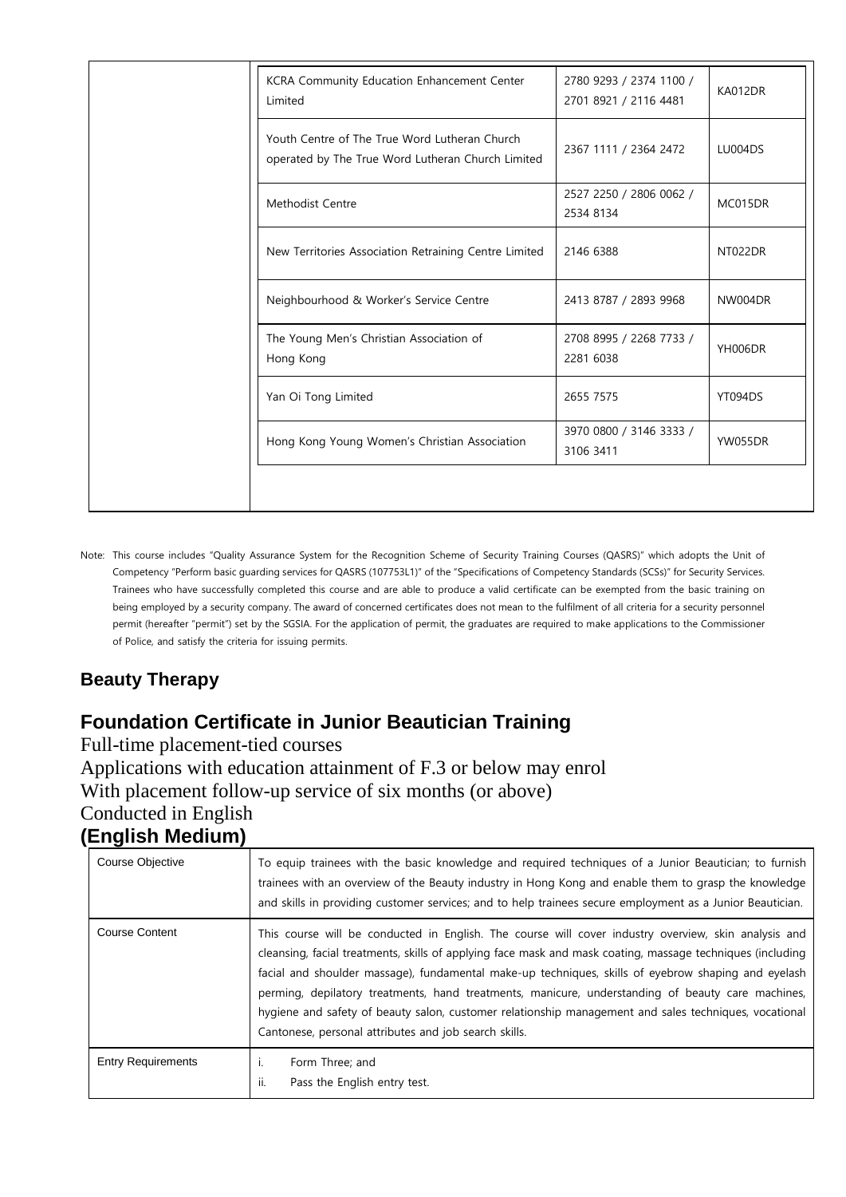| | | | |
|---|---|---|---|
| | KCRA Community Education Enhancement Center Limited | 2780 9293 / 2374 1100 / 2701 8921 / 2116 4481 | KA012DR |
| | Youth Centre of The True Word Lutheran Church operated by The True Word Lutheran Church Limited | 2367 1111 / 2364 2472 | LU004DS |
| | Methodist Centre | 2527 2250 / 2806 0062 / 2534 8134 | MC015DR |
| | New Territories Association Retraining Centre Limited | 2146 6388 | NT022DR |
| | Neighbourhood & Worker's Service Centre | 2413 8787 / 2893 9968 | NW004DR |
| | The Young Men's Christian Association of Hong Kong | 2708 8995 / 2268 7733 / 2281 6038 | YH006DR |
| | Yan Oi Tong Limited | 2655 7575 | YT094DS |
| | Hong Kong Young Women's Christian Association | 3970 0800 / 3146 3333 / 3106 3411 | YW055DR |

Note: This course includes "Quality Assurance System for the Recognition Scheme of Security Training Courses (QASRS)" which adopts the Unit of Competency "Perform basic guarding services for QASRS (107753L1)" of the "Specifications of Competency Standards (SCSs)" for Security Services. Trainees who have successfully completed this course and are able to produce a valid certificate can be exempted from the basic training on being employed by a security company. The award of concerned certificates does not mean to the fulfilment of all criteria for a security personnel permit (hereafter "permit") set by the SGSIA. For the application of permit, the graduates are required to make applications to the Commissioner of Police, and satisfy the criteria for issuing permits.

## Beauty Therapy

## Foundation Certificate in Junior Beautician Training

Full-time placement-tied courses

Applications with education attainment of F.3 or below may enrol

With placement follow-up service of six months (or above)

Conducted in English

**(English Medium)**

| | |
|---|---|
| Course Objective | To equip trainees with the basic knowledge and required techniques of a Junior Beautician; to furnish trainees with an overview of the Beauty industry in Hong Kong and enable them to grasp the knowledge and skills in providing customer services; and to help trainees secure employment as a Junior Beautician. |
| Course Content | This course will be conducted in English. The course will cover industry overview, skin analysis and cleansing, facial treatments, skills of applying face mask and mask coating, massage techniques (including facial and shoulder massage), fundamental make-up techniques, skills of eyebrow shaping and eyelash perming, depilatory treatments, hand treatments, manicure, understanding of beauty care machines, hygiene and safety of beauty salon, customer relationship management and sales techniques, vocational Cantonese, personal attributes and job search skills. |
| Entry Requirements | i. Form Three; and<br>ii. Pass the English entry test. |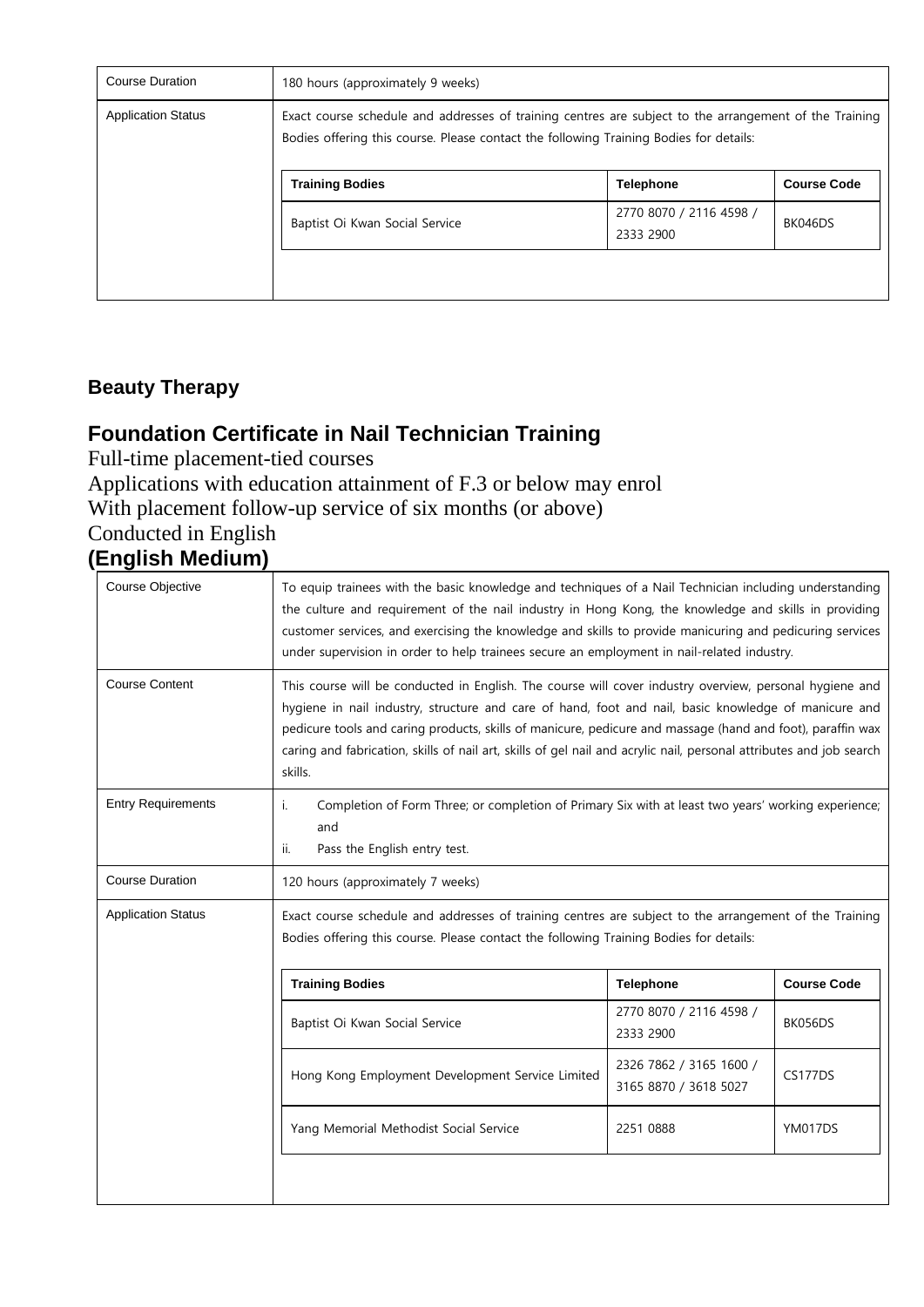| | |
|---|---|
| Course Duration | 180 hours (approximately 9 weeks) |
| Application Status | Exact course schedule and addresses of training centres are subject to the arrangement of the Training Bodies offering this course. Please contact the following Training Bodies for details:<br><br>**Training Bodies** / **Telephone** / **Course Code**<br>Baptist Oi Kwan Social Service / 2770 8070 / 2116 4598 / 2333 2900 / BK046DS |

## Beauty Therapy

## Foundation Certificate in Nail Technician Training

Full-time placement-tied courses

Applications with education attainment of F.3 or below may enrol

With placement follow-up service of six months (or above)

Conducted in English

**(English Medium)**

| | |
|---|---|
| Course Objective | To equip trainees with the basic knowledge and techniques of a Nail Technician including understanding the culture and requirement of the nail industry in Hong Kong, the knowledge and skills in providing customer services, and exercising the knowledge and skills to provide manicuring and pedicuring services under supervision in order to help trainees secure an employment in nail-related industry. |
| Course Content | This course will be conducted in English. The course will cover industry overview, personal hygiene and hygiene in nail industry, structure and care of hand, foot and nail, basic knowledge of manicure and pedicure tools and caring products, skills of manicure, pedicure and massage (hand and foot), paraffin wax caring and fabrication, skills of nail art, skills of gel nail and acrylic nail, personal attributes and job search skills. |
| Entry Requirements | i. Completion of Form Three; or completion of Primary Six with at least two years' working experience; and<br>ii. Pass the English entry test. |
| Course Duration | 120 hours (approximately 7 weeks) |
| Application Status | Exact course schedule and addresses of training centres are subject to the arrangement of the Training Bodies offering this course. Please contact the following Training Bodies for details: |

| Training Bodies | Telephone | Course Code |
|---|---|---|
| Baptist Oi Kwan Social Service | 2770 8070 / 2116 4598 / 2333 2900 | BK056DS |
| Hong Kong Employment Development Service Limited | 2326 7862 / 3165 1600 / 3165 8870 / 3618 5027 | CS177DS |
| Yang Memorial Methodist Social Service | 2251 0888 | YM017DS |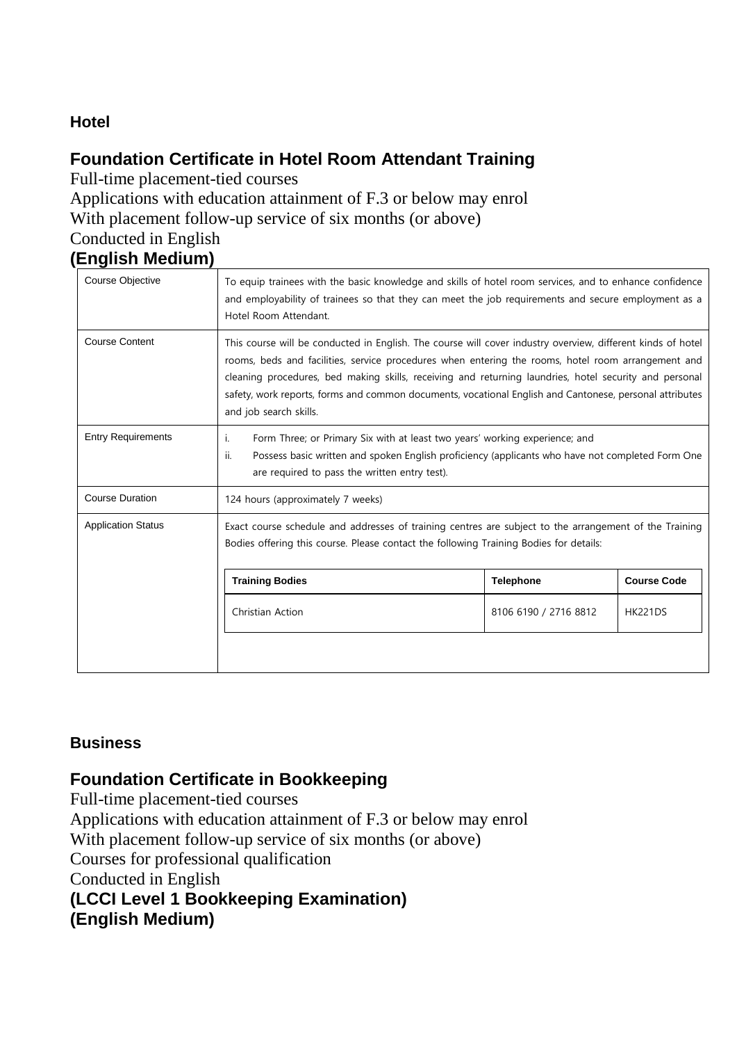### Hotel

## Foundation Certificate in Hotel Room Attendant Training

Full-time placement-tied courses
Applications with education attainment of F.3 or below may enrol
With placement follow-up service of six months (or above)
Conducted in English
**(English Medium)**

| Course Objective | To equip trainees with the basic knowledge and skills of hotel room services, and to enhance confidence and employability of trainees so that they can meet the job requirements and secure employment as a Hotel Room Attendant. |
|---|---|
| Course Content | This course will be conducted in English. The course will cover industry overview, different kinds of hotel rooms, beds and facilities, service procedures when entering the rooms, hotel room arrangement and cleaning procedures, bed making skills, receiving and returning laundries, hotel security and personal safety, work reports, forms and common documents, vocational English and Cantonese, personal attributes and job search skills. |
| Entry Requirements | i. Form Three; or Primary Six with at least two years' working experience; and<br>ii. Possess basic written and spoken English proficiency (applicants who have not completed Form One are required to pass the written entry test). |
| Course Duration | 124 hours (approximately 7 weeks) |
| Application Status | Exact course schedule and addresses of training centres are subject to the arrangement of the Training Bodies offering this course. Please contact the following Training Bodies for details: |

| Training Bodies | Telephone | Course Code |
|---|---|---|
| Christian Action | 8106 6190 / 2716 8812 | HK221DS |

### Business

## Foundation Certificate in Bookkeeping

Full-time placement-tied courses
Applications with education attainment of F.3 or below may enrol
With placement follow-up service of six months (or above)
Courses for professional qualification
Conducted in English
**(LCCI Level 1 Bookkeeping Examination)**
**(English Medium)**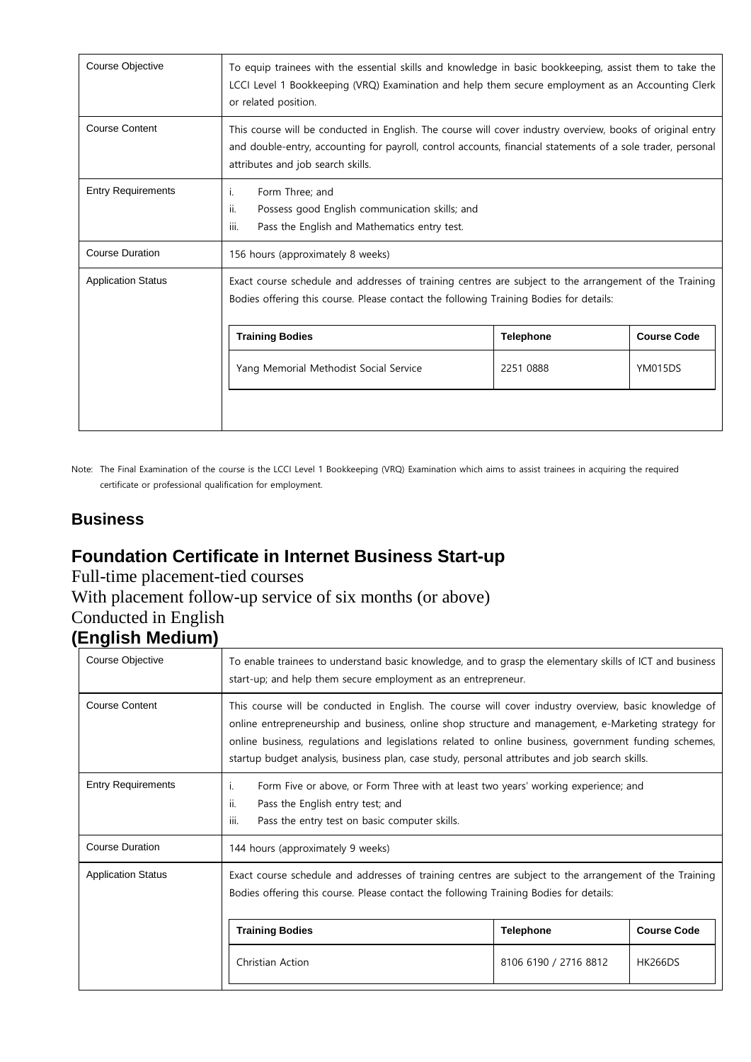| Course Objective | To equip trainees with the essential skills and knowledge in basic bookkeeping, assist them to take the LCCI Level 1 Bookkeeping (VRQ) Examination and help them secure employment as an Accounting Clerk or related position. |
|---|---|
| Course Content | This course will be conducted in English. The course will cover industry overview, books of original entry and double-entry, accounting for payroll, control accounts, financial statements of a sole trader, personal attributes and job search skills. |
| Entry Requirements | i. Form Three; and<br>ii. Possess good English communication skills; and<br>iii. Pass the English and Mathematics entry test. |
| Course Duration | 156 hours (approximately 8 weeks) |
| Application Status | Exact course schedule and addresses of training centres are subject to the arrangement of the Training Bodies offering this course. Please contact the following Training Bodies for details: |

| Training Bodies | Telephone | Course Code |
|---|---|---|
| Yang Memorial Methodist Social Service | 2251 0888 | YM015DS |

Note: The Final Examination of the course is the LCCI Level 1 Bookkeeping (VRQ) Examination which aims to assist trainees in acquiring the required certificate or professional qualification for employment.

## Business

## Foundation Certificate in Internet Business Start-up

Full-time placement-tied courses

With placement follow-up service of six months (or above)

Conducted in English

### (English Medium)

| Course Objective | To enable trainees to understand basic knowledge, and to grasp the elementary skills of ICT and business start-up; and help them secure employment as an entrepreneur. |
|---|---|
| Course Content | This course will be conducted in English. The course will cover industry overview, basic knowledge of online entrepreneurship and business, online shop structure and management, e-Marketing strategy for online business, regulations and legislations related to online business, government funding schemes, startup budget analysis, business plan, case study, personal attributes and job search skills. |
| Entry Requirements | i. Form Five or above, or Form Three with at least two years' working experience; and<br>ii. Pass the English entry test; and<br>iii. Pass the entry test on basic computer skills. |
| Course Duration | 144 hours (approximately 9 weeks) |
| Application Status | Exact course schedule and addresses of training centres are subject to the arrangement of the Training Bodies offering this course. Please contact the following Training Bodies for details: |

| Training Bodies | Telephone | Course Code |
|---|---|---|
| Christian Action | 8106 6190 / 2716 8812 | HK266DS |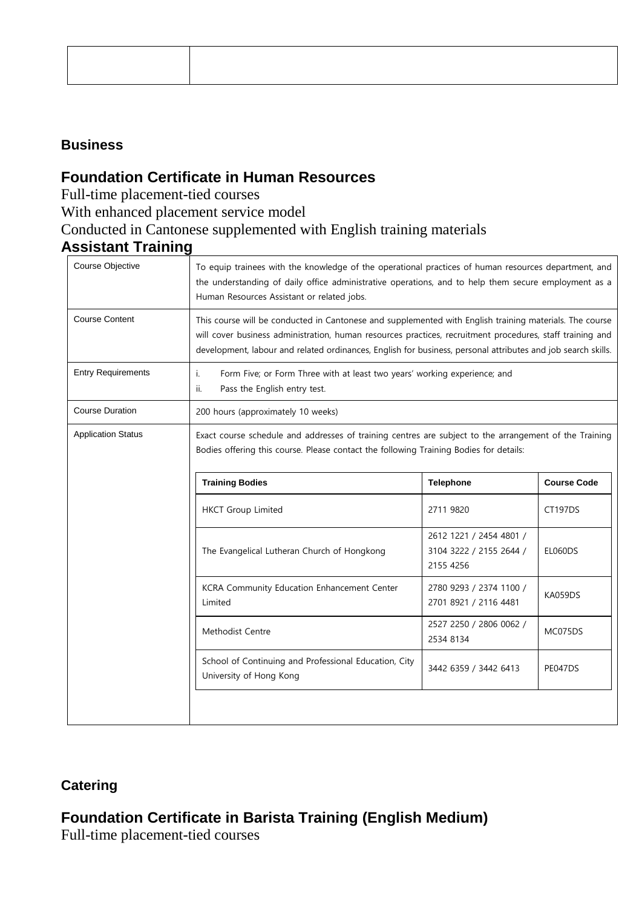## Business

### Foundation Certificate in Human Resources Assistant Training

Full-time placement-tied courses

With enhanced placement service model

Conducted in Cantonese supplemented with English training materials

| | |
|---|---|
| Course Objective | To equip trainees with the knowledge of the operational practices of human resources department, and the understanding of daily office administrative operations, and to help them secure employment as a Human Resources Assistant or related jobs. |
| Course Content | This course will be conducted in Cantonese and supplemented with English training materials. The course will cover business administration, human resources practices, recruitment procedures, staff training and development, labour and related ordinances, English for business, personal attributes and job search skills. |
| Entry Requirements | i. Form Five; or Form Three with at least two years' working experience; and<br>ii. Pass the English entry test. |
| Course Duration | 200 hours (approximately 10 weeks) |
| Application Status | Exact course schedule and addresses of training centres are subject to the arrangement of the Training Bodies offering this course. Please contact the following Training Bodies for details: |

| Training Bodies | Telephone | Course Code |
|---|---|---|
| HKCT Group Limited | 2711 9820 | CT197DS |
| The Evangelical Lutheran Church of Hongkong | 2612 1221 / 2454 4801 / 3104 3222 / 2155 2644 / 2155 4256 | EL060DS |
| KCRA Community Education Enhancement Center Limited | 2780 9293 / 2374 1100 / 2701 8921 / 2116 4481 | KA059DS |
| Methodist Centre | 2527 2250 / 2806 0062 / 2534 8134 | MC075DS |
| School of Continuing and Professional Education, City University of Hong Kong | 3442 6359 / 3442 6413 | PE047DS |

## Catering

### Foundation Certificate in Barista Training (English Medium)

Full-time placement-tied courses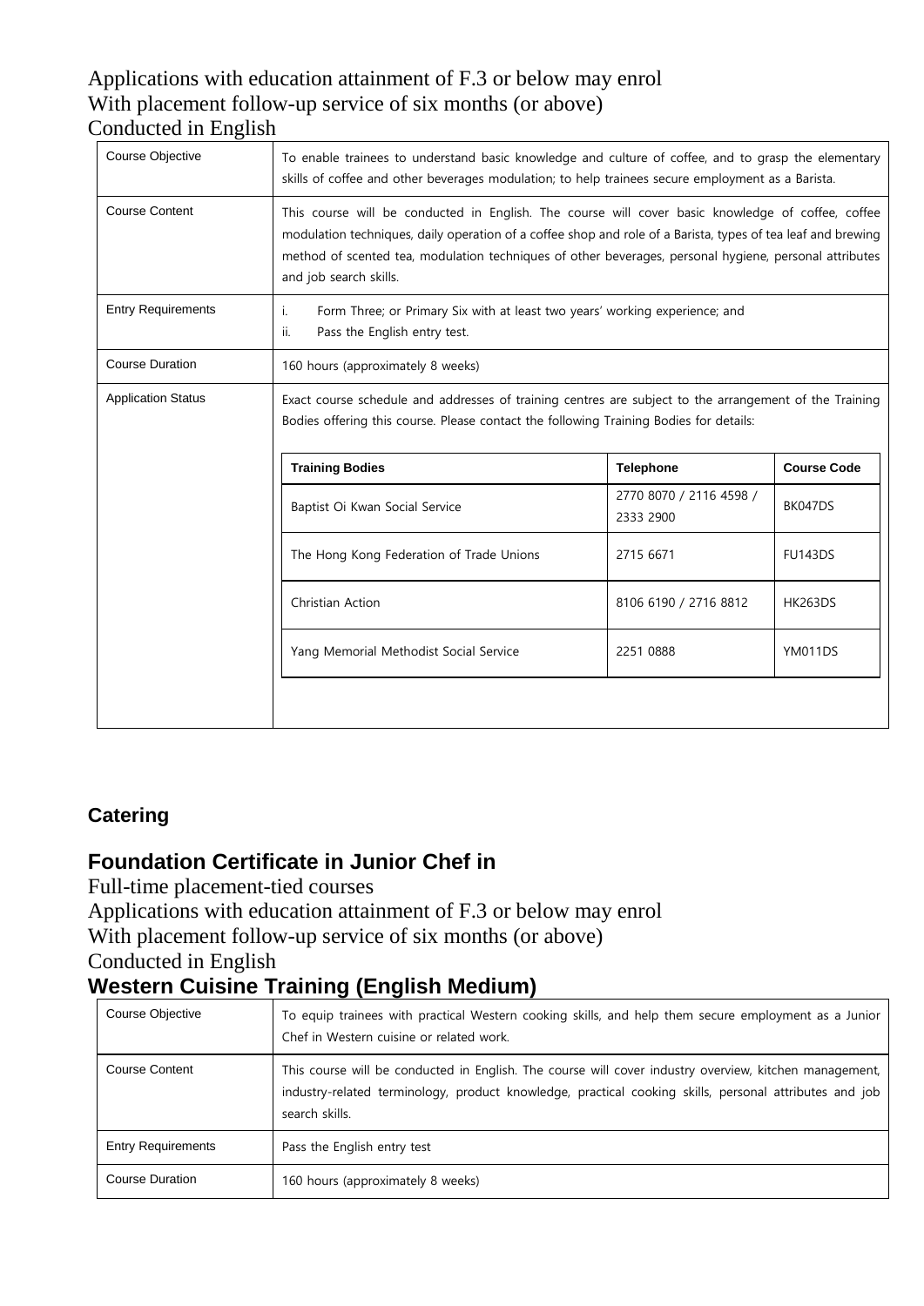Applications with education attainment of F.3 or below may enrol
With placement follow-up service of six months (or above)
Conducted in English

| | |
|---|---|
| Course Objective | To enable trainees to understand basic knowledge and culture of coffee, and to grasp the elementary skills of coffee and other beverages modulation; to help trainees secure employment as a Barista. |
| Course Content | This course will be conducted in English. The course will cover basic knowledge of coffee, coffee modulation techniques, daily operation of a coffee shop and role of a Barista, types of tea leaf and brewing method of scented tea, modulation techniques of other beverages, personal hygiene, personal attributes and job search skills. |
| Entry Requirements | i. Form Three; or Primary Six with at least two years' working experience; and<br>ii. Pass the English entry test. |
| Course Duration | 160 hours (approximately 8 weeks) |
| Application Status | Exact course schedule and addresses of training centres are subject to the arrangement of the Training Bodies offering this course. Please contact the following Training Bodies for details: |

| Training Bodies | Telephone | Course Code |
|---|---|---|
| Baptist Oi Kwan Social Service | 2770 8070 / 2116 4598 / 2333 2900 | BK047DS |
| The Hong Kong Federation of Trade Unions | 2715 6671 | FU143DS |
| Christian Action | 8106 6190 / 2716 8812 | HK263DS |
| Yang Memorial Methodist Social Service | 2251 0888 | YM011DS |

### Catering

## Foundation Certificate in Junior Chef in

Full-time placement-tied courses
Applications with education attainment of F.3 or below may enrol
With placement follow-up service of six months (or above)
Conducted in English

## Western Cuisine Training (English Medium)

| | |
|---|---|
| Course Objective | To equip trainees with practical Western cooking skills, and help them secure employment as a Junior Chef in Western cuisine or related work. |
| Course Content | This course will be conducted in English. The course will cover industry overview, kitchen management, industry-related terminology, product knowledge, practical cooking skills, personal attributes and job search skills. |
| Entry Requirements | Pass the English entry test |
| Course Duration | 160 hours (approximately 8 weeks) |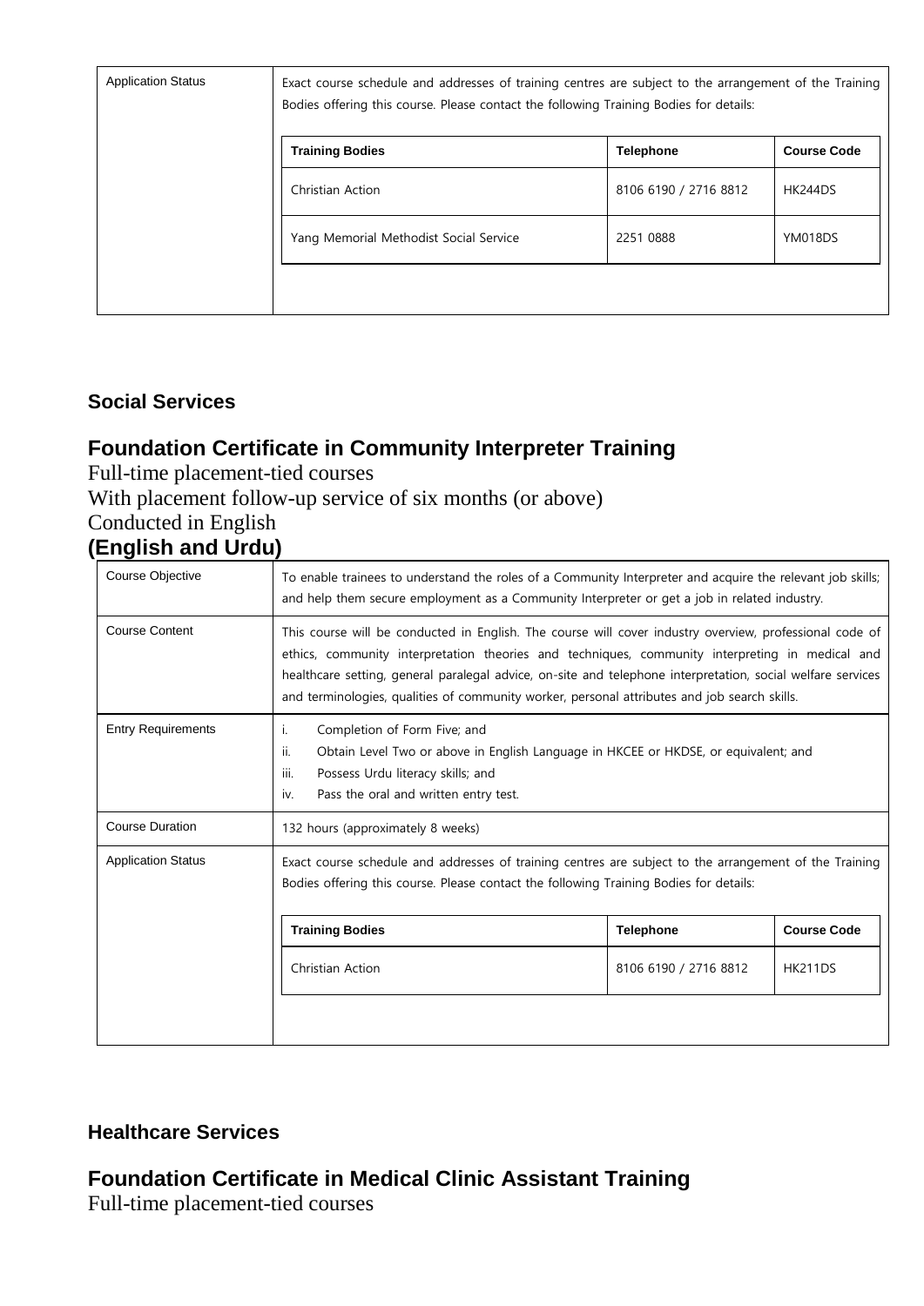| Application Status | Exact course schedule and addresses of training centres are subject to the arrangement of the Training Bodies offering this course. Please contact the following Training Bodies for details:<br><br>**Training Bodies** / **Telephone** / **Course Code**<br>Christian Action / 8106 6190 / 2716 8812 / HK244DS<br>Yang Memorial Methodist Social Service / 2251 0888 / YM018DS |
|---|---|

## Social Services

## Foundation Certificate in Community Interpreter Training

Full-time placement-tied courses

With placement follow-up service of six months (or above)

Conducted in English

### (English and Urdu)

| Course Objective | To enable trainees to understand the roles of a Community Interpreter and acquire the relevant job skills; and help them secure employment as a Community Interpreter or get a job in related industry. |
|---|---|
| Course Content | This course will be conducted in English. The course will cover industry overview, professional code of ethics, community interpretation theories and techniques, community interpreting in medical and healthcare setting, general paralegal advice, on-site and telephone interpretation, social welfare services and terminologies, qualities of community worker, personal attributes and job search skills. |
| Entry Requirements | i. Completion of Form Five; and<br>ii. Obtain Level Two or above in English Language in HKCEE or HKDSE, or equivalent; and<br>iii. Possess Urdu literacy skills; and<br>iv. Pass the oral and written entry test. |
| Course Duration | 132 hours (approximately 8 weeks) |
| Application Status | Exact course schedule and addresses of training centres are subject to the arrangement of the Training Bodies offering this course. Please contact the following Training Bodies for details:<br><br>**Training Bodies** / **Telephone** / **Course Code**<br>Christian Action / 8106 6190 / 2716 8812 / HK211DS |

## Healthcare Services

## Foundation Certificate in Medical Clinic Assistant Training

Full-time placement-tied courses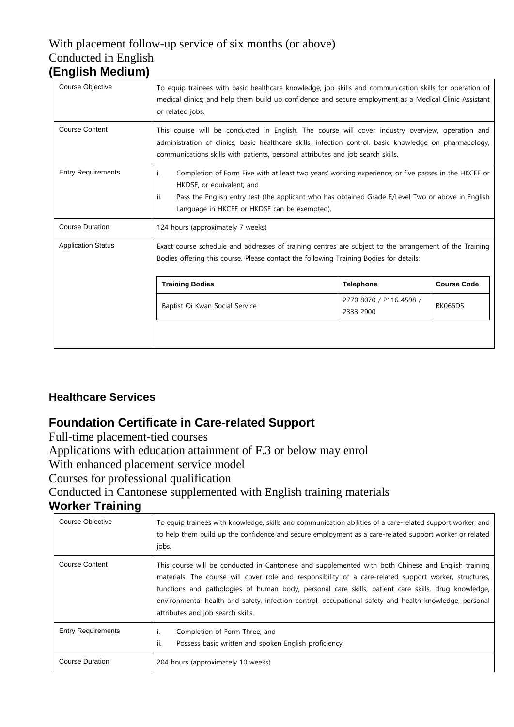With placement follow-up service of six months (or above)
Conducted in English
**(English Medium)**

| Course Objective | To equip trainees with basic healthcare knowledge, job skills and communication skills for operation of medical clinics; and help them build up confidence and secure employment as a Medical Clinic Assistant or related jobs. |
|---|---|
| Course Content | This course will be conducted in English. The course will cover industry overview, operation and administration of clinics, basic healthcare skills, infection control, basic knowledge on pharmacology, communications skills with patients, personal attributes and job search skills. |
| Entry Requirements | i. Completion of Form Five with at least two years' working experience; or five passes in the HKCEE or HKDSE, or equivalent; and<br>ii. Pass the English entry test (the applicant who has obtained Grade E/Level Two or above in English Language in HKCEE or HKDSE can be exempted). |
| Course Duration | 124 hours (approximately 7 weeks) |
| Application Status | Exact course schedule and addresses of training centres are subject to the arrangement of the Training Bodies offering this course. Please contact the following Training Bodies for details: |

| Training Bodies | Telephone | Course Code |
|---|---|---|
| Baptist Oi Kwan Social Service | 2770 8070 / 2116 4598 / 2333 2900 | BK066DS |

## Healthcare Services

## Foundation Certificate in Care-related Support

Full-time placement-tied courses
Applications with education attainment of F.3 or below may enrol
With enhanced placement service model
Courses for professional qualification
Conducted in Cantonese supplemented with English training materials
**Worker Training**

| Course Objective | To equip trainees with knowledge, skills and communication abilities of a care-related support worker; and to help them build up the confidence and secure employment as a care-related support worker or related jobs. |
|---|---|
| Course Content | This course will be conducted in Cantonese and supplemented with both Chinese and English training materials. The course will cover role and responsibility of a care-related support worker, structures, functions and pathologies of human body, personal care skills, patient care skills, drug knowledge, environmental health and safety, infection control, occupational safety and health knowledge, personal attributes and job search skills. |
| Entry Requirements | i. Completion of Form Three; and<br>ii. Possess basic written and spoken English proficiency. |
| Course Duration | 204 hours (approximately 10 weeks) |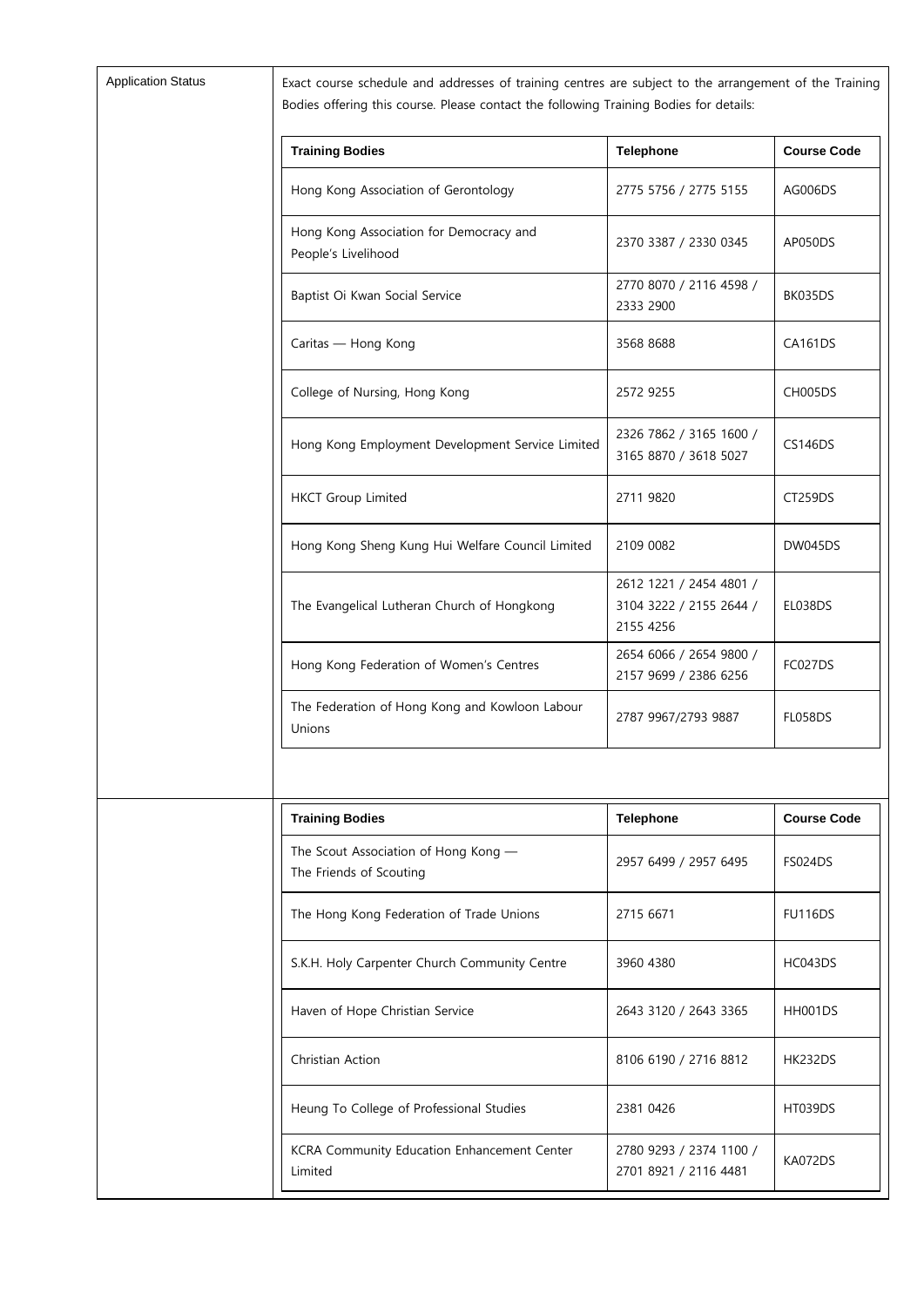| Application Status | |
|---|---|
| | Exact course schedule and addresses of training centres are subject to the arrangement of the Training Bodies offering this course. Please contact the following Training Bodies for details: |

| Training Bodies | Telephone | Course Code |
|---|---|---|
| Hong Kong Association of Gerontology | 2775 5756 / 2775 5155 | AG006DS |
| Hong Kong Association for Democracy and People's Livelihood | 2370 3387 / 2330 0345 | AP050DS |
| Baptist Oi Kwan Social Service | 2770 8070 / 2116 4598 / 2333 2900 | BK035DS |
| Caritas — Hong Kong | 3568 8688 | CA161DS |
| College of Nursing, Hong Kong | 2572 9255 | CH005DS |
| Hong Kong Employment Development Service Limited | 2326 7862 / 3165 1600 / 3165 8870 / 3618 5027 | CS146DS |
| HKCT Group Limited | 2711 9820 | CT259DS |
| Hong Kong Sheng Kung Hui Welfare Council Limited | 2109 0082 | DW045DS |
| The Evangelical Lutheran Church of Hongkong | 2612 1221 / 2454 4801 / 3104 3222 / 2155 2644 / 2155 4256 | EL038DS |
| Hong Kong Federation of Women's Centres | 2654 6066 / 2654 9800 / 2157 9699 / 2386 6256 | FC027DS |
| The Federation of Hong Kong and Kowloon Labour Unions | 2787 9967/2793 9887 | FL058DS |
| The Scout Association of Hong Kong — The Friends of Scouting | 2957 6499 / 2957 6495 | FS024DS |
| The Hong Kong Federation of Trade Unions | 2715 6671 | FU116DS |
| S.K.H. Holy Carpenter Church Community Centre | 3960 4380 | HC043DS |
| Haven of Hope Christian Service | 2643 3120 / 2643 3365 | HH001DS |
| Christian Action | 8106 6190 / 2716 8812 | HK232DS |
| Heung To College of Professional Studies | 2381 0426 | HT039DS |
| KCRA Community Education Enhancement Center Limited | 2780 9293 / 2374 1100 / 2701 8921 / 2116 4481 | KA072DS |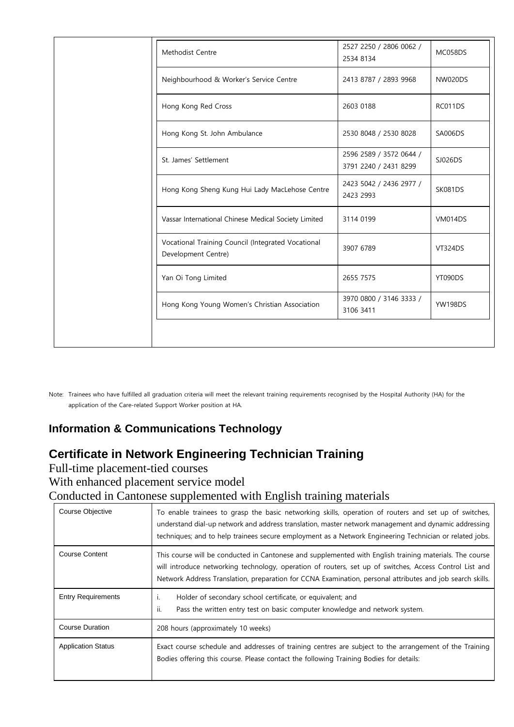| Training Body | Telephone | Course Code |
| --- | --- | --- |
| Methodist Centre | 2527 2250 / 2806 0062 / 2534 8134 | MC058DS |
| Neighbourhood & Worker's Service Centre | 2413 8787 / 2893 9968 | NW020DS |
| Hong Kong Red Cross | 2603 0188 | RC011DS |
| Hong Kong St. John Ambulance | 2530 8048 / 2530 8028 | SA006DS |
| St. James' Settlement | 2596 2589 / 3572 0644 / 3791 2240 / 2431 8299 | SJ026DS |
| Hong Kong Sheng Kung Hui Lady MacLehose Centre | 2423 5042 / 2436 2977 / 2423 2993 | SK081DS |
| Vassar International Chinese Medical Society Limited | 3114 0199 | VM014DS |
| Vocational Training Council (Integrated Vocational Development Centre) | 3907 6789 | VT324DS |
| Yan Oi Tong Limited | 2655 7575 | YT090DS |
| Hong Kong Young Women's Christian Association | 3970 0800 / 3146 3333 / 3106 3411 | YW198DS |

Note: Trainees who have fulfilled all graduation criteria will meet the relevant training requirements recognised by the Hospital Authority (HA) for the application of the Care-related Support Worker position at HA.

## Information & Communications Technology

## Certificate in Network Engineering Technician Training

Full-time placement-tied courses

With enhanced placement service model

Conducted in Cantonese supplemented with English training materials

| | |
| --- | --- |
| Course Objective | To enable trainees to grasp the basic networking skills, operation of routers and set up of switches, understand dial-up network and address translation, master network management and dynamic addressing techniques; and to help trainees secure employment as a Network Engineering Technician or related jobs. |
| Course Content | This course will be conducted in Cantonese and supplemented with English training materials. The course will introduce networking technology, operation of routers, set up of switches, Access Control List and Network Address Translation, preparation for CCNA Examination, personal attributes and job search skills. |
| Entry Requirements | i. Holder of secondary school certificate, or equivalent; and<br>ii. Pass the written entry test on basic computer knowledge and network system. |
| Course Duration | 208 hours (approximately 10 weeks) |
| Application Status | Exact course schedule and addresses of training centres are subject to the arrangement of the Training Bodies offering this course. Please contact the following Training Bodies for details: |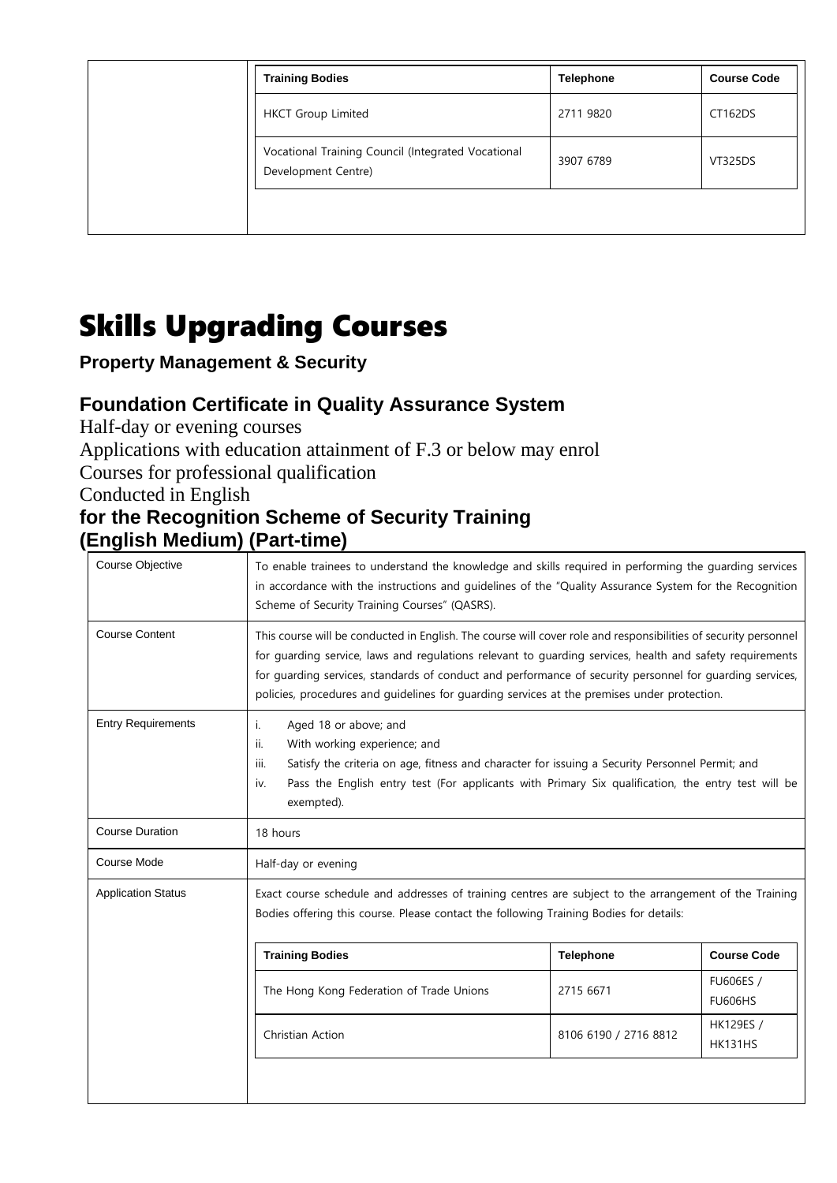| Training Bodies | Telephone | Course Code |
|---|---|---|
| HKCT Group Limited | 2711 9820 | CT162DS |
| Vocational Training Council (Integrated Vocational Development Centre) | 3907 6789 | VT325DS |

# Skills Upgrading Courses

**Property Management & Security**

## Foundation Certificate in Quality Assurance System

Half-day or evening courses

Applications with education attainment of F.3 or below may enrol

Courses for professional qualification

Conducted in English

### for the Recognition Scheme of Security Training (English Medium) (Part-time)

| | |
|---|---|
| Course Objective | To enable trainees to understand the knowledge and skills required in performing the guarding services in accordance with the instructions and guidelines of the "Quality Assurance System for the Recognition Scheme of Security Training Courses" (QASRS). |
| Course Content | This course will be conducted in English. The course will cover role and responsibilities of security personnel for guarding service, laws and regulations relevant to guarding services, health and safety requirements for guarding services, standards of conduct and performance of security personnel for guarding services, policies, procedures and guidelines for guarding services at the premises under protection. |
| Entry Requirements | i. Aged 18 or above; and<br>ii. With working experience; and<br>iii. Satisfy the criteria on age, fitness and character for issuing a Security Personnel Permit; and<br>iv. Pass the English entry test (For applicants with Primary Six qualification, the entry test will be exempted). |
| Course Duration | 18 hours |
| Course Mode | Half-day or evening |
| Application Status | Exact course schedule and addresses of training centres are subject to the arrangement of the Training Bodies offering this course. Please contact the following Training Bodies for details: |

| Training Bodies | Telephone | Course Code |
|---|---|---|
| The Hong Kong Federation of Trade Unions | 2715 6671 | FU606ES / FU606HS |
| Christian Action | 8106 6190 / 2716 8812 | HK129ES / HK131HS |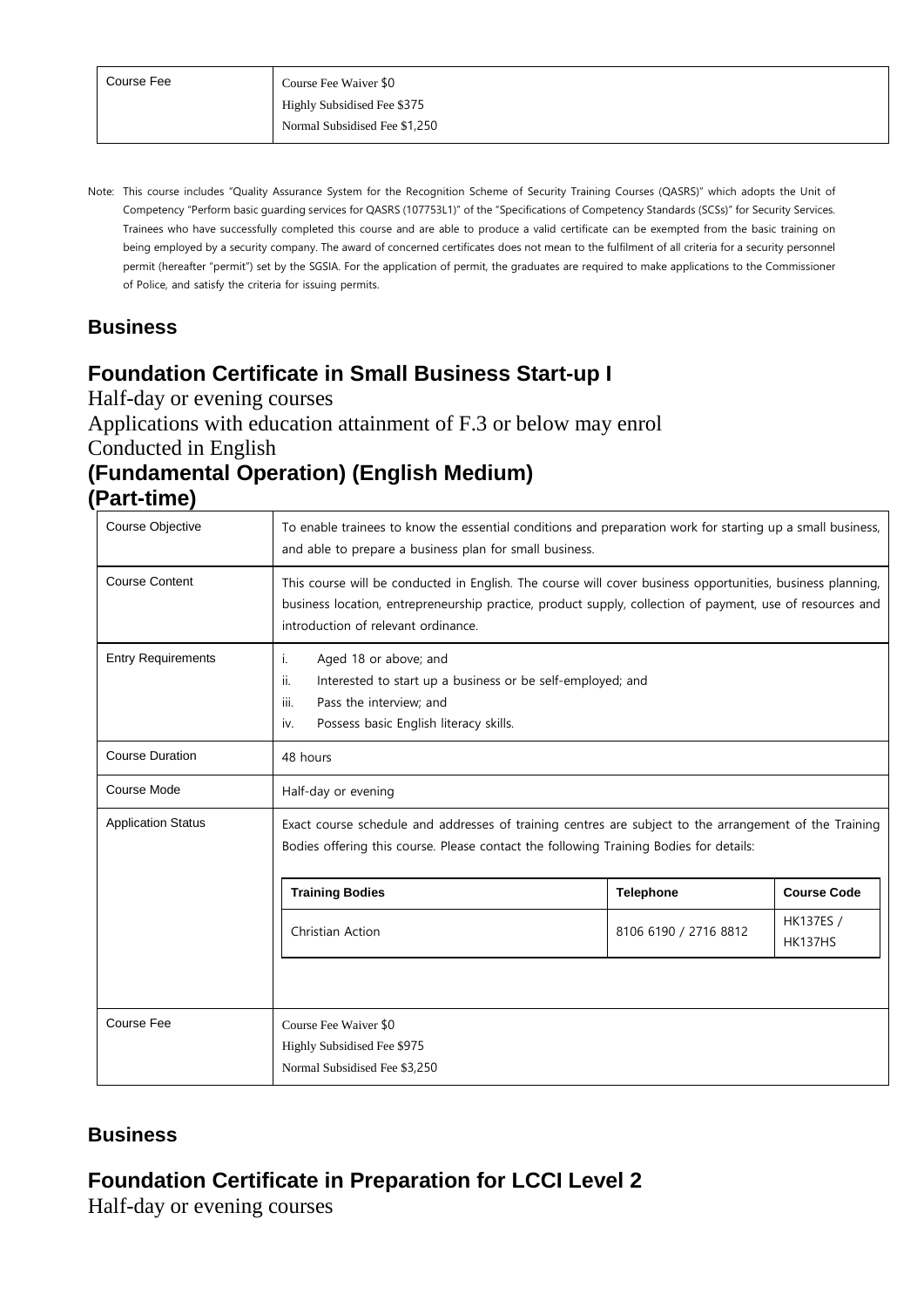| Course Fee | Course Fee Waiver $0<br>Highly Subsidised Fee $375<br>Normal Subsidised Fee $1,250 |
|---|---|

Note: This course includes "Quality Assurance System for the Recognition Scheme of Security Training Courses (QASRS)" which adopts the Unit of Competency "Perform basic guarding services for QASRS (107753L1)" of the "Specifications of Competency Standards (SCSs)" for Security Services. Trainees who have successfully completed this course and are able to produce a valid certificate can be exempted from the basic training on being employed by a security company. The award of concerned certificates does not mean to the fulfilment of all criteria for a security personnel permit (hereafter "permit") set by the SGSIA. For the application of permit, the graduates are required to make applications to the Commissioner of Police, and satisfy the criteria for issuing permits.

## Business

## Foundation Certificate in Small Business Start-up I

Half-day or evening courses

Applications with education attainment of F.3 or below may enrol

Conducted in English

### (Fundamental Operation) (English Medium) (Part-time)

| Course Objective | To enable trainees to know the essential conditions and preparation work for starting up a small business, and able to prepare a business plan for small business. |
|---|---|
| Course Content | This course will be conducted in English. The course will cover business opportunities, business planning, business location, entrepreneurship practice, product supply, collection of payment, use of resources and introduction of relevant ordinance. |
| Entry Requirements | i. Aged 18 or above; and<br>ii. Interested to start up a business or be self-employed; and<br>iii. Pass the interview; and<br>iv. Possess basic English literacy skills. |
| Course Duration | 48 hours |
| Course Mode | Half-day or evening |
| Application Status | Exact course schedule and addresses of training centres are subject to the arrangement of the Training Bodies offering this course. Please contact the following Training Bodies for details:<br><br>**Training Bodies** / **Telephone** / **Course Code**<br>Christian Action / 8106 6190 / 2716 8812 / HK137ES / HK137HS |
| Course Fee | Course Fee Waiver $0<br>Highly Subsidised Fee $975<br>Normal Subsidised Fee $3,250 |

## Business

## Foundation Certificate in Preparation for LCCI Level 2

Half-day or evening courses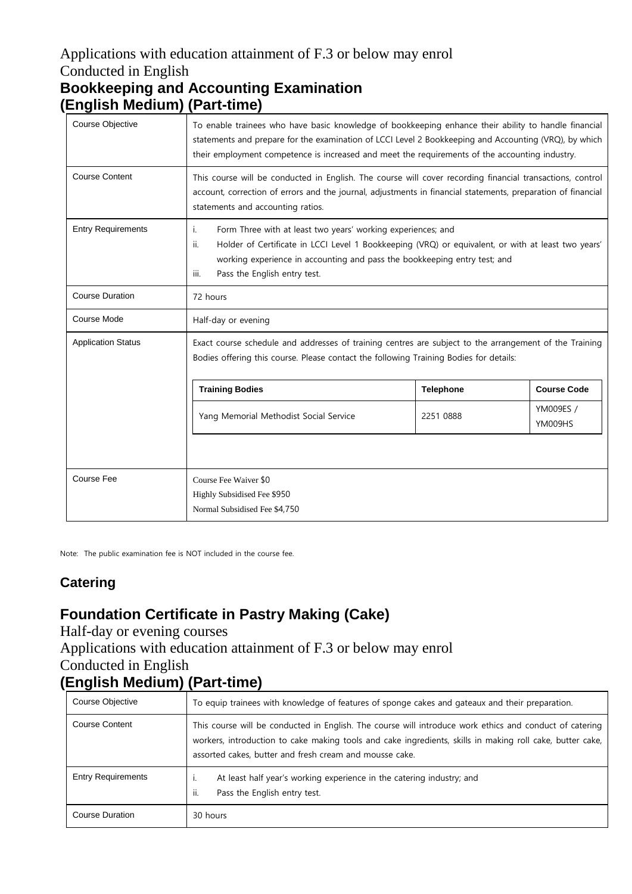Applications with education attainment of F.3 or below may enrol

Conducted in English

## Bookkeeping and Accounting Examination (English Medium) (Part-time)

| | |
|---|---|
| Course Objective | To enable trainees who have basic knowledge of bookkeeping enhance their ability to handle financial statements and prepare for the examination of LCCI Level 2 Bookkeeping and Accounting (VRQ), by which their employment competence is increased and meet the requirements of the accounting industry. |
| Course Content | This course will be conducted in English. The course will cover recording financial transactions, control account, correction of errors and the journal, adjustments in financial statements, preparation of financial statements and accounting ratios. |
| Entry Requirements | i. Form Three with at least two years' working experiences; and<br>ii. Holder of Certificate in LCCI Level 1 Bookkeeping (VRQ) or equivalent, or with at least two years' working experience in accounting and pass the bookkeeping entry test; and<br>iii. Pass the English entry test. |
| Course Duration | 72 hours |
| Course Mode | Half-day or evening |
| Application Status | Exact course schedule and addresses of training centres are subject to the arrangement of the Training Bodies offering this course. Please contact the following Training Bodies for details: |
| Course Fee | Course Fee Waiver $0<br>Highly Subsidised Fee $950<br>Normal Subsidised Fee $4,750 |

| Training Bodies | Telephone | Course Code |
|---|---|---|
| Yang Memorial Methodist Social Service | 2251 0888 | YM009ES / YM009HS |

Note: The public examination fee is NOT included in the course fee.

## Catering

## Foundation Certificate in Pastry Making (Cake)

Half-day or evening courses

Applications with education attainment of F.3 or below may enrol

Conducted in English

## (English Medium) (Part-time)

| | |
|---|---|
| Course Objective | To equip trainees with knowledge of features of sponge cakes and gateaux and their preparation. |
| Course Content | This course will be conducted in English. The course will introduce work ethics and conduct of catering workers, introduction to cake making tools and cake ingredients, skills in making roll cake, butter cake, assorted cakes, butter and fresh cream and mousse cake. |
| Entry Requirements | i. At least half year's working experience in the catering industry; and<br>ii. Pass the English entry test. |
| Course Duration | 30 hours |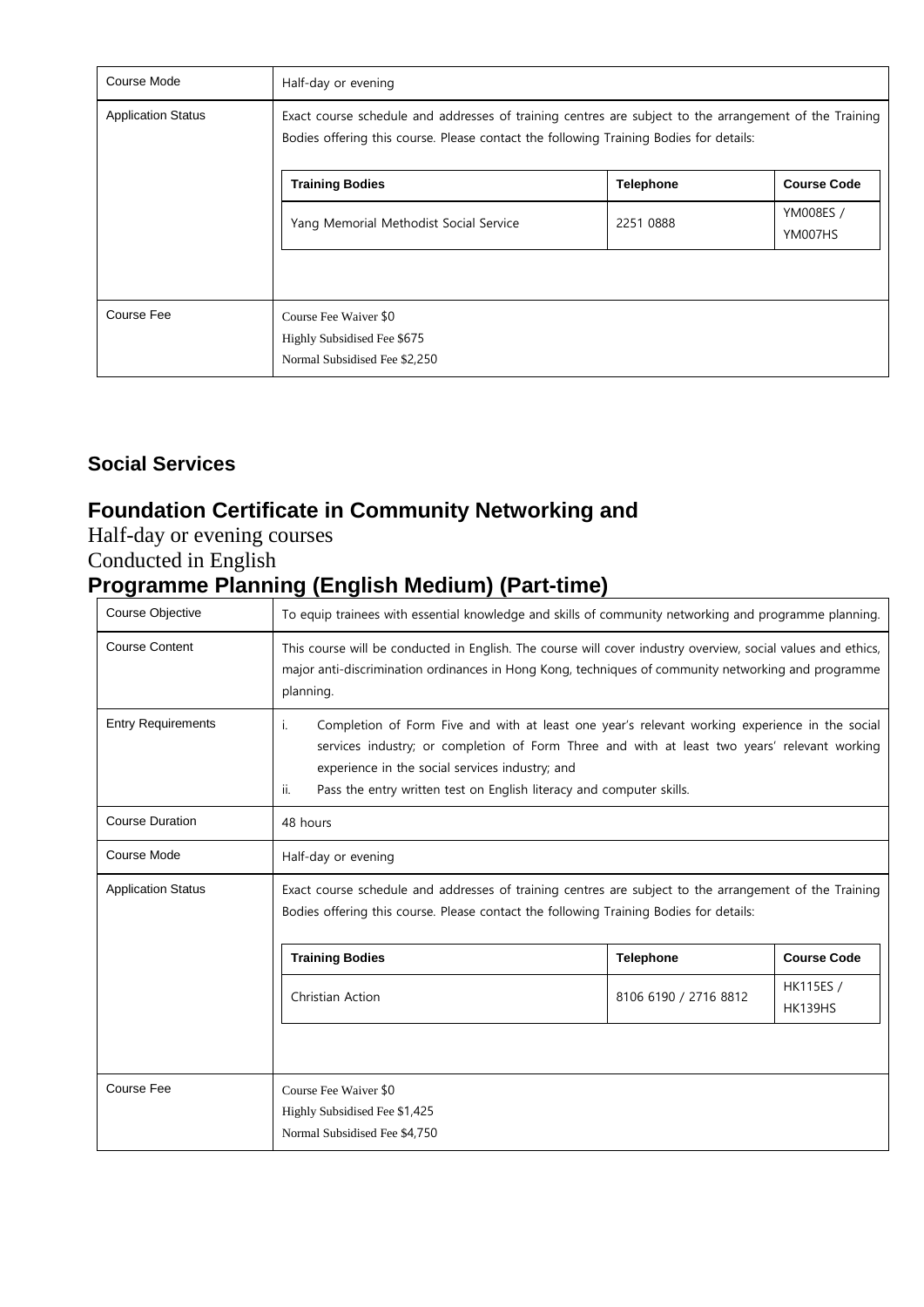| Course Mode | Half-day or evening | | |
|---|---|---|---|
| Application Status | Exact course schedule and addresses of training centres are subject to the arrangement of the Training Bodies offering this course. Please contact the following Training Bodies for details: | | |
| | **Training Bodies** | **Telephone** | **Course Code** |
| | Yang Memorial Methodist Social Service | 2251 0888 | YM008ES / YM007HS |
| Course Fee | Course Fee Waiver $0<br>Highly Subsidised Fee $675<br>Normal Subsidised Fee $2,250 | | |

### Social Services

## Foundation Certificate in Community Networking and Programme Planning (English Medium) (Part-time)

Half-day or evening courses

Conducted in English

| Course Objective | To equip trainees with essential knowledge and skills of community networking and programme planning. | | |
|---|---|---|---|
| Course Content | This course will be conducted in English. The course will cover industry overview, social values and ethics, major anti-discrimination ordinances in Hong Kong, techniques of community networking and programme planning. | | |
| Entry Requirements | i. Completion of Form Five and with at least one year's relevant working experience in the social services industry; or completion of Form Three and with at least two years' relevant working experience in the social services industry; and<br>ii. Pass the entry written test on English literacy and computer skills. | | |
| Course Duration | 48 hours | | |
| Course Mode | Half-day or evening | | |
| Application Status | Exact course schedule and addresses of training centres are subject to the arrangement of the Training Bodies offering this course. Please contact the following Training Bodies for details: | | |
| | **Training Bodies** | **Telephone** | **Course Code** |
| | Christian Action | 8106 6190 / 2716 8812 | HK115ES / HK139HS |
| Course Fee | Course Fee Waiver $0<br>Highly Subsidised Fee $1,425<br>Normal Subsidised Fee $4,750 | | |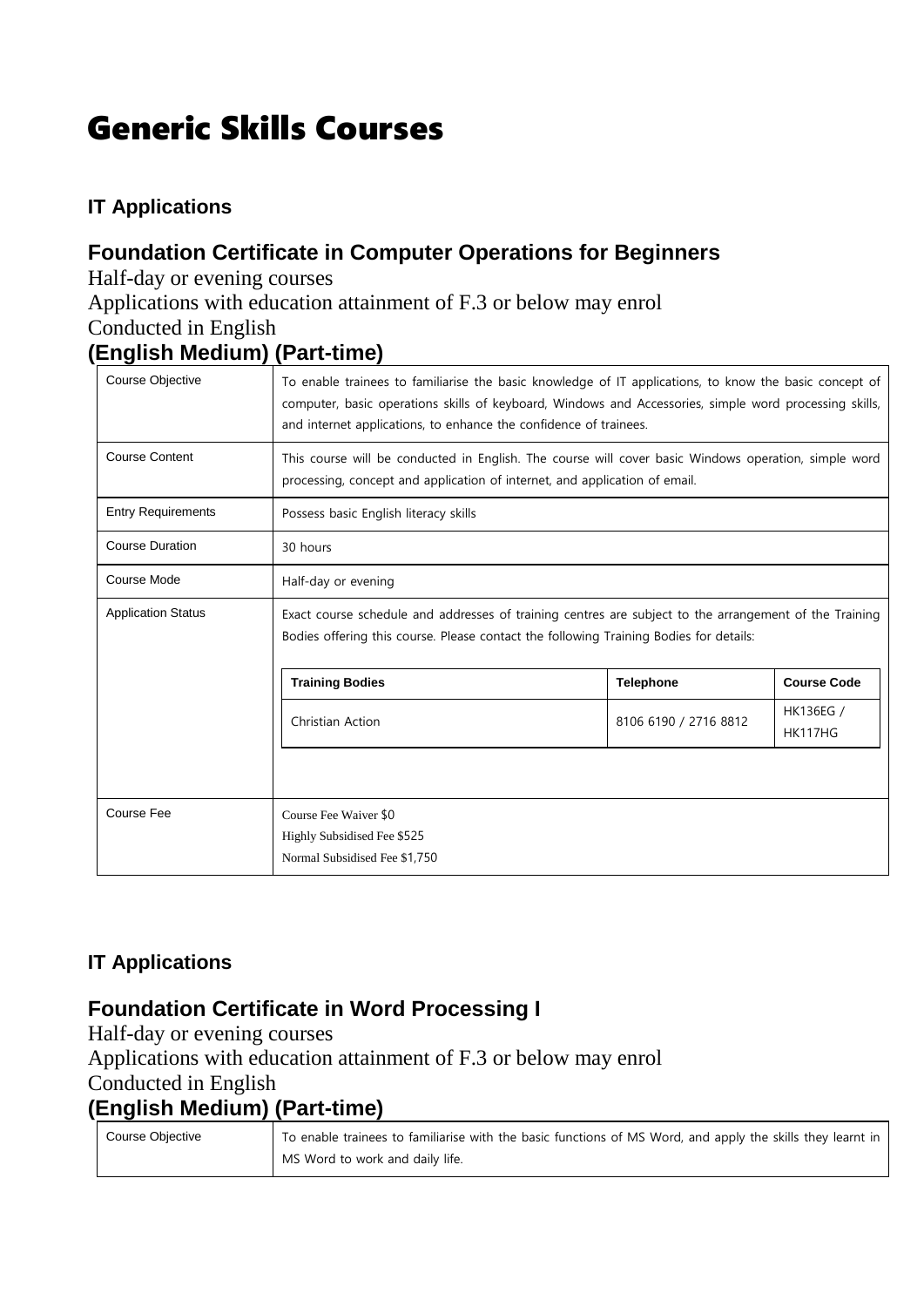# Generic Skills Courses

### IT Applications

## Foundation Certificate in Computer Operations for Beginners

Half-day or evening courses

Applications with education attainment of F.3 or below may enrol

Conducted in English

### (English Medium) (Part-time)

| | |
|---|---|
| Course Objective | To enable trainees to familiarise the basic knowledge of IT applications, to know the basic concept of computer, basic operations skills of keyboard, Windows and Accessories, simple word processing skills, and internet applications, to enhance the confidence of trainees. |
| Course Content | This course will be conducted in English. The course will cover basic Windows operation, simple word processing, concept and application of internet, and application of email. |
| Entry Requirements | Possess basic English literacy skills |
| Course Duration | 30 hours |
| Course Mode | Half-day or evening |
| Application Status | Exact course schedule and addresses of training centres are subject to the arrangement of the Training Bodies offering this course. Please contact the following Training Bodies for details: |
| Course Fee | Course Fee Waiver $0<br>Highly Subsidised Fee $525<br>Normal Subsidised Fee $1,750 |

| Training Bodies | Telephone | Course Code |
|---|---|---|
| Christian Action | 8106 6190 / 2716 8812 | HK136EG / HK117HG |

### IT Applications

## Foundation Certificate in Word Processing I

Half-day or evening courses

Applications with education attainment of F.3 or below may enrol

Conducted in English

### (English Medium) (Part-time)

| | |
|---|---|
| Course Objective | To enable trainees to familiarise with the basic functions of MS Word, and apply the skills they learnt in MS Word to work and daily life. |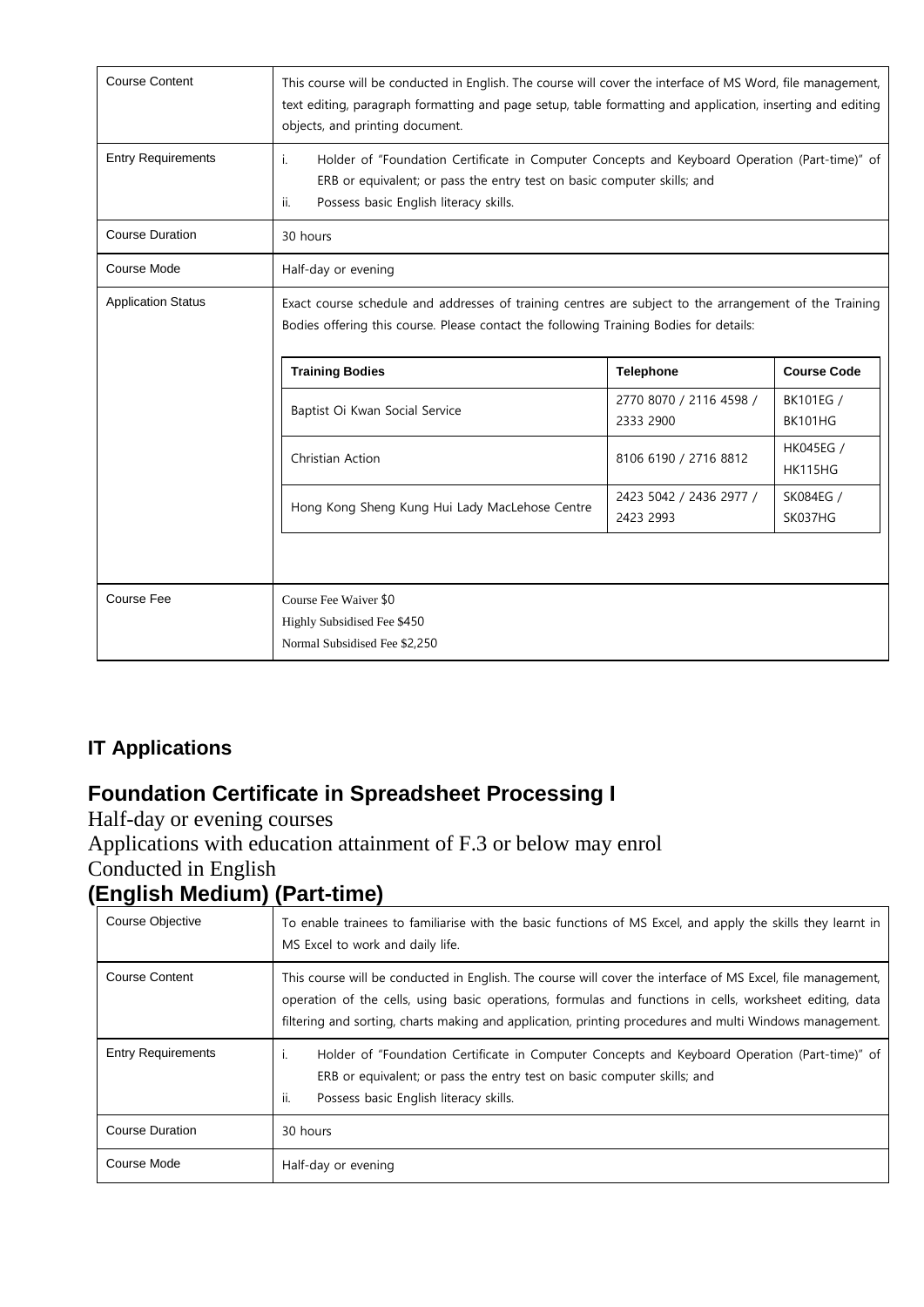| Course Content | This course will be conducted in English. The course will cover the interface of MS Word, file management, text editing, paragraph formatting and page setup, table formatting and application, inserting and editing objects, and printing document. |
|---|---|
| Entry Requirements | i. Holder of "Foundation Certificate in Computer Concepts and Keyboard Operation (Part-time)" of ERB or equivalent; or pass the entry test on basic computer skills; and<br>ii. Possess basic English literacy skills. |
| Course Duration | 30 hours |
| Course Mode | Half-day or evening |
| Application Status | Exact course schedule and addresses of training centres are subject to the arrangement of the Training Bodies offering this course. Please contact the following Training Bodies for details: |
| Course Fee | Course Fee Waiver $0<br>Highly Subsidised Fee $450<br>Normal Subsidised Fee $2,250 |

| Training Bodies | Telephone | Course Code |
|---|---|---|
| Baptist Oi Kwan Social Service | 2770 8070 / 2116 4598 / 2333 2900 | BK101EG / BK101HG |
| Christian Action | 8106 6190 / 2716 8812 | HK045EG / HK115HG |
| Hong Kong Sheng Kung Hui Lady MacLehose Centre | 2423 5042 / 2436 2977 / 2423 2993 | SK084EG / SK037HG |

## IT Applications

## Foundation Certificate in Spreadsheet Processing I

Half-day or evening courses

Applications with education attainment of F.3 or below may enrol

Conducted in English

### (English Medium) (Part-time)

| Course Objective | To enable trainees to familiarise with the basic functions of MS Excel, and apply the skills they learnt in MS Excel to work and daily life. |
|---|---|
| Course Content | This course will be conducted in English. The course will cover the interface of MS Excel, file management, operation of the cells, using basic operations, formulas and functions in cells, worksheet editing, data filtering and sorting, charts making and application, printing procedures and multi Windows management. |
| Entry Requirements | i. Holder of "Foundation Certificate in Computer Concepts and Keyboard Operation (Part-time)" of ERB or equivalent; or pass the entry test on basic computer skills; and<br>ii. Possess basic English literacy skills. |
| Course Duration | 30 hours |
| Course Mode | Half-day or evening |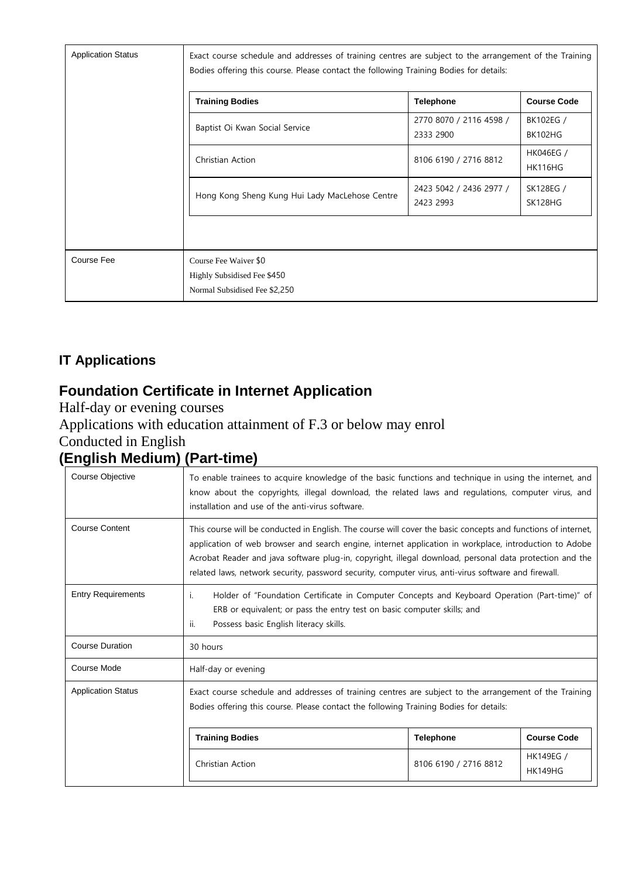| | |
|---|---|
| Application Status | Exact course schedule and addresses of training centres are subject to the arrangement of the Training Bodies offering this course. Please contact the following Training Bodies for details:<br><br>**Training Bodies** / **Telephone** / **Course Code**<br>Baptist Oi Kwan Social Service / 2770 8070 / 2116 4598 / 2333 2900 / BK102EG / BK102HG<br>Christian Action / 8106 6190 / 2716 8812 / HK046EG / HK116HG<br>Hong Kong Sheng Kung Hui Lady MacLehose Centre / 2423 5042 / 2436 2977 / 2423 2993 / SK128EG / SK128HG |
| Course Fee | Course Fee Waiver $0<br>Highly Subsidised Fee $450<br>Normal Subsidised Fee $2,250 |

## IT Applications

## Foundation Certificate in Internet Application

Half-day or evening courses

Applications with education attainment of F.3 or below may enrol

Conducted in English

### (English Medium) (Part-time)

| | |
|---|---|
| Course Objective | To enable trainees to acquire knowledge of the basic functions and technique in using the internet, and know about the copyrights, illegal download, the related laws and regulations, computer virus, and installation and use of the anti-virus software. |
| Course Content | This course will be conducted in English. The course will cover the basic concepts and functions of internet, application of web browser and search engine, internet application in workplace, introduction to Adobe Acrobat Reader and java software plug-in, copyright, illegal download, personal data protection and the related laws, network security, password security, computer virus, anti-virus software and firewall. |
| Entry Requirements | i. Holder of "Foundation Certificate in Computer Concepts and Keyboard Operation (Part-time)" of ERB or equivalent; or pass the entry test on basic computer skills; and<br>ii. Possess basic English literacy skills. |
| Course Duration | 30 hours |
| Course Mode | Half-day or evening |
| Application Status | Exact course schedule and addresses of training centres are subject to the arrangement of the Training Bodies offering this course. Please contact the following Training Bodies for details:<br><br>**Training Bodies** / **Telephone** / **Course Code**<br>Christian Action / 8106 6190 / 2716 8812 / HK149EG / HK149HG |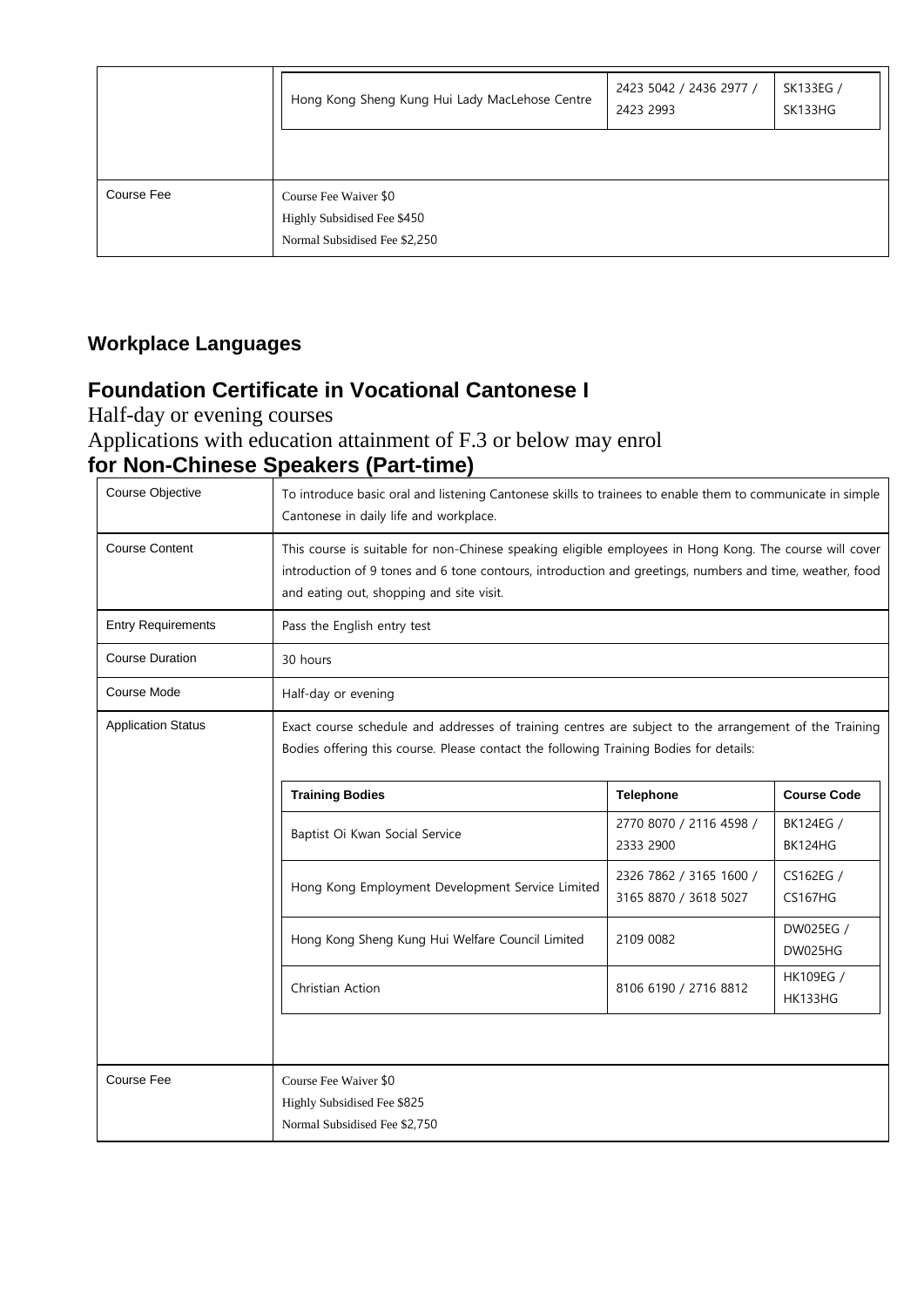| | | | |
|---|---|---|---|
| | Hong Kong Sheng Kung Hui Lady MacLehose Centre | 2423 5042 / 2436 2977 / 2423 2993 | SK133EG / SK133HG |
| Course Fee | Course Fee Waiver $0<br>Highly Subsidised Fee $450<br>Normal Subsidised Fee $2,250 | | |

### Workplace Languages

## Foundation Certificate in Vocational Cantonese I

Half-day or evening courses

Applications with education attainment of F.3 or below may enrol

### for Non-Chinese Speakers (Part-time)

| | |
|---|---|
| Course Objective | To introduce basic oral and listening Cantonese skills to trainees to enable them to communicate in simple Cantonese in daily life and workplace. |
| Course Content | This course is suitable for non-Chinese speaking eligible employees in Hong Kong. The course will cover introduction of 9 tones and 6 tone contours, introduction and greetings, numbers and time, weather, food and eating out, shopping and site visit. |
| Entry Requirements | Pass the English entry test |
| Course Duration | 30 hours |
| Course Mode | Half-day or evening |
| Application Status | Exact course schedule and addresses of training centres are subject to the arrangement of the Training Bodies offering this course. Please contact the following Training Bodies for details: |

| Training Bodies | Telephone | Course Code |
|---|---|---|
| Baptist Oi Kwan Social Service | 2770 8070 / 2116 4598 / 2333 2900 | BK124EG / BK124HG |
| Hong Kong Employment Development Service Limited | 2326 7862 / 3165 1600 / 3165 8870 / 3618 5027 | CS162EG / CS167HG |
| Hong Kong Sheng Kung Hui Welfare Council Limited | 2109 0082 | DW025EG / DW025HG |
| Christian Action | 8106 6190 / 2716 8812 | HK109EG / HK133HG |

| | |
|---|---|
| Course Fee | Course Fee Waiver $0<br>Highly Subsidised Fee $825<br>Normal Subsidised Fee $2,750 |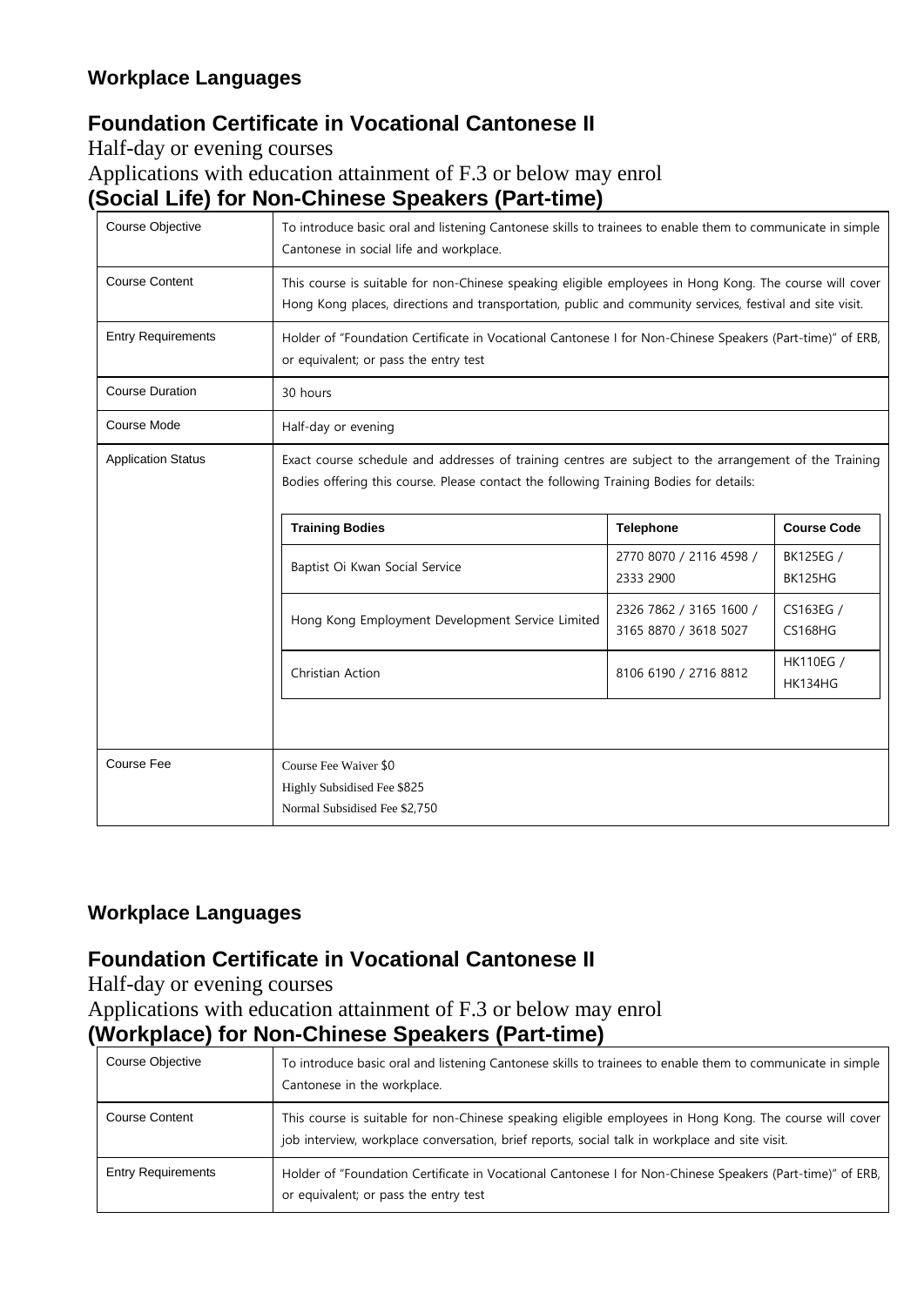### Workplace Languages

## Foundation Certificate in Vocational Cantonese II

Half-day or evening courses

Applications with education attainment of F.3 or below may enrol

## (Social Life) for Non-Chinese Speakers (Part-time)

| | |
|---|---|
| Course Objective | To introduce basic oral and listening Cantonese skills to trainees to enable them to communicate in simple Cantonese in social life and workplace. |
| Course Content | This course is suitable for non-Chinese speaking eligible employees in Hong Kong. The course will cover Hong Kong places, directions and transportation, public and community services, festival and site visit. |
| Entry Requirements | Holder of "Foundation Certificate in Vocational Cantonese I for Non-Chinese Speakers (Part-time)" of ERB, or equivalent; or pass the entry test |
| Course Duration | 30 hours |
| Course Mode | Half-day or evening |
| Application Status | Exact course schedule and addresses of training centres are subject to the arrangement of the Training Bodies offering this course. Please contact the following Training Bodies for details: |
| Course Fee | Course Fee Waiver $0<br>Highly Subsidised Fee $825<br>Normal Subsidised Fee $2,750 |

| Training Bodies | Telephone | Course Code |
|---|---|---|
| Baptist Oi Kwan Social Service | 2770 8070 / 2116 4598 / 2333 2900 | BK125EG / BK125HG |
| Hong Kong Employment Development Service Limited | 2326 7862 / 3165 1600 / 3165 8870 / 3618 5027 | CS163EG / CS168HG |
| Christian Action | 8106 6190 / 2716 8812 | HK110EG / HK134HG |

### Workplace Languages

## Foundation Certificate in Vocational Cantonese II

Half-day or evening courses

Applications with education attainment of F.3 or below may enrol

## (Workplace) for Non-Chinese Speakers (Part-time)

| | |
|---|---|
| Course Objective | To introduce basic oral and listening Cantonese skills to trainees to enable them to communicate in simple Cantonese in the workplace. |
| Course Content | This course is suitable for non-Chinese speaking eligible employees in Hong Kong. The course will cover job interview, workplace conversation, brief reports, social talk in workplace and site visit. |
| Entry Requirements | Holder of "Foundation Certificate in Vocational Cantonese I for Non-Chinese Speakers (Part-time)" of ERB, or equivalent; or pass the entry test |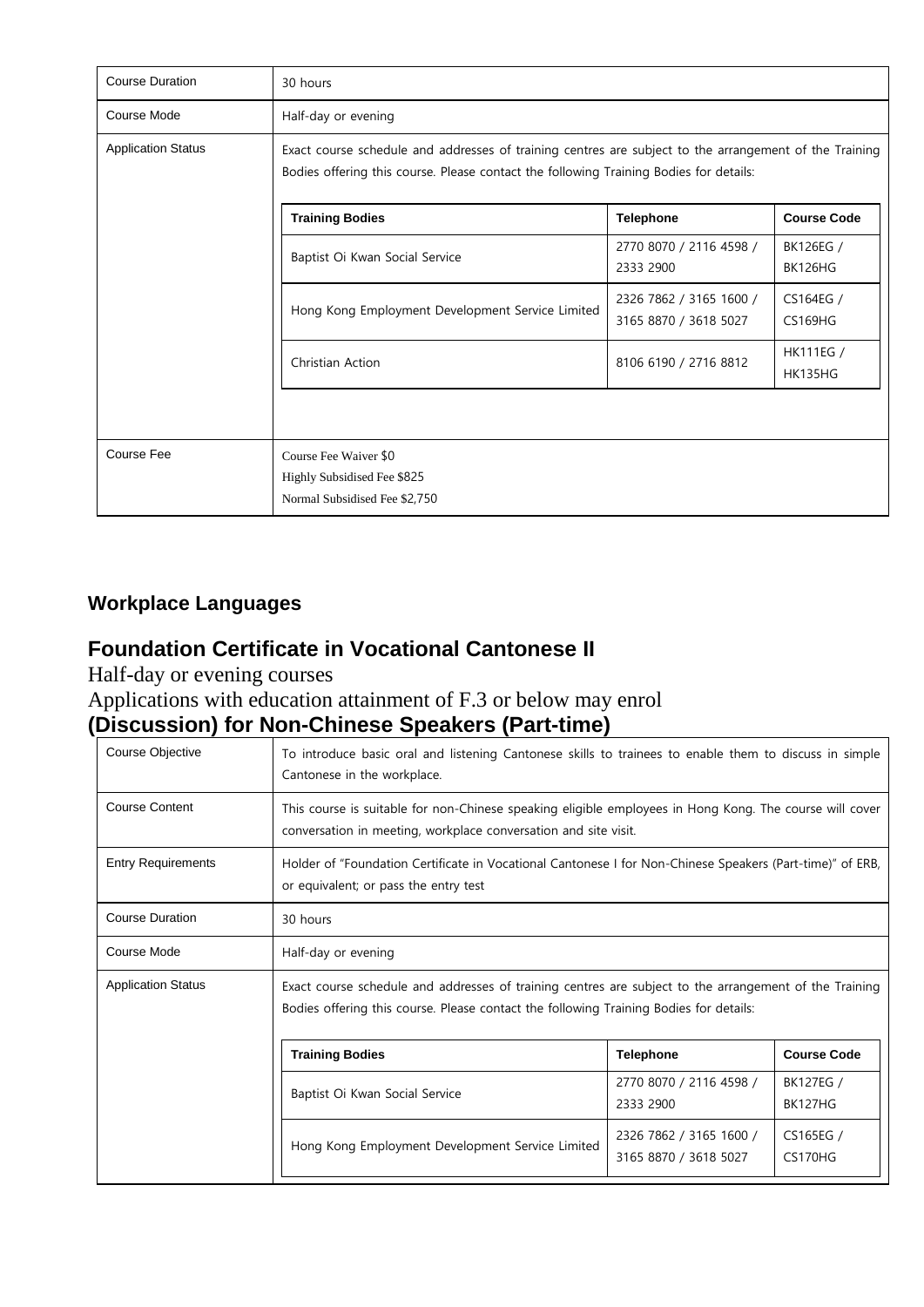| | |
|---|---|
| Course Duration | 30 hours |
| Course Mode | Half-day or evening |
| Application Status | Exact course schedule and addresses of training centres are subject to the arrangement of the Training Bodies offering this course. Please contact the following Training Bodies for details: |
| Course Fee | Course Fee Waiver $0<br>Highly Subsidised Fee $825<br>Normal Subsidised Fee $2,750 |

| Training Bodies | Telephone | Course Code |
|---|---|---|
| Baptist Oi Kwan Social Service | 2770 8070 / 2116 4598 / 2333 2900 | BK126EG / BK126HG |
| Hong Kong Employment Development Service Limited | 2326 7862 / 3165 1600 / 3165 8870 / 3618 5027 | CS164EG / CS169HG |
| Christian Action | 8106 6190 / 2716 8812 | HK111EG / HK135HG |

## Workplace Languages

## Foundation Certificate in Vocational Cantonese II

Half-day or evening courses

Applications with education attainment of F.3 or below may enrol

## (Discussion) for Non-Chinese Speakers (Part-time)

| | |
|---|---|
| Course Objective | To introduce basic oral and listening Cantonese skills to trainees to enable them to discuss in simple Cantonese in the workplace. |
| Course Content | This course is suitable for non-Chinese speaking eligible employees in Hong Kong. The course will cover conversation in meeting, workplace conversation and site visit. |
| Entry Requirements | Holder of "Foundation Certificate in Vocational Cantonese I for Non-Chinese Speakers (Part-time)" of ERB, or equivalent; or pass the entry test |
| Course Duration | 30 hours |
| Course Mode | Half-day or evening |
| Application Status | Exact course schedule and addresses of training centres are subject to the arrangement of the Training Bodies offering this course. Please contact the following Training Bodies for details: |

| Training Bodies | Telephone | Course Code |
|---|---|---|
| Baptist Oi Kwan Social Service | 2770 8070 / 2116 4598 / 2333 2900 | BK127EG / BK127HG |
| Hong Kong Employment Development Service Limited | 2326 7862 / 3165 1600 / 3165 8870 / 3618 5027 | CS165EG / CS170HG |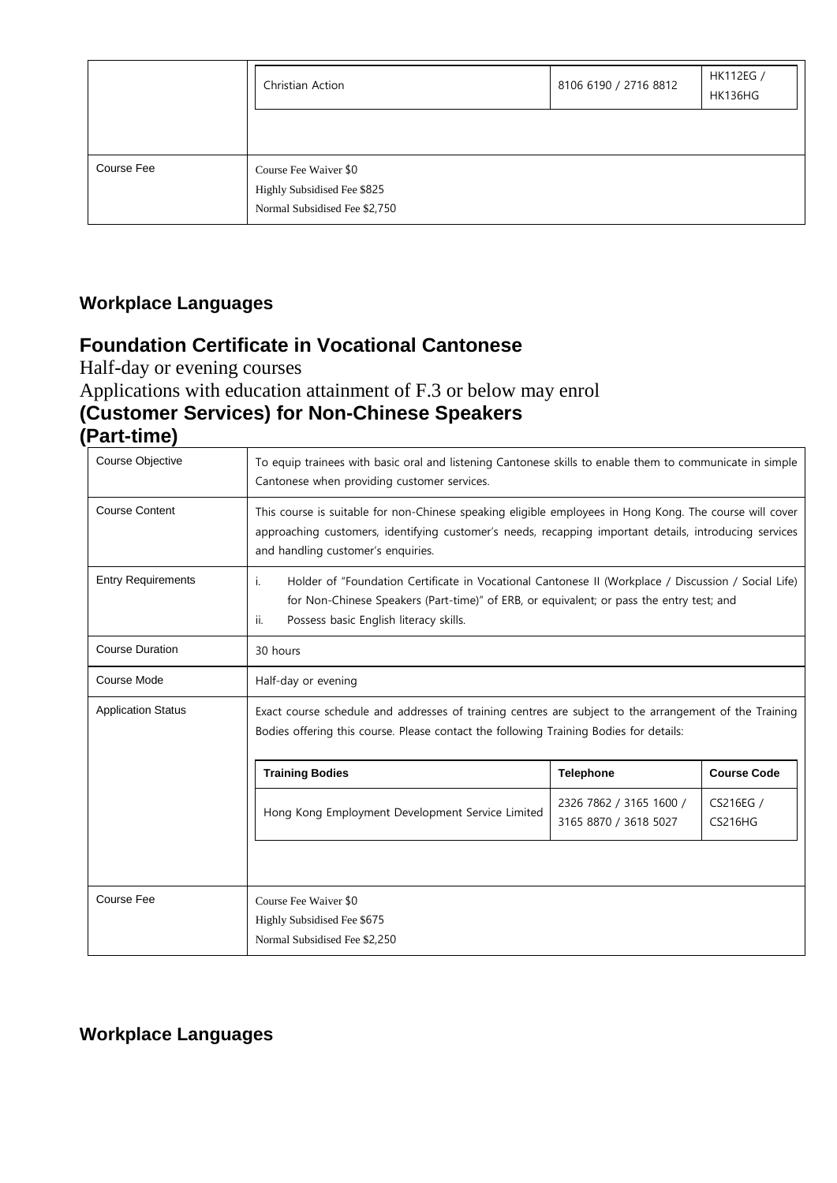| | | | |
|---|---|---|---|
| | Christian Action | 8106 6190 / 2716 8812 | HK112EG / HK136HG |
| Course Fee | Course Fee Waiver $0<br>Highly Subsidised Fee $825<br>Normal Subsidised Fee $2,750 | | |

## Workplace Languages

## Foundation Certificate in Vocational Cantonese

Half-day or evening courses

Applications with education attainment of F.3 or below may enrol

## (Customer Services) for Non-Chinese Speakers (Part-time)

| | |
|---|---|
| Course Objective | To equip trainees with basic oral and listening Cantonese skills to enable them to communicate in simple Cantonese when providing customer services. |
| Course Content | This course is suitable for non-Chinese speaking eligible employees in Hong Kong. The course will cover approaching customers, identifying customer's needs, recapping important details, introducing services and handling customer's enquiries. |
| Entry Requirements | i. Holder of "Foundation Certificate in Vocational Cantonese II (Workplace / Discussion / Social Life) for Non-Chinese Speakers (Part-time)" of ERB, or equivalent; or pass the entry test; and<br>ii. Possess basic English literacy skills. |
| Course Duration | 30 hours |
| Course Mode | Half-day or evening |
| Application Status | Exact course schedule and addresses of training centres are subject to the arrangement of the Training Bodies offering this course. Please contact the following Training Bodies for details: |

| Training Bodies | Telephone | Course Code |
|---|---|---|
| Hong Kong Employment Development Service Limited | 2326 7862 / 3165 1600 / 3165 8870 / 3618 5027 | CS216EG / CS216HG |

| | |
|---|---|
| Course Fee | Course Fee Waiver $0<br>Highly Subsidised Fee $675<br>Normal Subsidised Fee $2,250 |

## Workplace Languages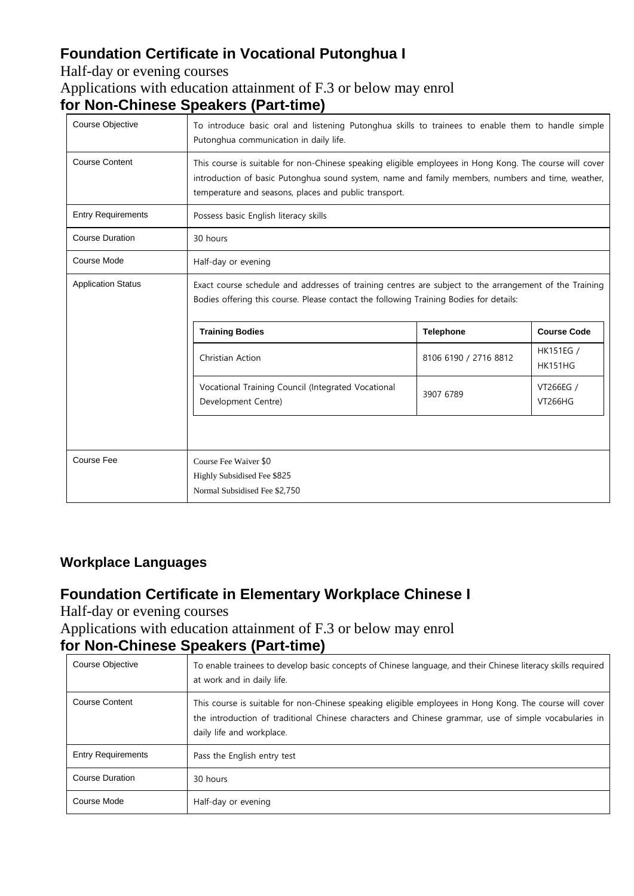## Foundation Certificate in Vocational Putonghua I

Half-day or evening courses

Applications with education attainment of F.3 or below may enrol

**for Non-Chinese Speakers (Part-time)**

| | |
|---|---|
| Course Objective | To introduce basic oral and listening Putonghua skills to trainees to enable them to handle simple Putonghua communication in daily life. |
| Course Content | This course is suitable for non-Chinese speaking eligible employees in Hong Kong. The course will cover introduction of basic Putonghua sound system, name and family members, numbers and time, weather, temperature and seasons, places and public transport. |
| Entry Requirements | Possess basic English literacy skills |
| Course Duration | 30 hours |
| Course Mode | Half-day or evening |
| Application Status | Exact course schedule and addresses of training centres are subject to the arrangement of the Training Bodies offering this course. Please contact the following Training Bodies for details: |
| Course Fee | Course Fee Waiver $0<br>Highly Subsidised Fee $825<br>Normal Subsidised Fee $2,750 |

| Training Bodies | Telephone | Course Code |
|---|---|---|
| Christian Action | 8106 6190 / 2716 8812 | HK151EG / HK151HG |
| Vocational Training Council (Integrated Vocational Development Centre) | 3907 6789 | VT266EG / VT266HG |

## Workplace Languages

## Foundation Certificate in Elementary Workplace Chinese I

Half-day or evening courses

Applications with education attainment of F.3 or below may enrol

**for Non-Chinese Speakers (Part-time)**

| | |
|---|---|
| Course Objective | To enable trainees to develop basic concepts of Chinese language, and their Chinese literacy skills required at work and in daily life. |
| Course Content | This course is suitable for non-Chinese speaking eligible employees in Hong Kong. The course will cover the introduction of traditional Chinese characters and Chinese grammar, use of simple vocabularies in daily life and workplace. |
| Entry Requirements | Pass the English entry test |
| Course Duration | 30 hours |
| Course Mode | Half-day or evening |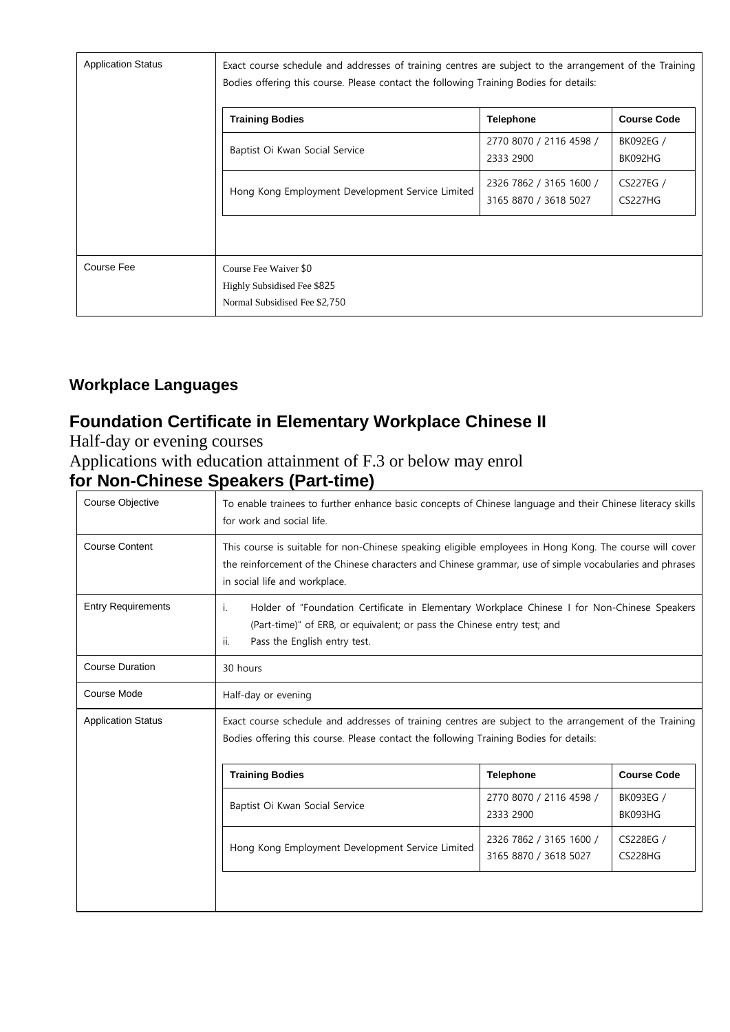| Application Status | Exact course schedule and addresses of training centres are subject to the arrangement of the Training Bodies offering this course. Please contact the following Training Bodies for details:<br><br>**Training Bodies** / **Telephone** / **Course Code**<br>Baptist Oi Kwan Social Service / 2770 8070 / 2116 4598 / 2333 2900 / BK092EG / BK092HG<br>Hong Kong Employment Development Service Limited / 2326 7862 / 3165 1600 / 3165 8870 / 3618 5027 / CS227EG / CS227HG |
|---|---|
| Course Fee | Course Fee Waiver $0<br>Highly Subsidised Fee $825<br>Normal Subsidised Fee $2,750 |

## Workplace Languages

## Foundation Certificate in Elementary Workplace Chinese II

Half-day or evening courses

Applications with education attainment of F.3 or below may enrol

## for Non-Chinese Speakers (Part-time)

| Course Objective | To enable trainees to further enhance basic concepts of Chinese language and their Chinese literacy skills for work and social life. |
|---|---|
| Course Content | This course is suitable for non-Chinese speaking eligible employees in Hong Kong. The course will cover the reinforcement of the Chinese characters and Chinese grammar, use of simple vocabularies and phrases in social life and workplace. |
| Entry Requirements | i. Holder of "Foundation Certificate in Elementary Workplace Chinese I for Non-Chinese Speakers (Part-time)" of ERB, or equivalent; or pass the Chinese entry test; and<br>ii. Pass the English entry test. |
| Course Duration | 30 hours |
| Course Mode | Half-day or evening |
| Application Status | Exact course schedule and addresses of training centres are subject to the arrangement of the Training Bodies offering this course. Please contact the following Training Bodies for details:<br><br>**Training Bodies** / **Telephone** / **Course Code**<br>Baptist Oi Kwan Social Service / 2770 8070 / 2116 4598 / 2333 2900 / BK093EG / BK093HG<br>Hong Kong Employment Development Service Limited / 2326 7862 / 3165 1600 / 3165 8870 / 3618 5027 / CS228EG / CS228HG |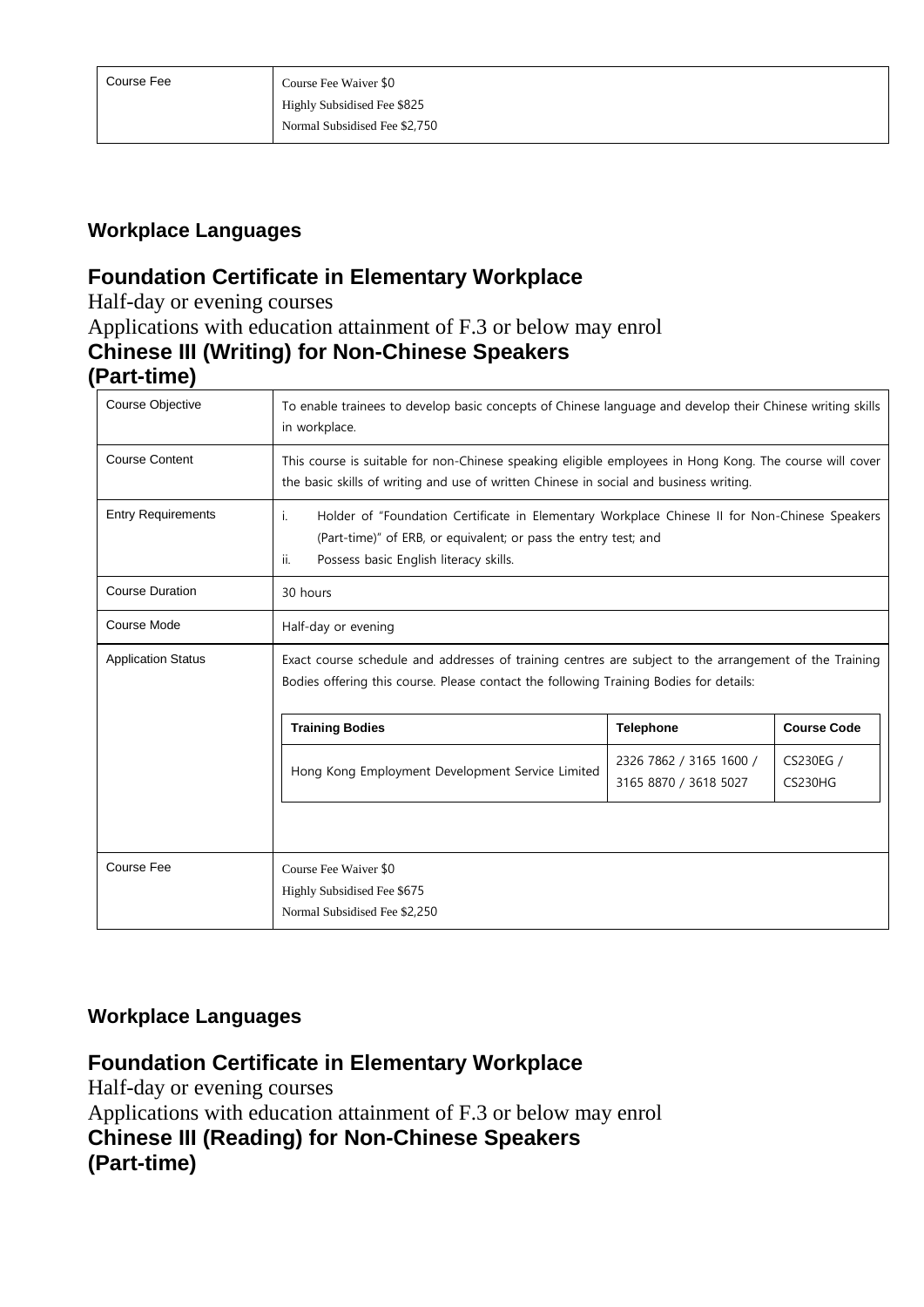| Course Fee | Course Fee Waiver $0<br>Highly Subsidised Fee $825<br>Normal Subsidised Fee $2,750 |
|---|---|

### Workplace Languages

## Foundation Certificate in Elementary Workplace

Half-day or evening courses

Applications with education attainment of F.3 or below may enrol

## Chinese III (Writing) for Non-Chinese Speakers (Part-time)

| | |
|---|---|
| Course Objective | To enable trainees to develop basic concepts of Chinese language and develop their Chinese writing skills in workplace. |
| Course Content | This course is suitable for non-Chinese speaking eligible employees in Hong Kong. The course will cover the basic skills of writing and use of written Chinese in social and business writing. |
| Entry Requirements | i. Holder of "Foundation Certificate in Elementary Workplace Chinese II for Non-Chinese Speakers (Part-time)" of ERB, or equivalent; or pass the entry test; and<br>ii. Possess basic English literacy skills. |
| Course Duration | 30 hours |
| Course Mode | Half-day or evening |
| Application Status | Exact course schedule and addresses of training centres are subject to the arrangement of the Training Bodies offering this course. Please contact the following Training Bodies for details: |
| Course Fee | Course Fee Waiver $0<br>Highly Subsidised Fee $675<br>Normal Subsidised Fee $2,250 |

| Training Bodies | Telephone | Course Code |
|---|---|---|
| Hong Kong Employment Development Service Limited | 2326 7862 / 3165 1600 / 3165 8870 / 3618 5027 | CS230EG / CS230HG |

### Workplace Languages

## Foundation Certificate in Elementary Workplace

Half-day or evening courses

Applications with education attainment of F.3 or below may enrol

## Chinese III (Reading) for Non-Chinese Speakers (Part-time)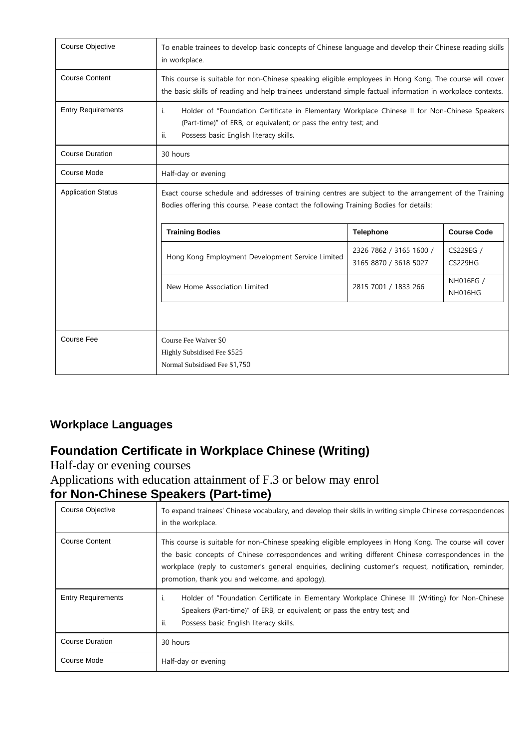| Course Objective | To enable trainees to develop basic concepts of Chinese language and develop their Chinese reading skills in workplace. |
|---|---|
| Course Content | This course is suitable for non-Chinese speaking eligible employees in Hong Kong. The course will cover the basic skills of reading and help trainees understand simple factual information in workplace contexts. |
| Entry Requirements | i. Holder of "Foundation Certificate in Elementary Workplace Chinese II for Non-Chinese Speakers (Part-time)" of ERB, or equivalent; or pass the entry test; and<br>ii. Possess basic English literacy skills. |
| Course Duration | 30 hours |
| Course Mode | Half-day or evening |
| Application Status | Exact course schedule and addresses of training centres are subject to the arrangement of the Training Bodies offering this course. Please contact the following Training Bodies for details:<br><br>**Training Bodies** / **Telephone** / **Course Code**<br>Hong Kong Employment Development Service Limited / 2326 7862 / 3165 1600 / 3165 8870 / 3618 5027 / CS229EG / CS229HG<br>New Home Association Limited / 2815 7001 / 1833 266 / NH016EG / NH016HG |
| Course Fee | Course Fee Waiver $0<br>Highly Subsidised Fee $525<br>Normal Subsidised Fee $1,750 |

## Workplace Languages

## Foundation Certificate in Workplace Chinese (Writing)

Half-day or evening courses

Applications with education attainment of F.3 or below may enrol

**for Non-Chinese Speakers (Part-time)**

| Course Objective | To expand trainees' Chinese vocabulary, and develop their skills in writing simple Chinese correspondences in the workplace. |
|---|---|
| Course Content | This course is suitable for non-Chinese speaking eligible employees in Hong Kong. The course will cover the basic concepts of Chinese correspondences and writing different Chinese correspondences in the workplace (reply to customer's general enquiries, declining customer's request, notification, reminder, promotion, thank you and welcome, and apology). |
| Entry Requirements | i. Holder of "Foundation Certificate in Elementary Workplace Chinese III (Writing) for Non-Chinese Speakers (Part-time)" of ERB, or equivalent; or pass the entry test; and<br>ii. Possess basic English literacy skills. |
| Course Duration | 30 hours |
| Course Mode | Half-day or evening |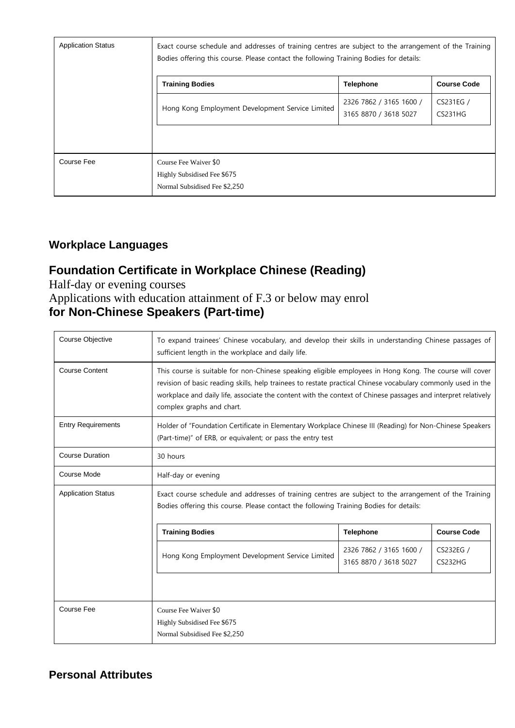| | |
|---|---|
| Application Status | Exact course schedule and addresses of training centres are subject to the arrangement of the Training Bodies offering this course. Please contact the following Training Bodies for details:<br><br>**Training Bodies** / **Telephone** / **Course Code**<br>Hong Kong Employment Development Service Limited / 2326 7862 / 3165 1600 / 3165 8870 / 3618 5027 / CS231EG / CS231HG |
| Course Fee | Course Fee Waiver $0<br>Highly Subsidised Fee $675<br>Normal Subsidised Fee $2,250 |

## Workplace Languages

## Foundation Certificate in Workplace Chinese (Reading)

Half-day or evening courses

Applications with education attainment of F.3 or below may enrol

**for Non-Chinese Speakers (Part-time)**

| | |
|---|---|
| Course Objective | To expand trainees' Chinese vocabulary, and develop their skills in understanding Chinese passages of sufficient length in the workplace and daily life. |
| Course Content | This course is suitable for non-Chinese speaking eligible employees in Hong Kong. The course will cover revision of basic reading skills, help trainees to restate practical Chinese vocabulary commonly used in the workplace and daily life, associate the content with the context of Chinese passages and interpret relatively complex graphs and chart. |
| Entry Requirements | Holder of "Foundation Certificate in Elementary Workplace Chinese III (Reading) for Non-Chinese Speakers (Part-time)" of ERB, or equivalent; or pass the entry test |
| Course Duration | 30 hours |
| Course Mode | Half-day or evening |
| Application Status | Exact course schedule and addresses of training centres are subject to the arrangement of the Training Bodies offering this course. Please contact the following Training Bodies for details:<br><br>**Training Bodies** / **Telephone** / **Course Code**<br>Hong Kong Employment Development Service Limited / 2326 7862 / 3165 1600 / 3165 8870 / 3618 5027 / CS232EG / CS232HG |
| Course Fee | Course Fee Waiver $0<br>Highly Subsidised Fee $675<br>Normal Subsidised Fee $2,250 |

## Personal Attributes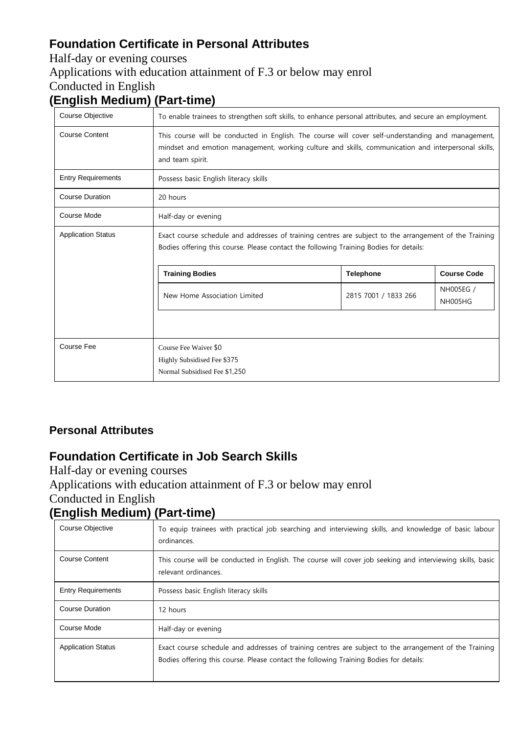## Foundation Certificate in Personal Attributes

Half-day or evening courses

Applications with education attainment of F.3 or below may enrol

Conducted in English

### (English Medium) (Part-time)

| Course Objective | To enable trainees to strengthen soft skills, to enhance personal attributes, and secure an employment. |
|---|---|
| Course Content | This course will be conducted in English. The course will cover self-understanding and management, mindset and emotion management, working culture and skills, communication and interpersonal skills, and team spirit. |
| Entry Requirements | Possess basic English literacy skills |
| Course Duration | 20 hours |
| Course Mode | Half-day or evening |
| Application Status | Exact course schedule and addresses of training centres are subject to the arrangement of the Training Bodies offering this course. Please contact the following Training Bodies for details: |
| Course Fee | Course Fee Waiver $0<br>Highly Subsidised Fee $375<br>Normal Subsidised Fee $1,250 |

| Training Bodies | Telephone | Course Code |
|---|---|---|
| New Home Association Limited | 2815 7001 / 1833 266 | NH005EG / NH005HG |

## Personal Attributes

## Foundation Certificate in Job Search Skills

Half-day or evening courses

Applications with education attainment of F.3 or below may enrol

Conducted in English

### (English Medium) (Part-time)

| Course Objective | To equip trainees with practical job searching and interviewing skills, and knowledge of basic labour ordinances. |
|---|---|
| Course Content | This course will be conducted in English. The course will cover job seeking and interviewing skills, basic relevant ordinances. |
| Entry Requirements | Possess basic English literacy skills |
| Course Duration | 12 hours |
| Course Mode | Half-day or evening |
| Application Status | Exact course schedule and addresses of training centres are subject to the arrangement of the Training Bodies offering this course. Please contact the following Training Bodies for details: |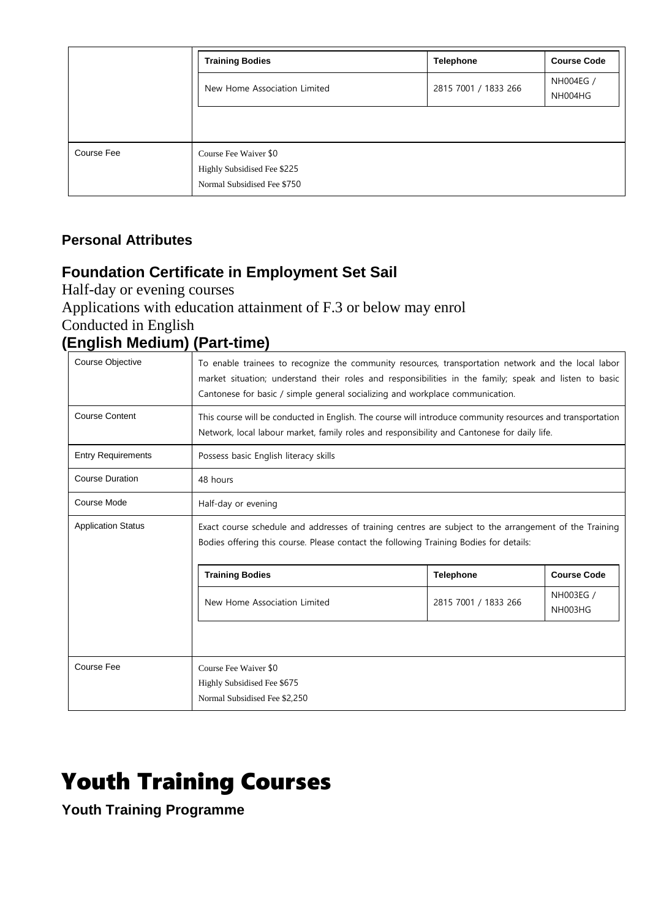| | | | |
|---|---|---|---|
| | **Training Bodies** | **Telephone** | **Course Code** |
| | New Home Association Limited | 2815 7001 / 1833 266 | NH004EG / NH004HG |
| Course Fee | Course Fee Waiver $0<br>Highly Subsidised Fee $225<br>Normal Subsidised Fee $750 | | |

### Personal Attributes

### Foundation Certificate in Employment Set Sail

Half-day or evening courses

Applications with education attainment of F.3 or below may enrol

Conducted in English

### (English Medium) (Part-time)

| | |
|---|---|
| Course Objective | To enable trainees to recognize the community resources, transportation network and the local labor market situation; understand their roles and responsibilities in the family; speak and listen to basic Cantonese for basic / simple general socializing and workplace communication. |
| Course Content | This course will be conducted in English. The course will introduce community resources and transportation Network, local labour market, family roles and responsibility and Cantonese for daily life. |
| Entry Requirements | Possess basic English literacy skills |
| Course Duration | 48 hours |
| Course Mode | Half-day or evening |
| Application Status | Exact course schedule and addresses of training centres are subject to the arrangement of the Training Bodies offering this course. Please contact the following Training Bodies for details: |
| Course Fee | Course Fee Waiver $0<br>Highly Subsidised Fee $675<br>Normal Subsidised Fee $2,250 |

| Training Bodies | Telephone | Course Code |
|---|---|---|
| New Home Association Limited | 2815 7001 / 1833 266 | NH003EG / NH003HG |

# Youth Training Courses

### Youth Training Programme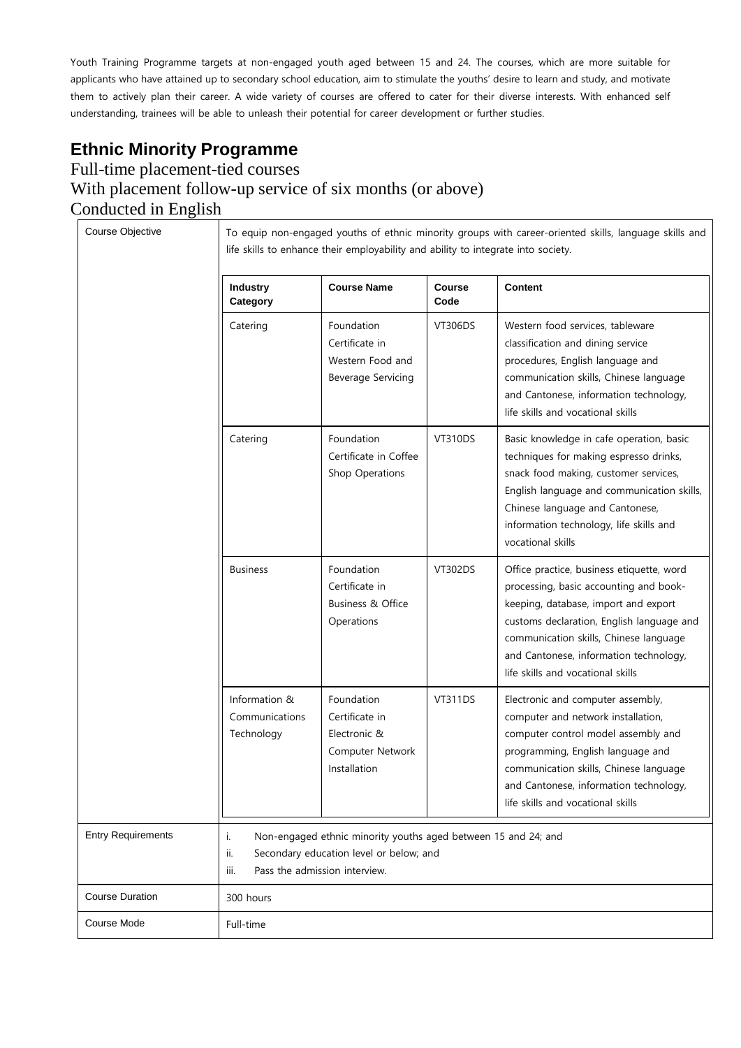Youth Training Programme targets at non-engaged youth aged between 15 and 24. The courses, which are more suitable for applicants who have attained up to secondary school education, aim to stimulate the youths' desire to learn and study, and motivate them to actively plan their career. A wide variety of courses are offered to cater for their diverse interests. With enhanced self understanding, trainees will be able to unleash their potential for career development or further studies.

## Ethnic Minority Programme

Full-time placement-tied courses
With placement follow-up service of six months (or above)
Conducted in English

| Course Objective | To equip non-engaged youths of ethnic minority groups with career-oriented skills, language skills and life skills to enhance their employability and ability to integrate into society. | | |
|---|---|---|---|
| **Industry Category** | **Course Name** | **Course Code** | **Content** |
| Catering | Foundation Certificate in Western Food and Beverage Servicing | VT306DS | Western food services, tableware classification and dining service procedures, English language and communication skills, Chinese language and Cantonese, information technology, life skills and vocational skills |
| Catering | Foundation Certificate in Coffee Shop Operations | VT310DS | Basic knowledge in cafe operation, basic techniques for making espresso drinks, snack food making, customer services, English language and communication skills, Chinese language and Cantonese, information technology, life skills and vocational skills |
| Business | Foundation Certificate in Business & Office Operations | VT302DS | Office practice, business etiquette, word processing, basic accounting and book-keeping, database, import and export customs declaration, English language and communication skills, Chinese language and Cantonese, information technology, life skills and vocational skills |
| Information & Communications Technology | Foundation Certificate in Electronic & Computer Network Installation | VT311DS | Electronic and computer assembly, computer and network installation, computer control model assembly and programming, English language and communication skills, Chinese language and Cantonese, information technology, life skills and vocational skills |

| | |
|---|---|
| Entry Requirements | i. Non-engaged ethnic minority youths aged between 15 and 24; and<br>ii. Secondary education level or below; and<br>iii. Pass the admission interview. |
| Course Duration | 300 hours |
| Course Mode | Full-time |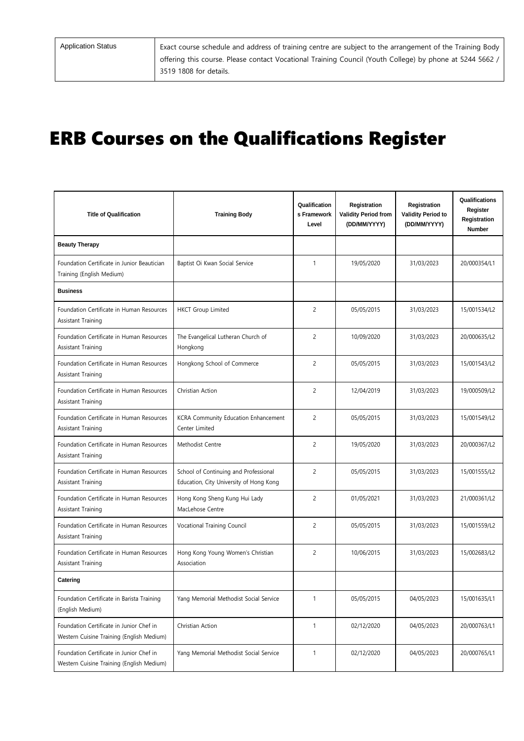| Application Status | Exact course schedule and address of training centre are subject to the arrangement of the Training Body offering this course. Please contact Vocational Training Council (Youth College) by phone at 5244 5662 / 3519 1808 for details. |
|---|---|

# ERB Courses on the Qualifications Register

| Title of Qualification | Training Body | Qualifications Framework Level | Registration Validity Period from (DD/MM/YYYY) | Registration Validity Period to (DD/MM/YYYY) | Qualifications Register Registration Number |
|---|---|---|---|---|---|
| **Beauty Therapy** | | | | | |
| Foundation Certificate in Junior Beautician Training (English Medium) | Baptist Oi Kwan Social Service | 1 | 19/05/2020 | 31/03/2023 | 20/000354/L1 |
| **Business** | | | | | |
| Foundation Certificate in Human Resources Assistant Training | HKCT Group Limited | 2 | 05/05/2015 | 31/03/2023 | 15/001534/L2 |
| Foundation Certificate in Human Resources Assistant Training | The Evangelical Lutheran Church of Hongkong | 2 | 10/09/2020 | 31/03/2023 | 20/000635/L2 |
| Foundation Certificate in Human Resources Assistant Training | Hongkong School of Commerce | 2 | 05/05/2015 | 31/03/2023 | 15/001543/L2 |
| Foundation Certificate in Human Resources Assistant Training | Christian Action | 2 | 12/04/2019 | 31/03/2023 | 19/000509/L2 |
| Foundation Certificate in Human Resources Assistant Training | KCRA Community Education Enhancement Center Limited | 2 | 05/05/2015 | 31/03/2023 | 15/001549/L2 |
| Foundation Certificate in Human Resources Assistant Training | Methodist Centre | 2 | 19/05/2020 | 31/03/2023 | 20/000367/L2 |
| Foundation Certificate in Human Resources Assistant Training | School of Continuing and Professional Education, City University of Hong Kong | 2 | 05/05/2015 | 31/03/2023 | 15/001555/L2 |
| Foundation Certificate in Human Resources Assistant Training | Hong Kong Sheng Kung Hui Lady MacLehose Centre | 2 | 01/05/2021 | 31/03/2023 | 21/000361/L2 |
| Foundation Certificate in Human Resources Assistant Training | Vocational Training Council | 2 | 05/05/2015 | 31/03/2023 | 15/001559/L2 |
| Foundation Certificate in Human Resources Assistant Training | Hong Kong Young Women's Christian Association | 2 | 10/06/2015 | 31/03/2023 | 15/002683/L2 |
| **Catering** | | | | | |
| Foundation Certificate in Barista Training (English Medium) | Yang Memorial Methodist Social Service | 1 | 05/05/2015 | 04/05/2023 | 15/001635/L1 |
| Foundation Certificate in Junior Chef in Western Cuisine Training (English Medium) | Christian Action | 1 | 02/12/2020 | 04/05/2023 | 20/000763/L1 |
| Foundation Certificate in Junior Chef in Western Cuisine Training (English Medium) | Yang Memorial Methodist Social Service | 1 | 02/12/2020 | 04/05/2023 | 20/000765/L1 |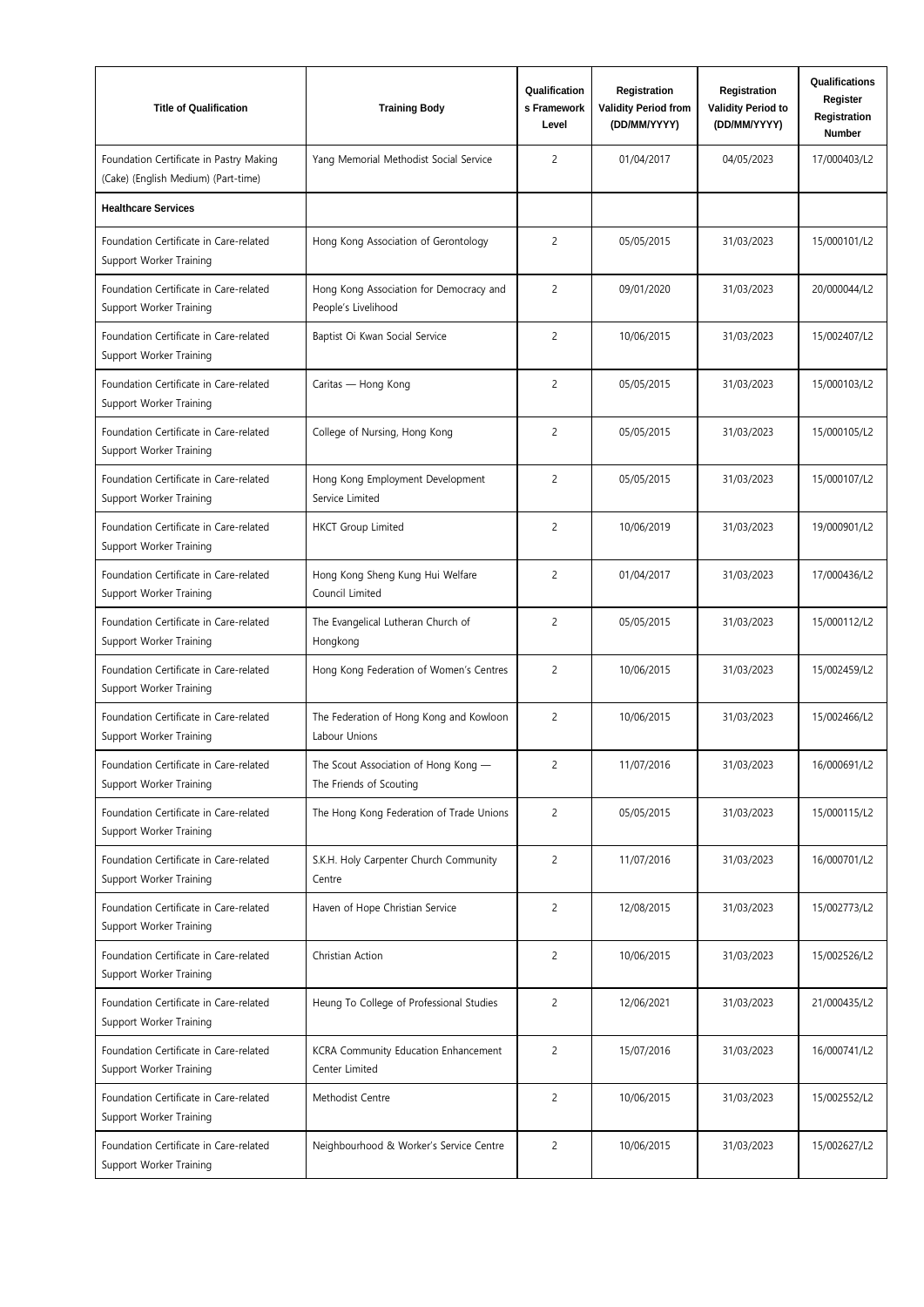| Title of Qualification | Training Body | Qualifications Framework Level | Registration Validity Period from (DD/MM/YYYY) | Registration Validity Period to (DD/MM/YYYY) | Qualifications Register Registration Number |
|---|---|---|---|---|---|
| Foundation Certificate in Pastry Making (Cake) (English Medium) (Part-time) | Yang Memorial Methodist Social Service | 2 | 01/04/2017 | 04/05/2023 | 17/000403/L2 |
| **Healthcare Services** | | | | | |
| Foundation Certificate in Care-related Support Worker Training | Hong Kong Association of Gerontology | 2 | 05/05/2015 | 31/03/2023 | 15/000101/L2 |
| Foundation Certificate in Care-related Support Worker Training | Hong Kong Association for Democracy and People's Livelihood | 2 | 09/01/2020 | 31/03/2023 | 20/000044/L2 |
| Foundation Certificate in Care-related Support Worker Training | Baptist Oi Kwan Social Service | 2 | 10/06/2015 | 31/03/2023 | 15/002407/L2 |
| Foundation Certificate in Care-related Support Worker Training | Caritas — Hong Kong | 2 | 05/05/2015 | 31/03/2023 | 15/000103/L2 |
| Foundation Certificate in Care-related Support Worker Training | College of Nursing, Hong Kong | 2 | 05/05/2015 | 31/03/2023 | 15/000105/L2 |
| Foundation Certificate in Care-related Support Worker Training | Hong Kong Employment Development Service Limited | 2 | 05/05/2015 | 31/03/2023 | 15/000107/L2 |
| Foundation Certificate in Care-related Support Worker Training | HKCT Group Limited | 2 | 10/06/2019 | 31/03/2023 | 19/000901/L2 |
| Foundation Certificate in Care-related Support Worker Training | Hong Kong Sheng Kung Hui Welfare Council Limited | 2 | 01/04/2017 | 31/03/2023 | 17/000436/L2 |
| Foundation Certificate in Care-related Support Worker Training | The Evangelical Lutheran Church of Hongkong | 2 | 05/05/2015 | 31/03/2023 | 15/000112/L2 |
| Foundation Certificate in Care-related Support Worker Training | Hong Kong Federation of Women's Centres | 2 | 10/06/2015 | 31/03/2023 | 15/002459/L2 |
| Foundation Certificate in Care-related Support Worker Training | The Federation of Hong Kong and Kowloon Labour Unions | 2 | 10/06/2015 | 31/03/2023 | 15/002466/L2 |
| Foundation Certificate in Care-related Support Worker Training | The Scout Association of Hong Kong — The Friends of Scouting | 2 | 11/07/2016 | 31/03/2023 | 16/000691/L2 |
| Foundation Certificate in Care-related Support Worker Training | The Hong Kong Federation of Trade Unions | 2 | 05/05/2015 | 31/03/2023 | 15/000115/L2 |
| Foundation Certificate in Care-related Support Worker Training | S.K.H. Holy Carpenter Church Community Centre | 2 | 11/07/2016 | 31/03/2023 | 16/000701/L2 |
| Foundation Certificate in Care-related Support Worker Training | Haven of Hope Christian Service | 2 | 12/08/2015 | 31/03/2023 | 15/002773/L2 |
| Foundation Certificate in Care-related Support Worker Training | Christian Action | 2 | 10/06/2015 | 31/03/2023 | 15/002526/L2 |
| Foundation Certificate in Care-related Support Worker Training | Heung To College of Professional Studies | 2 | 12/06/2021 | 31/03/2023 | 21/000435/L2 |
| Foundation Certificate in Care-related Support Worker Training | KCRA Community Education Enhancement Center Limited | 2 | 15/07/2016 | 31/03/2023 | 16/000741/L2 |
| Foundation Certificate in Care-related Support Worker Training | Methodist Centre | 2 | 10/06/2015 | 31/03/2023 | 15/002552/L2 |
| Foundation Certificate in Care-related Support Worker Training | Neighbourhood & Worker's Service Centre | 2 | 10/06/2015 | 31/03/2023 | 15/002627/L2 |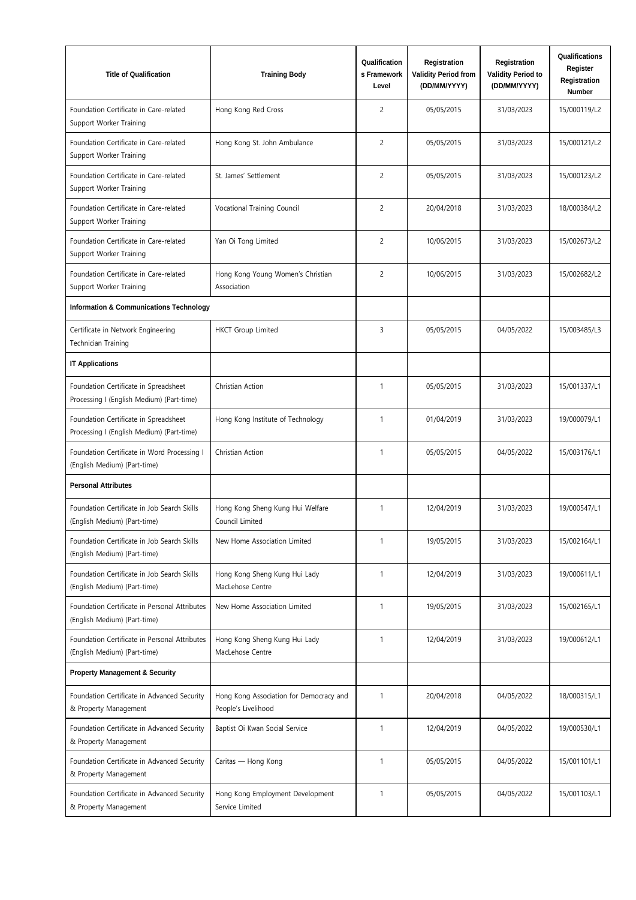| Title of Qualification | Training Body | Qualifications Framework Level | Registration Validity Period from (DD/MM/YYYY) | Registration Validity Period to (DD/MM/YYYY) | Qualifications Register Registration Number |
|---|---|---|---|---|---|
| Foundation Certificate in Care-related Support Worker Training | Hong Kong Red Cross | 2 | 05/05/2015 | 31/03/2023 | 15/000119/L2 |
| Foundation Certificate in Care-related Support Worker Training | Hong Kong St. John Ambulance | 2 | 05/05/2015 | 31/03/2023 | 15/000121/L2 |
| Foundation Certificate in Care-related Support Worker Training | St. James' Settlement | 2 | 05/05/2015 | 31/03/2023 | 15/000123/L2 |
| Foundation Certificate in Care-related Support Worker Training | Vocational Training Council | 2 | 20/04/2018 | 31/03/2023 | 18/000384/L2 |
| Foundation Certificate in Care-related Support Worker Training | Yan Oi Tong Limited | 2 | 10/06/2015 | 31/03/2023 | 15/002673/L2 |
| Foundation Certificate in Care-related Support Worker Training | Hong Kong Young Women's Christian Association | 2 | 10/06/2015 | 31/03/2023 | 15/002682/L2 |
| **Information & Communications Technology** | | | | | |
| Certificate in Network Engineering Technician Training | HKCT Group Limited | 3 | 05/05/2015 | 04/05/2022 | 15/003485/L3 |
| **IT Applications** | | | | | |
| Foundation Certificate in Spreadsheet Processing I (English Medium) (Part-time) | Christian Action | 1 | 05/05/2015 | 31/03/2023 | 15/001337/L1 |
| Foundation Certificate in Spreadsheet Processing I (English Medium) (Part-time) | Hong Kong Institute of Technology | 1 | 01/04/2019 | 31/03/2023 | 19/000079/L1 |
| Foundation Certificate in Word Processing I (English Medium) (Part-time) | Christian Action | 1 | 05/05/2015 | 04/05/2022 | 15/003176/L1 |
| **Personal Attributes** | | | | | |
| Foundation Certificate in Job Search Skills (English Medium) (Part-time) | Hong Kong Sheng Kung Hui Welfare Council Limited | 1 | 12/04/2019 | 31/03/2023 | 19/000547/L1 |
| Foundation Certificate in Job Search Skills (English Medium) (Part-time) | New Home Association Limited | 1 | 19/05/2015 | 31/03/2023 | 15/002164/L1 |
| Foundation Certificate in Job Search Skills (English Medium) (Part-time) | Hong Kong Sheng Kung Hui Lady MacLehose Centre | 1 | 12/04/2019 | 31/03/2023 | 19/000611/L1 |
| Foundation Certificate in Personal Attributes (English Medium) (Part-time) | New Home Association Limited | 1 | 19/05/2015 | 31/03/2023 | 15/002165/L1 |
| Foundation Certificate in Personal Attributes (English Medium) (Part-time) | Hong Kong Sheng Kung Hui Lady MacLehose Centre | 1 | 12/04/2019 | 31/03/2023 | 19/000612/L1 |
| **Property Management & Security** | | | | | |
| Foundation Certificate in Advanced Security & Property Management | Hong Kong Association for Democracy and People's Livelihood | 1 | 20/04/2018 | 04/05/2022 | 18/000315/L1 |
| Foundation Certificate in Advanced Security & Property Management | Baptist Oi Kwan Social Service | 1 | 12/04/2019 | 04/05/2022 | 19/000530/L1 |
| Foundation Certificate in Advanced Security & Property Management | Caritas — Hong Kong | 1 | 05/05/2015 | 04/05/2022 | 15/001101/L1 |
| Foundation Certificate in Advanced Security & Property Management | Hong Kong Employment Development Service Limited | 1 | 05/05/2015 | 04/05/2022 | 15/001103/L1 |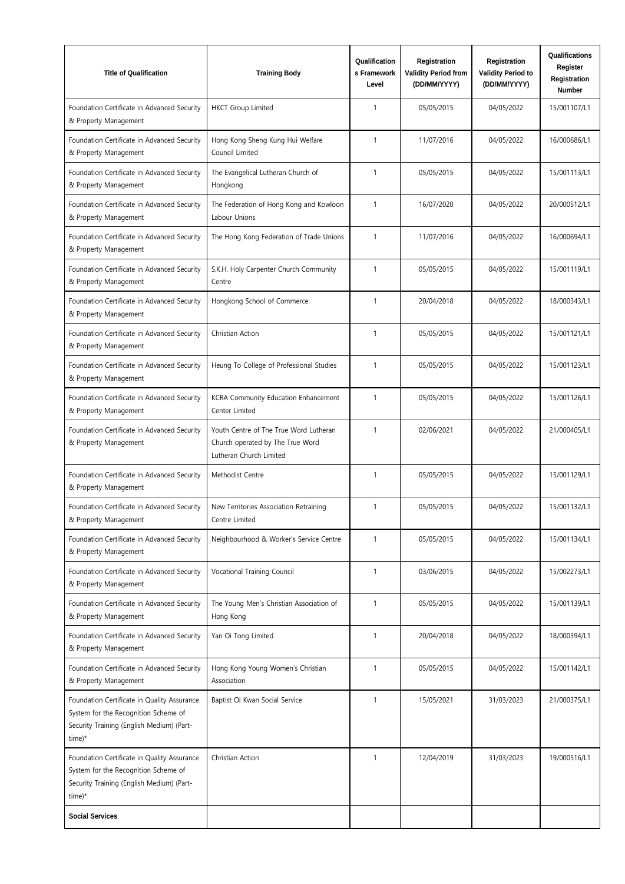| Title of Qualification | Training Body | Qualifications Framework Level | Registration Validity Period from (DD/MM/YYYY) | Registration Validity Period to (DD/MM/YYYY) | Qualifications Register Registration Number |
|---|---|---|---|---|---|
| Foundation Certificate in Advanced Security & Property Management | HKCT Group Limited | 1 | 05/05/2015 | 04/05/2022 | 15/001107/L1 |
| Foundation Certificate in Advanced Security & Property Management | Hong Kong Sheng Kung Hui Welfare Council Limited | 1 | 11/07/2016 | 04/05/2022 | 16/000686/L1 |
| Foundation Certificate in Advanced Security & Property Management | The Evangelical Lutheran Church of Hongkong | 1 | 05/05/2015 | 04/05/2022 | 15/001113/L1 |
| Foundation Certificate in Advanced Security & Property Management | The Federation of Hong Kong and Kowloon Labour Unions | 1 | 16/07/2020 | 04/05/2022 | 20/000512/L1 |
| Foundation Certificate in Advanced Security & Property Management | The Hong Kong Federation of Trade Unions | 1 | 11/07/2016 | 04/05/2022 | 16/000694/L1 |
| Foundation Certificate in Advanced Security & Property Management | S.K.H. Holy Carpenter Church Community Centre | 1 | 05/05/2015 | 04/05/2022 | 15/001119/L1 |
| Foundation Certificate in Advanced Security & Property Management | Hongkong School of Commerce | 1 | 20/04/2018 | 04/05/2022 | 18/000343/L1 |
| Foundation Certificate in Advanced Security & Property Management | Christian Action | 1 | 05/05/2015 | 04/05/2022 | 15/001121/L1 |
| Foundation Certificate in Advanced Security & Property Management | Heung To College of Professional Studies | 1 | 05/05/2015 | 04/05/2022 | 15/001123/L1 |
| Foundation Certificate in Advanced Security & Property Management | KCRA Community Education Enhancement Center Limited | 1 | 05/05/2015 | 04/05/2022 | 15/001126/L1 |
| Foundation Certificate in Advanced Security & Property Management | Youth Centre of The True Word Lutheran Church operated by The True Word Lutheran Church Limited | 1 | 02/06/2021 | 04/05/2022 | 21/000405/L1 |
| Foundation Certificate in Advanced Security & Property Management | Methodist Centre | 1 | 05/05/2015 | 04/05/2022 | 15/001129/L1 |
| Foundation Certificate in Advanced Security & Property Management | New Territories Association Retraining Centre Limited | 1 | 05/05/2015 | 04/05/2022 | 15/001132/L1 |
| Foundation Certificate in Advanced Security & Property Management | Neighbourhood & Worker's Service Centre | 1 | 05/05/2015 | 04/05/2022 | 15/001134/L1 |
| Foundation Certificate in Advanced Security & Property Management | Vocational Training Council | 1 | 03/06/2015 | 04/05/2022 | 15/002273/L1 |
| Foundation Certificate in Advanced Security & Property Management | The Young Men's Christian Association of Hong Kong | 1 | 05/05/2015 | 04/05/2022 | 15/001139/L1 |
| Foundation Certificate in Advanced Security & Property Management | Yan Oi Tong Limited | 1 | 20/04/2018 | 04/05/2022 | 18/000394/L1 |
| Foundation Certificate in Advanced Security & Property Management | Hong Kong Young Women's Christian Association | 1 | 05/05/2015 | 04/05/2022 | 15/001142/L1 |
| Foundation Certificate in Quality Assurance System for the Recognition Scheme of Security Training (English Medium) (Part-time)* | Baptist Oi Kwan Social Service | 1 | 15/05/2021 | 31/03/2023 | 21/000375/L1 |
| Foundation Certificate in Quality Assurance System for the Recognition Scheme of Security Training (English Medium) (Part-time)* | Christian Action | 1 | 12/04/2019 | 31/03/2023 | 19/000516/L1 |
| **Social Services** | | | | | |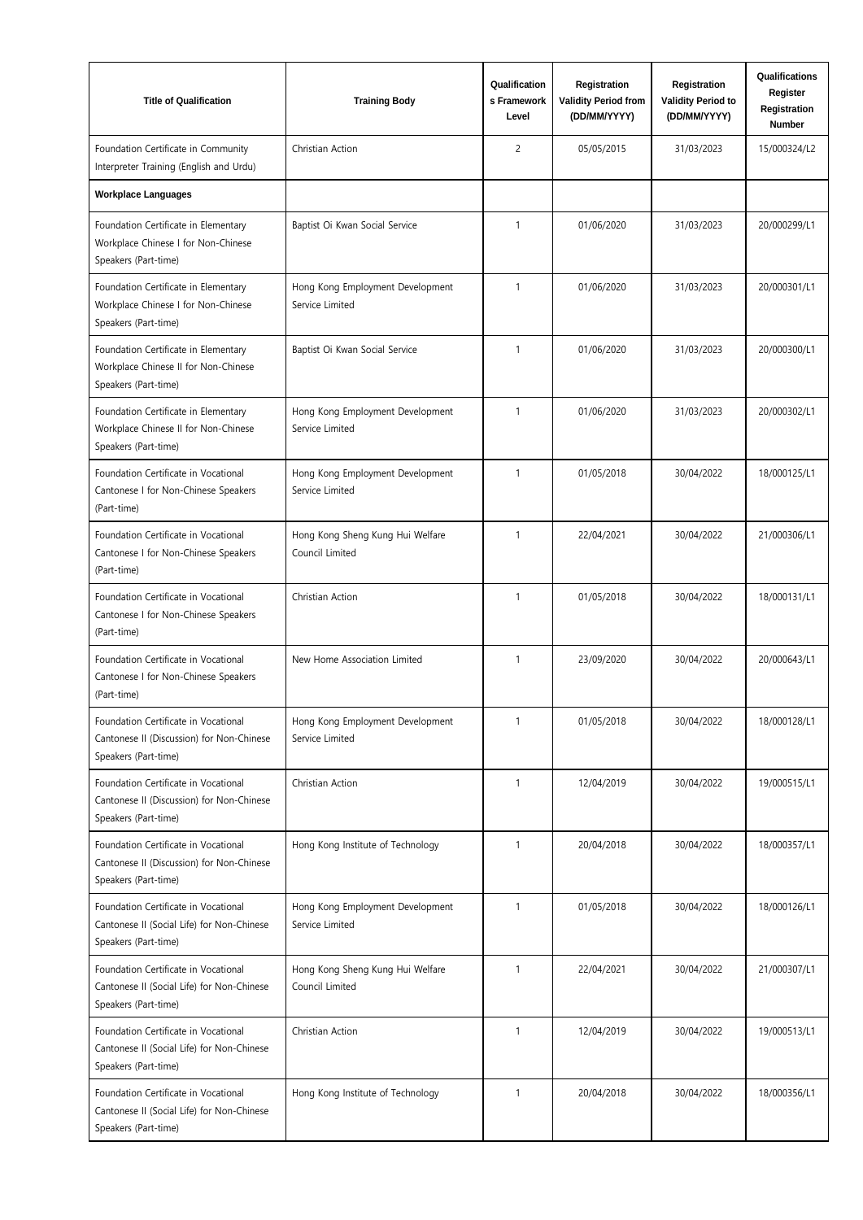| Title of Qualification | Training Body | Qualifications Framework Level | Registration Validity Period from (DD/MM/YYYY) | Registration Validity Period to (DD/MM/YYYY) | Qualifications Register Registration Number |
|---|---|---|---|---|---|
| Foundation Certificate in Community Interpreter Training (English and Urdu) | Christian Action | 2 | 05/05/2015 | 31/03/2023 | 15/000324/L2 |
| **Workplace Languages** | | | | | |
| Foundation Certificate in Elementary Workplace Chinese I for Non-Chinese Speakers (Part-time) | Baptist Oi Kwan Social Service | 1 | 01/06/2020 | 31/03/2023 | 20/000299/L1 |
| Foundation Certificate in Elementary Workplace Chinese I for Non-Chinese Speakers (Part-time) | Hong Kong Employment Development Service Limited | 1 | 01/06/2020 | 31/03/2023 | 20/000301/L1 |
| Foundation Certificate in Elementary Workplace Chinese II for Non-Chinese Speakers (Part-time) | Baptist Oi Kwan Social Service | 1 | 01/06/2020 | 31/03/2023 | 20/000300/L1 |
| Foundation Certificate in Elementary Workplace Chinese II for Non-Chinese Speakers (Part-time) | Hong Kong Employment Development Service Limited | 1 | 01/06/2020 | 31/03/2023 | 20/000302/L1 |
| Foundation Certificate in Vocational Cantonese I for Non-Chinese Speakers (Part-time) | Hong Kong Employment Development Service Limited | 1 | 01/05/2018 | 30/04/2022 | 18/000125/L1 |
| Foundation Certificate in Vocational Cantonese I for Non-Chinese Speakers (Part-time) | Hong Kong Sheng Kung Hui Welfare Council Limited | 1 | 22/04/2021 | 30/04/2022 | 21/000306/L1 |
| Foundation Certificate in Vocational Cantonese I for Non-Chinese Speakers (Part-time) | Christian Action | 1 | 01/05/2018 | 30/04/2022 | 18/000131/L1 |
| Foundation Certificate in Vocational Cantonese I for Non-Chinese Speakers (Part-time) | New Home Association Limited | 1 | 23/09/2020 | 30/04/2022 | 20/000643/L1 |
| Foundation Certificate in Vocational Cantonese II (Discussion) for Non-Chinese Speakers (Part-time) | Hong Kong Employment Development Service Limited | 1 | 01/05/2018 | 30/04/2022 | 18/000128/L1 |
| Foundation Certificate in Vocational Cantonese II (Discussion) for Non-Chinese Speakers (Part-time) | Christian Action | 1 | 12/04/2019 | 30/04/2022 | 19/000515/L1 |
| Foundation Certificate in Vocational Cantonese II (Discussion) for Non-Chinese Speakers (Part-time) | Hong Kong Institute of Technology | 1 | 20/04/2018 | 30/04/2022 | 18/000357/L1 |
| Foundation Certificate in Vocational Cantonese II (Social Life) for Non-Chinese Speakers (Part-time) | Hong Kong Employment Development Service Limited | 1 | 01/05/2018 | 30/04/2022 | 18/000126/L1 |
| Foundation Certificate in Vocational Cantonese II (Social Life) for Non-Chinese Speakers (Part-time) | Hong Kong Sheng Kung Hui Welfare Council Limited | 1 | 22/04/2021 | 30/04/2022 | 21/000307/L1 |
| Foundation Certificate in Vocational Cantonese II (Social Life) for Non-Chinese Speakers (Part-time) | Christian Action | 1 | 12/04/2019 | 30/04/2022 | 19/000513/L1 |
| Foundation Certificate in Vocational Cantonese II (Social Life) for Non-Chinese Speakers (Part-time) | Hong Kong Institute of Technology | 1 | 20/04/2018 | 30/04/2022 | 18/000356/L1 |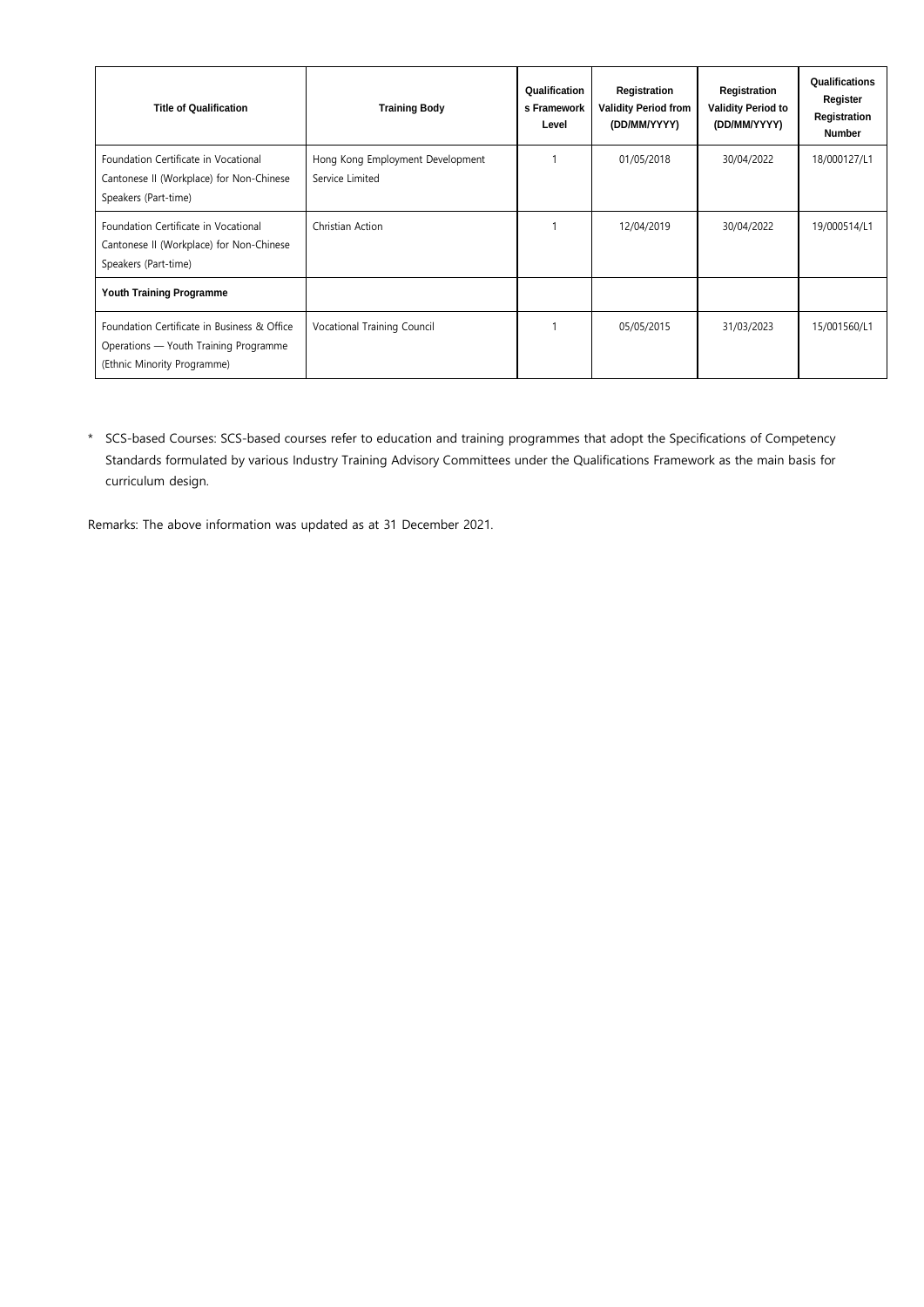| Title of Qualification | Training Body | Qualifications Framework Level | Registration Validity Period from (DD/MM/YYYY) | Registration Validity Period to (DD/MM/YYYY) | Qualifications Register Registration Number |
|---|---|---|---|---|---|
| Foundation Certificate in Vocational Cantonese II (Workplace) for Non-Chinese Speakers (Part-time) | Hong Kong Employment Development Service Limited | 1 | 01/05/2018 | 30/04/2022 | 18/000127/L1 |
| Foundation Certificate in Vocational Cantonese II (Workplace) for Non-Chinese Speakers (Part-time) | Christian Action | 1 | 12/04/2019 | 30/04/2022 | 19/000514/L1 |
| **Youth Training Programme** | | | | | |
| Foundation Certificate in Business & Office Operations — Youth Training Programme (Ethnic Minority Programme) | Vocational Training Council | 1 | 05/05/2015 | 31/03/2023 | 15/001560/L1 |

\* SCS-based Courses: SCS-based courses refer to education and training programmes that adopt the Specifications of Competency Standards formulated by various Industry Training Advisory Committees under the Qualifications Framework as the main basis for curriculum design.

Remarks: The above information was updated as at 31 December 2021.